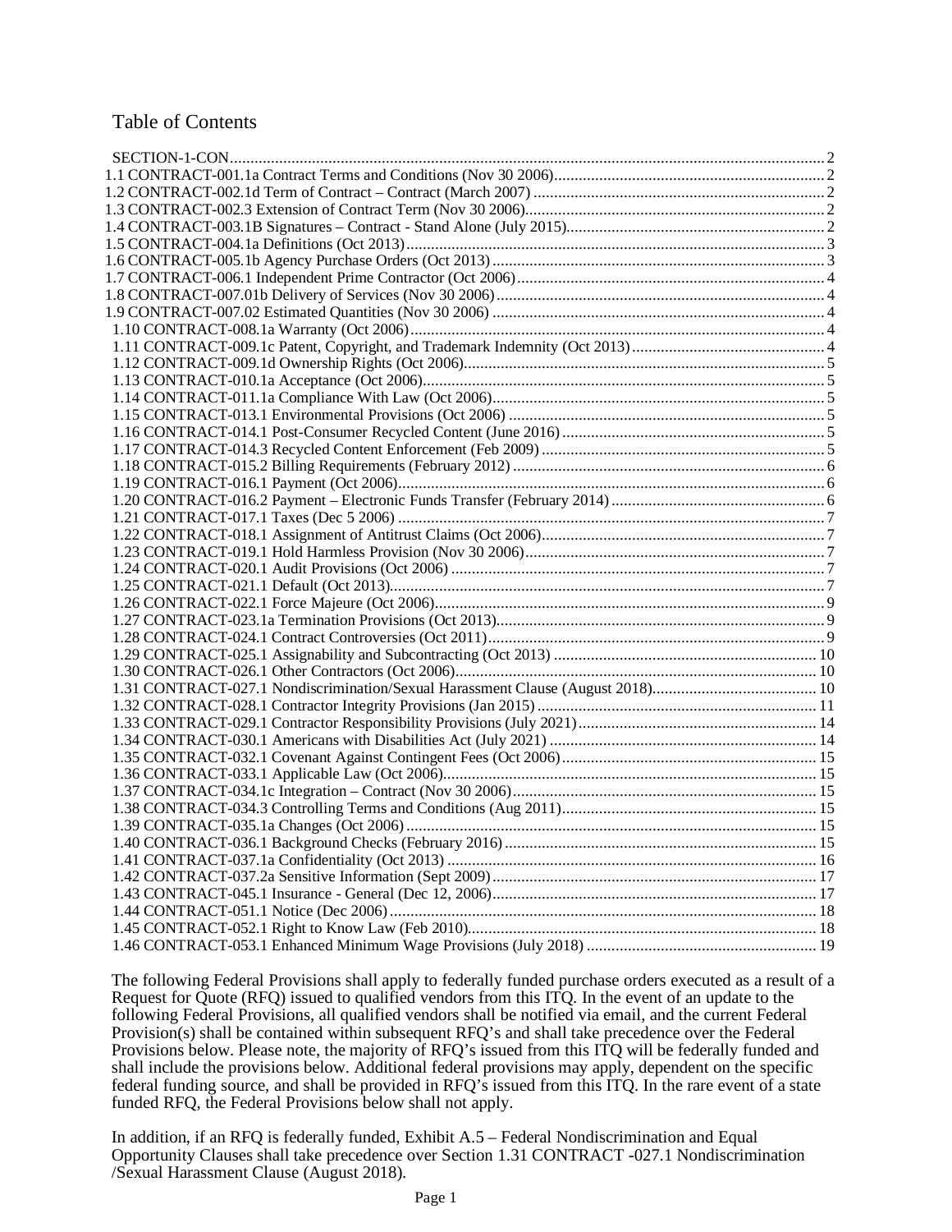# Table of Contents

SECTION-1-CON .......... 2
1.1 CONTRACT-001.1a Contract Terms and Conditions (Nov 30 2006) .......... 2
1.2 CONTRACT-002.1d Term of Contract – Contract (March 2007) .......... 2
1.3 CONTRACT-002.3 Extension of Contract Term (Nov 30 2006) .......... 2
1.4 CONTRACT-003.1B Signatures – Contract - Stand Alone (July 2015) .......... 2
1.5 CONTRACT-004.1a Definitions (Oct 2013) .......... 3
1.6 CONTRACT-005.1b Agency Purchase Orders (Oct 2013) .......... 3
1.7 CONTRACT-006.1 Independent Prime Contractor (Oct 2006) .......... 4
1.8 CONTRACT-007.01b Delivery of Services (Nov 30 2006) .......... 4
1.9 CONTRACT-007.02 Estimated Quantities (Nov 30 2006) .......... 4
1.10 CONTRACT-008.1a Warranty (Oct 2006) .......... 4
1.11 CONTRACT-009.1c Patent, Copyright, and Trademark Indemnity (Oct 2013) .......... 4
1.12 CONTRACT-009.1d Ownership Rights (Oct 2006) .......... 5
1.13 CONTRACT-010.1a Acceptance (Oct 2006) .......... 5
1.14 CONTRACT-011.1a Compliance With Law (Oct 2006) .......... 5
1.15 CONTRACT-013.1 Environmental Provisions (Oct 2006) .......... 5
1.16 CONTRACT-014.1 Post-Consumer Recycled Content (June 2016) .......... 5
1.17 CONTRACT-014.3 Recycled Content Enforcement (Feb 2009) .......... 5
1.18 CONTRACT-015.2 Billing Requirements (February 2012) .......... 6
1.19 CONTRACT-016.1 Payment (Oct 2006) .......... 6
1.20 CONTRACT-016.2 Payment – Electronic Funds Transfer (February 2014) .......... 6
1.21 CONTRACT-017.1 Taxes (Dec 5 2006) .......... 7
1.22 CONTRACT-018.1 Assignment of Antitrust Claims (Oct 2006) .......... 7
1.23 CONTRACT-019.1 Hold Harmless Provision (Nov 30 2006) .......... 7
1.24 CONTRACT-020.1 Audit Provisions (Oct 2006) .......... 7
1.25 CONTRACT-021.1 Default (Oct 2013) .......... 7
1.26 CONTRACT-022.1 Force Majeure (Oct 2006) .......... 9
1.27 CONTRACT-023.1a Termination Provisions (Oct 2013) .......... 9
1.28 CONTRACT-024.1 Contract Controversies (Oct 2011) .......... 9
1.29 CONTRACT-025.1 Assignability and Subcontracting (Oct 2013) .......... 10
1.30 CONTRACT-026.1 Other Contractors (Oct 2006) .......... 10
1.31 CONTRACT-027.1 Nondiscrimination/Sexual Harassment Clause (August 2018) .......... 10
1.32 CONTRACT-028.1 Contractor Integrity Provisions (Jan 2015) .......... 11
1.33 CONTRACT-029.1 Contractor Responsibility Provisions (July 2021) .......... 14
1.34 CONTRACT-030.1 Americans with Disabilities Act (July 2021) .......... 14
1.35 CONTRACT-032.1 Covenant Against Contingent Fees (Oct 2006) .......... 15
1.36 CONTRACT-033.1 Applicable Law (Oct 2006) .......... 15
1.37 CONTRACT-034.1c Integration – Contract (Nov 30 2006) .......... 15
1.38 CONTRACT-034.3 Controlling Terms and Conditions (Aug 2011) .......... 15
1.39 CONTRACT-035.1a Changes (Oct 2006) .......... 15
1.40 CONTRACT-036.1 Background Checks (February 2016) .......... 15
1.41 CONTRACT-037.1a Confidentiality (Oct 2013) .......... 16
1.42 CONTRACT-037.2a Sensitive Information (Sept 2009) .......... 17
1.43 CONTRACT-045.1 Insurance - General (Dec 12, 2006) .......... 17
1.44 CONTRACT-051.1 Notice (Dec 2006) .......... 18
1.45 CONTRACT-052.1 Right to Know Law (Feb 2010) .......... 18
1.46 CONTRACT-053.1 Enhanced Minimum Wage Provisions (July 2018) .......... 19

The following Federal Provisions shall apply to federally funded purchase orders executed as a result of a Request for Quote (RFQ) issued to qualified vendors from this ITQ. In the event of an update to the following Federal Provisions, all qualified vendors shall be notified via email, and the current Federal Provision(s) shall be contained within subsequent RFQ's and shall take precedence over the Federal Provisions below. Please note, the majority of RFQ's issued from this ITQ will be federally funded and shall include the provisions below. Additional federal provisions may apply, dependent on the specific federal funding source, and shall be provided in RFQ's issued from this ITQ. In the rare event of a state funded RFQ, the Federal Provisions below shall not apply.

In addition, if an RFQ is federally funded, Exhibit A.5 – Federal Nondiscrimination and Equal Opportunity Clauses shall take precedence over Section 1.31 CONTRACT -027.1 Nondiscrimination /Sexual Harassment Clause (August 2018).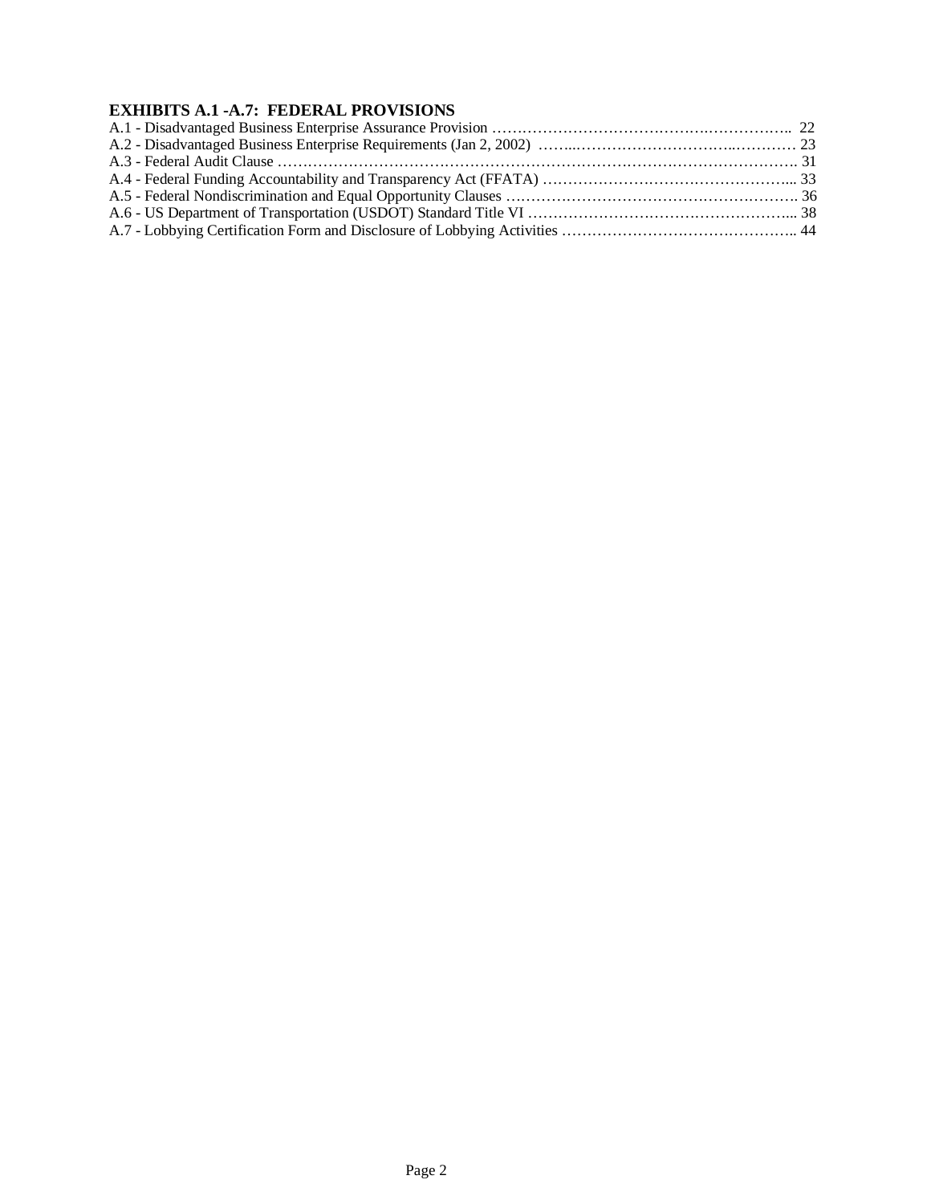## EXHIBITS A.1 -A.7: FEDERAL PROVISIONS

A.1 - Disadvantaged Business Enterprise Assurance Provision …………………………………………………….. 22
A.2 - Disadvantaged Business Enterprise Requirements (Jan 2, 2002) ……...……………………….………… 23
A.3 - Federal Audit Clause ……………………………………………………………………………………….. 31
A.4 - Federal Funding Accountability and Transparency Act (FFATA) …………………………………………... 33
A.5 - Federal Nondiscrimination and Equal Opportunity Clauses …………………………………………………. 36
A.6 - US Department of Transportation (USDOT) Standard Title VI ……………………………………………... 38
A.7 - Lobbying Certification Form and Disclosure of Lobbying Activities ……………………………………….. 44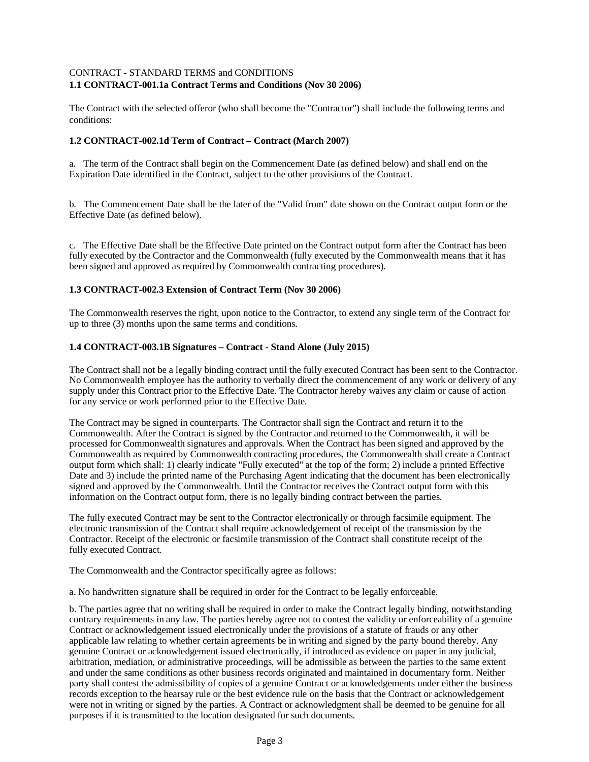CONTRACT - STANDARD TERMS and CONDITIONS

**1.1 CONTRACT-001.1a Contract Terms and Conditions (Nov 30 2006)**

The Contract with the selected offeror (who shall become the "Contractor") shall include the following terms and conditions:

**1.2 CONTRACT-002.1d Term of Contract – Contract (March 2007)**

a. The term of the Contract shall begin on the Commencement Date (as defined below) and shall end on the Expiration Date identified in the Contract, subject to the other provisions of the Contract.

b. The Commencement Date shall be the later of the "Valid from" date shown on the Contract output form or the Effective Date (as defined below).

c. The Effective Date shall be the Effective Date printed on the Contract output form after the Contract has been fully executed by the Contractor and the Commonwealth (fully executed by the Commonwealth means that it has been signed and approved as required by Commonwealth contracting procedures).

**1.3 CONTRACT-002.3 Extension of Contract Term (Nov 30 2006)**

The Commonwealth reserves the right, upon notice to the Contractor, to extend any single term of the Contract for up to three (3) months upon the same terms and conditions.

**1.4 CONTRACT-003.1B Signatures – Contract - Stand Alone (July 2015)**

The Contract shall not be a legally binding contract until the fully executed Contract has been sent to the Contractor. No Commonwealth employee has the authority to verbally direct the commencement of any work or delivery of any supply under this Contract prior to the Effective Date. The Contractor hereby waives any claim or cause of action for any service or work performed prior to the Effective Date.

The Contract may be signed in counterparts. The Contractor shall sign the Contract and return it to the Commonwealth. After the Contract is signed by the Contractor and returned to the Commonwealth, it will be processed for Commonwealth signatures and approvals. When the Contract has been signed and approved by the Commonwealth as required by Commonwealth contracting procedures, the Commonwealth shall create a Contract output form which shall: 1) clearly indicate "Fully executed" at the top of the form; 2) include a printed Effective Date and 3) include the printed name of the Purchasing Agent indicating that the document has been electronically signed and approved by the Commonwealth. Until the Contractor receives the Contract output form with this information on the Contract output form, there is no legally binding contract between the parties.

The fully executed Contract may be sent to the Contractor electronically or through facsimile equipment. The electronic transmission of the Contract shall require acknowledgement of receipt of the transmission by the Contractor. Receipt of the electronic or facsimile transmission of the Contract shall constitute receipt of the fully executed Contract.

The Commonwealth and the Contractor specifically agree as follows:

a. No handwritten signature shall be required in order for the Contract to be legally enforceable.

b. The parties agree that no writing shall be required in order to make the Contract legally binding, notwithstanding contrary requirements in any law. The parties hereby agree not to contest the validity or enforceability of a genuine Contract or acknowledgement issued electronically under the provisions of a statute of frauds or any other applicable law relating to whether certain agreements be in writing and signed by the party bound thereby. Any genuine Contract or acknowledgement issued electronically, if introduced as evidence on paper in any judicial, arbitration, mediation, or administrative proceedings, will be admissible as between the parties to the same extent and under the same conditions as other business records originated and maintained in documentary form. Neither party shall contest the admissibility of copies of a genuine Contract or acknowledgements under either the business records exception to the hearsay rule or the best evidence rule on the basis that the Contract or acknowledgement were not in writing or signed by the parties. A Contract or acknowledgment shall be deemed to be genuine for all purposes if it is transmitted to the location designated for such documents.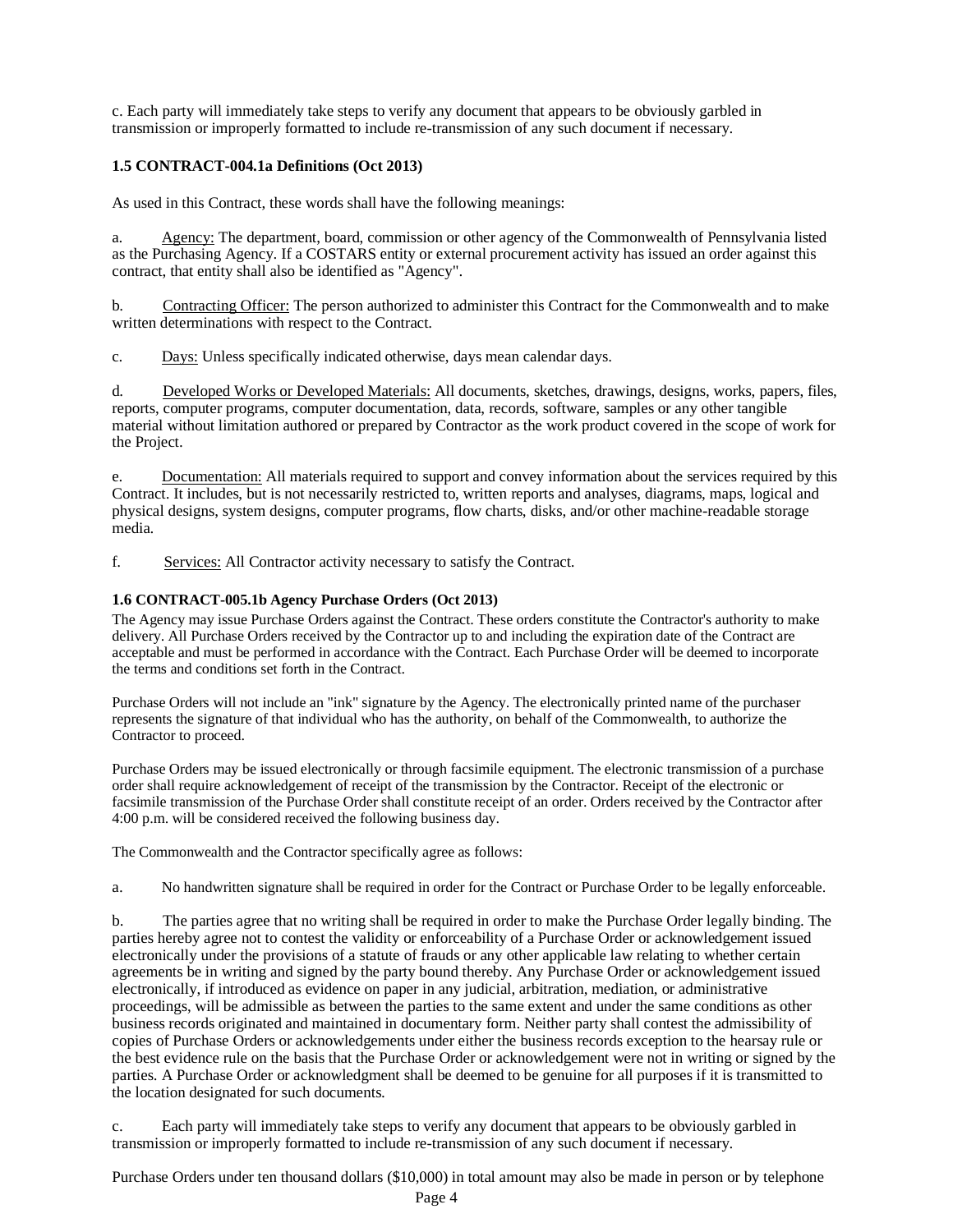c. Each party will immediately take steps to verify any document that appears to be obviously garbled in transmission or improperly formatted to include re-transmission of any such document if necessary.

**1.5 CONTRACT-004.1a Definitions (Oct 2013)**

As used in this Contract, these words shall have the following meanings:

a. Agency: The department, board, commission or other agency of the Commonwealth of Pennsylvania listed as the Purchasing Agency. If a COSTARS entity or external procurement activity has issued an order against this contract, that entity shall also be identified as "Agency".

b. Contracting Officer: The person authorized to administer this Contract for the Commonwealth and to make written determinations with respect to the Contract.

c. Days: Unless specifically indicated otherwise, days mean calendar days.

d. Developed Works or Developed Materials: All documents, sketches, drawings, designs, works, papers, files, reports, computer programs, computer documentation, data, records, software, samples or any other tangible material without limitation authored or prepared by Contractor as the work product covered in the scope of work for the Project.

e. Documentation: All materials required to support and convey information about the services required by this Contract. It includes, but is not necessarily restricted to, written reports and analyses, diagrams, maps, logical and physical designs, system designs, computer programs, flow charts, disks, and/or other machine-readable storage media.

f. Services: All Contractor activity necessary to satisfy the Contract.

**1.6 CONTRACT-005.1b Agency Purchase Orders (Oct 2013)**

The Agency may issue Purchase Orders against the Contract. These orders constitute the Contractor's authority to make delivery. All Purchase Orders received by the Contractor up to and including the expiration date of the Contract are acceptable and must be performed in accordance with the Contract. Each Purchase Order will be deemed to incorporate the terms and conditions set forth in the Contract.

Purchase Orders will not include an "ink" signature by the Agency. The electronically printed name of the purchaser represents the signature of that individual who has the authority, on behalf of the Commonwealth, to authorize the Contractor to proceed.

Purchase Orders may be issued electronically or through facsimile equipment. The electronic transmission of a purchase order shall require acknowledgement of receipt of the transmission by the Contractor. Receipt of the electronic or facsimile transmission of the Purchase Order shall constitute receipt of an order. Orders received by the Contractor after 4:00 p.m. will be considered received the following business day.

The Commonwealth and the Contractor specifically agree as follows:

a. No handwritten signature shall be required in order for the Contract or Purchase Order to be legally enforceable.

b. The parties agree that no writing shall be required in order to make the Purchase Order legally binding. The parties hereby agree not to contest the validity or enforceability of a Purchase Order or acknowledgement issued electronically under the provisions of a statute of frauds or any other applicable law relating to whether certain agreements be in writing and signed by the party bound thereby. Any Purchase Order or acknowledgement issued electronically, if introduced as evidence on paper in any judicial, arbitration, mediation, or administrative proceedings, will be admissible as between the parties to the same extent and under the same conditions as other business records originated and maintained in documentary form. Neither party shall contest the admissibility of copies of Purchase Orders or acknowledgements under either the business records exception to the hearsay rule or the best evidence rule on the basis that the Purchase Order or acknowledgement were not in writing or signed by the parties. A Purchase Order or acknowledgment shall be deemed to be genuine for all purposes if it is transmitted to the location designated for such documents.

c. Each party will immediately take steps to verify any document that appears to be obviously garbled in transmission or improperly formatted to include re-transmission of any such document if necessary.

Purchase Orders under ten thousand dollars ($10,000) in total amount may also be made in person or by telephone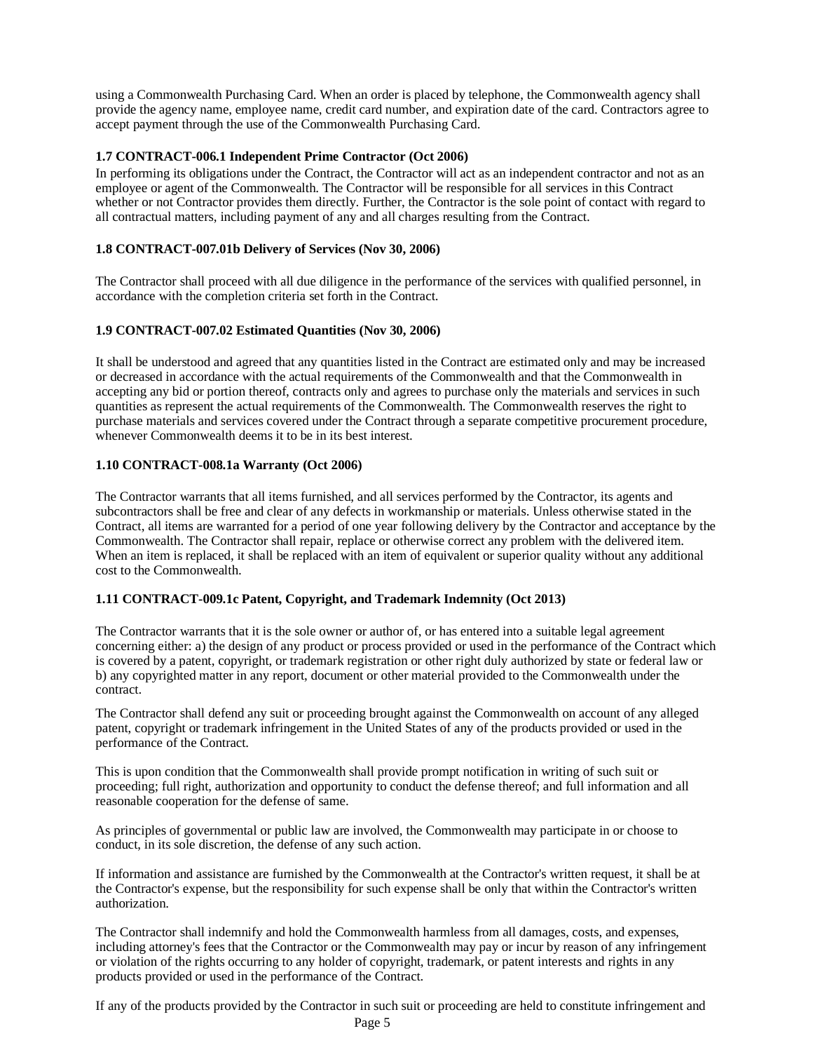using a Commonwealth Purchasing Card. When an order is placed by telephone, the Commonwealth agency shall provide the agency name, employee name, credit card number, and expiration date of the card. Contractors agree to accept payment through the use of the Commonwealth Purchasing Card.

### 1.7 CONTRACT-006.1 Independent Prime Contractor (Oct 2006)

In performing its obligations under the Contract, the Contractor will act as an independent contractor and not as an employee or agent of the Commonwealth. The Contractor will be responsible for all services in this Contract whether or not Contractor provides them directly. Further, the Contractor is the sole point of contact with regard to all contractual matters, including payment of any and all charges resulting from the Contract.

### 1.8 CONTRACT-007.01b Delivery of Services (Nov 30, 2006)

The Contractor shall proceed with all due diligence in the performance of the services with qualified personnel, in accordance with the completion criteria set forth in the Contract.

### 1.9 CONTRACT-007.02 Estimated Quantities (Nov 30, 2006)

It shall be understood and agreed that any quantities listed in the Contract are estimated only and may be increased or decreased in accordance with the actual requirements of the Commonwealth and that the Commonwealth in accepting any bid or portion thereof, contracts only and agrees to purchase only the materials and services in such quantities as represent the actual requirements of the Commonwealth. The Commonwealth reserves the right to purchase materials and services covered under the Contract through a separate competitive procurement procedure, whenever Commonwealth deems it to be in its best interest.

### 1.10 CONTRACT-008.1a Warranty (Oct 2006)

The Contractor warrants that all items furnished, and all services performed by the Contractor, its agents and subcontractors shall be free and clear of any defects in workmanship or materials. Unless otherwise stated in the Contract, all items are warranted for a period of one year following delivery by the Contractor and acceptance by the Commonwealth. The Contractor shall repair, replace or otherwise correct any problem with the delivered item. When an item is replaced, it shall be replaced with an item of equivalent or superior quality without any additional cost to the Commonwealth.

### 1.11 CONTRACT-009.1c Patent, Copyright, and Trademark Indemnity (Oct 2013)

The Contractor warrants that it is the sole owner or author of, or has entered into a suitable legal agreement concerning either: a) the design of any product or process provided or used in the performance of the Contract which is covered by a patent, copyright, or trademark registration or other right duly authorized by state or federal law or b) any copyrighted matter in any report, document or other material provided to the Commonwealth under the contract.

The Contractor shall defend any suit or proceeding brought against the Commonwealth on account of any alleged patent, copyright or trademark infringement in the United States of any of the products provided or used in the performance of the Contract.

This is upon condition that the Commonwealth shall provide prompt notification in writing of such suit or proceeding; full right, authorization and opportunity to conduct the defense thereof; and full information and all reasonable cooperation for the defense of same.

As principles of governmental or public law are involved, the Commonwealth may participate in or choose to conduct, in its sole discretion, the defense of any such action.

If information and assistance are furnished by the Commonwealth at the Contractor's written request, it shall be at the Contractor's expense, but the responsibility for such expense shall be only that within the Contractor's written authorization.

The Contractor shall indemnify and hold the Commonwealth harmless from all damages, costs, and expenses, including attorney's fees that the Contractor or the Commonwealth may pay or incur by reason of any infringement or violation of the rights occurring to any holder of copyright, trademark, or patent interests and rights in any products provided or used in the performance of the Contract.

If any of the products provided by the Contractor in such suit or proceeding are held to constitute infringement and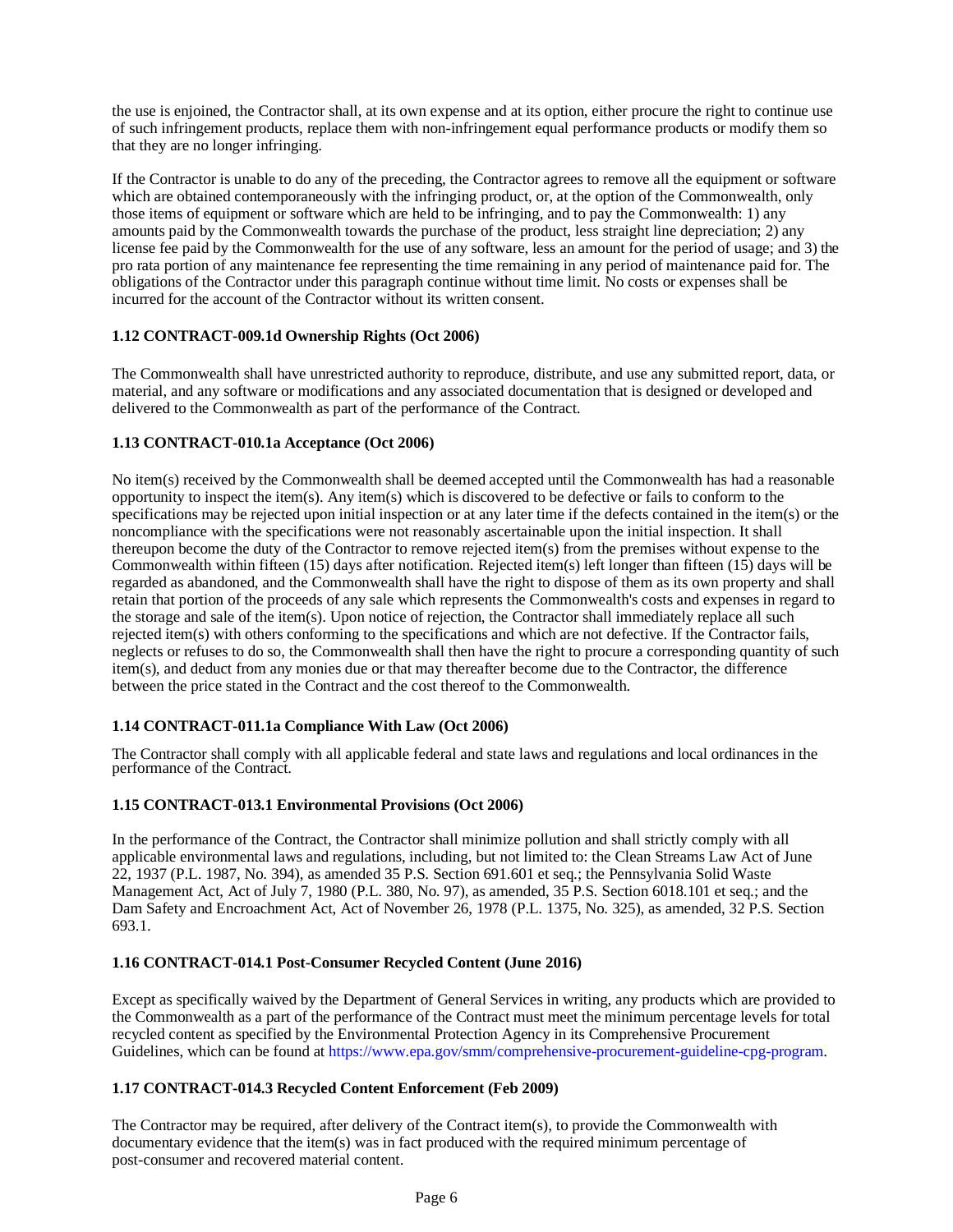the use is enjoined, the Contractor shall, at its own expense and at its option, either procure the right to continue use of such infringement products, replace them with non-infringement equal performance products or modify them so that they are no longer infringing.

If the Contractor is unable to do any of the preceding, the Contractor agrees to remove all the equipment or software which are obtained contemporaneously with the infringing product, or, at the option of the Commonwealth, only those items of equipment or software which are held to be infringing, and to pay the Commonwealth: 1) any amounts paid by the Commonwealth towards the purchase of the product, less straight line depreciation; 2) any license fee paid by the Commonwealth for the use of any software, less an amount for the period of usage; and 3) the pro rata portion of any maintenance fee representing the time remaining in any period of maintenance paid for. The obligations of the Contractor under this paragraph continue without time limit. No costs or expenses shall be incurred for the account of the Contractor without its written consent.

**1.12 CONTRACT-009.1d Ownership Rights (Oct 2006)**

The Commonwealth shall have unrestricted authority to reproduce, distribute, and use any submitted report, data, or material, and any software or modifications and any associated documentation that is designed or developed and delivered to the Commonwealth as part of the performance of the Contract.

**1.13 CONTRACT-010.1a Acceptance (Oct 2006)**

No item(s) received by the Commonwealth shall be deemed accepted until the Commonwealth has had a reasonable opportunity to inspect the item(s). Any item(s) which is discovered to be defective or fails to conform to the specifications may be rejected upon initial inspection or at any later time if the defects contained in the item(s) or the noncompliance with the specifications were not reasonably ascertainable upon the initial inspection. It shall thereupon become the duty of the Contractor to remove rejected item(s) from the premises without expense to the Commonwealth within fifteen (15) days after notification. Rejected item(s) left longer than fifteen (15) days will be regarded as abandoned, and the Commonwealth shall have the right to dispose of them as its own property and shall retain that portion of the proceeds of any sale which represents the Commonwealth's costs and expenses in regard to the storage and sale of the item(s). Upon notice of rejection, the Contractor shall immediately replace all such rejected item(s) with others conforming to the specifications and which are not defective. If the Contractor fails, neglects or refuses to do so, the Commonwealth shall then have the right to procure a corresponding quantity of such item(s), and deduct from any monies due or that may thereafter become due to the Contractor, the difference between the price stated in the Contract and the cost thereof to the Commonwealth.

**1.14 CONTRACT-011.1a Compliance With Law (Oct 2006)**

The Contractor shall comply with all applicable federal and state laws and regulations and local ordinances in the performance of the Contract.

**1.15 CONTRACT-013.1 Environmental Provisions (Oct 2006)**

In the performance of the Contract, the Contractor shall minimize pollution and shall strictly comply with all applicable environmental laws and regulations, including, but not limited to: the Clean Streams Law Act of June 22, 1937 (P.L. 1987, No. 394), as amended 35 P.S. Section 691.601 et seq.; the Pennsylvania Solid Waste Management Act, Act of July 7, 1980 (P.L. 380, No. 97), as amended, 35 P.S. Section 6018.101 et seq.; and the Dam Safety and Encroachment Act, Act of November 26, 1978 (P.L. 1375, No. 325), as amended, 32 P.S. Section 693.1.

**1.16 CONTRACT-014.1 Post-Consumer Recycled Content (June 2016)**

Except as specifically waived by the Department of General Services in writing, any products which are provided to the Commonwealth as a part of the performance of the Contract must meet the minimum percentage levels for total recycled content as specified by the Environmental Protection Agency in its Comprehensive Procurement Guidelines, which can be found at https://www.epa.gov/smm/comprehensive-procurement-guideline-cpg-program.

**1.17 CONTRACT-014.3 Recycled Content Enforcement (Feb 2009)**

The Contractor may be required, after delivery of the Contract item(s), to provide the Commonwealth with documentary evidence that the item(s) was in fact produced with the required minimum percentage of post-consumer and recovered material content.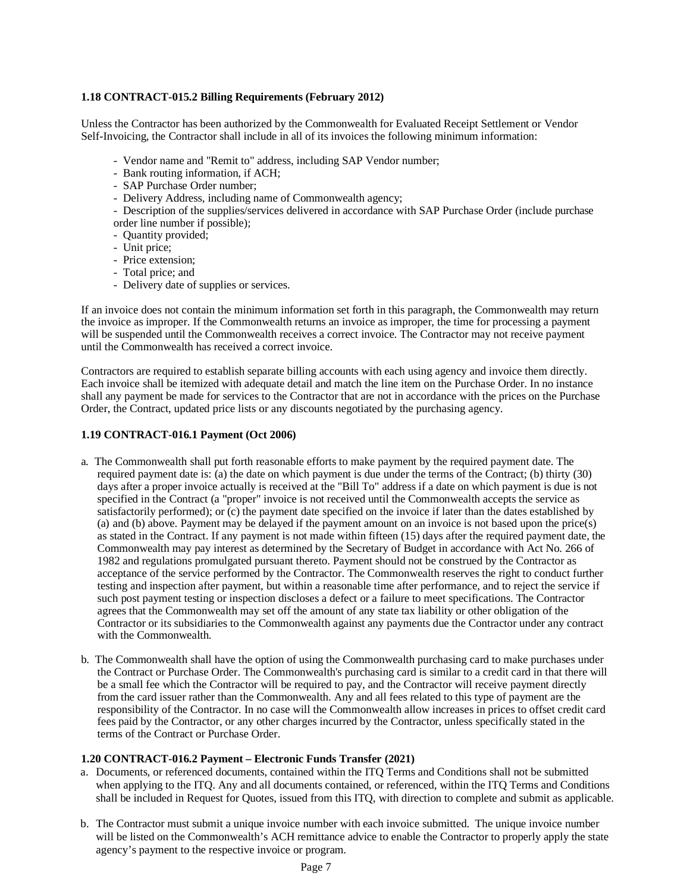### 1.18 CONTRACT-015.2 Billing Requirements (February 2012)

Unless the Contractor has been authorized by the Commonwealth for Evaluated Receipt Settlement or Vendor Self-Invoicing, the Contractor shall include in all of its invoices the following minimum information:

- Vendor name and "Remit to" address, including SAP Vendor number;
- Bank routing information, if ACH;
- SAP Purchase Order number;
- Delivery Address, including name of Commonwealth agency;
- Description of the supplies/services delivered in accordance with SAP Purchase Order (include purchase order line number if possible);
- Quantity provided;
- Unit price;
- Price extension;
- Total price; and
- Delivery date of supplies or services.

If an invoice does not contain the minimum information set forth in this paragraph, the Commonwealth may return the invoice as improper. If the Commonwealth returns an invoice as improper, the time for processing a payment will be suspended until the Commonwealth receives a correct invoice. The Contractor may not receive payment until the Commonwealth has received a correct invoice.

Contractors are required to establish separate billing accounts with each using agency and invoice them directly. Each invoice shall be itemized with adequate detail and match the line item on the Purchase Order. In no instance shall any payment be made for services to the Contractor that are not in accordance with the prices on the Purchase Order, the Contract, updated price lists or any discounts negotiated by the purchasing agency.

### 1.19 CONTRACT-016.1 Payment (Oct 2006)

a. The Commonwealth shall put forth reasonable efforts to make payment by the required payment date. The required payment date is: (a) the date on which payment is due under the terms of the Contract; (b) thirty (30) days after a proper invoice actually is received at the "Bill To" address if a date on which payment is due is not specified in the Contract (a "proper" invoice is not received until the Commonwealth accepts the service as satisfactorily performed); or (c) the payment date specified on the invoice if later than the dates established by (a) and (b) above. Payment may be delayed if the payment amount on an invoice is not based upon the price(s) as stated in the Contract. If any payment is not made within fifteen (15) days after the required payment date, the Commonwealth may pay interest as determined by the Secretary of Budget in accordance with Act No. 266 of 1982 and regulations promulgated pursuant thereto. Payment should not be construed by the Contractor as acceptance of the service performed by the Contractor. The Commonwealth reserves the right to conduct further testing and inspection after payment, but within a reasonable time after performance, and to reject the service if such post payment testing or inspection discloses a defect or a failure to meet specifications. The Contractor agrees that the Commonwealth may set off the amount of any state tax liability or other obligation of the Contractor or its subsidiaries to the Commonwealth against any payments due the Contractor under any contract with the Commonwealth.

b. The Commonwealth shall have the option of using the Commonwealth purchasing card to make purchases under the Contract or Purchase Order. The Commonwealth's purchasing card is similar to a credit card in that there will be a small fee which the Contractor will be required to pay, and the Contractor will receive payment directly from the card issuer rather than the Commonwealth. Any and all fees related to this type of payment are the responsibility of the Contractor. In no case will the Commonwealth allow increases in prices to offset credit card fees paid by the Contractor, or any other charges incurred by the Contractor, unless specifically stated in the terms of the Contract or Purchase Order.

### 1.20 CONTRACT-016.2 Payment – Electronic Funds Transfer (2021)

a. Documents, or referenced documents, contained within the ITQ Terms and Conditions shall not be submitted when applying to the ITQ. Any and all documents contained, or referenced, within the ITQ Terms and Conditions shall be included in Request for Quotes, issued from this ITQ, with direction to complete and submit as applicable.

b. The Contractor must submit a unique invoice number with each invoice submitted. The unique invoice number will be listed on the Commonwealth's ACH remittance advice to enable the Contractor to properly apply the state agency's payment to the respective invoice or program.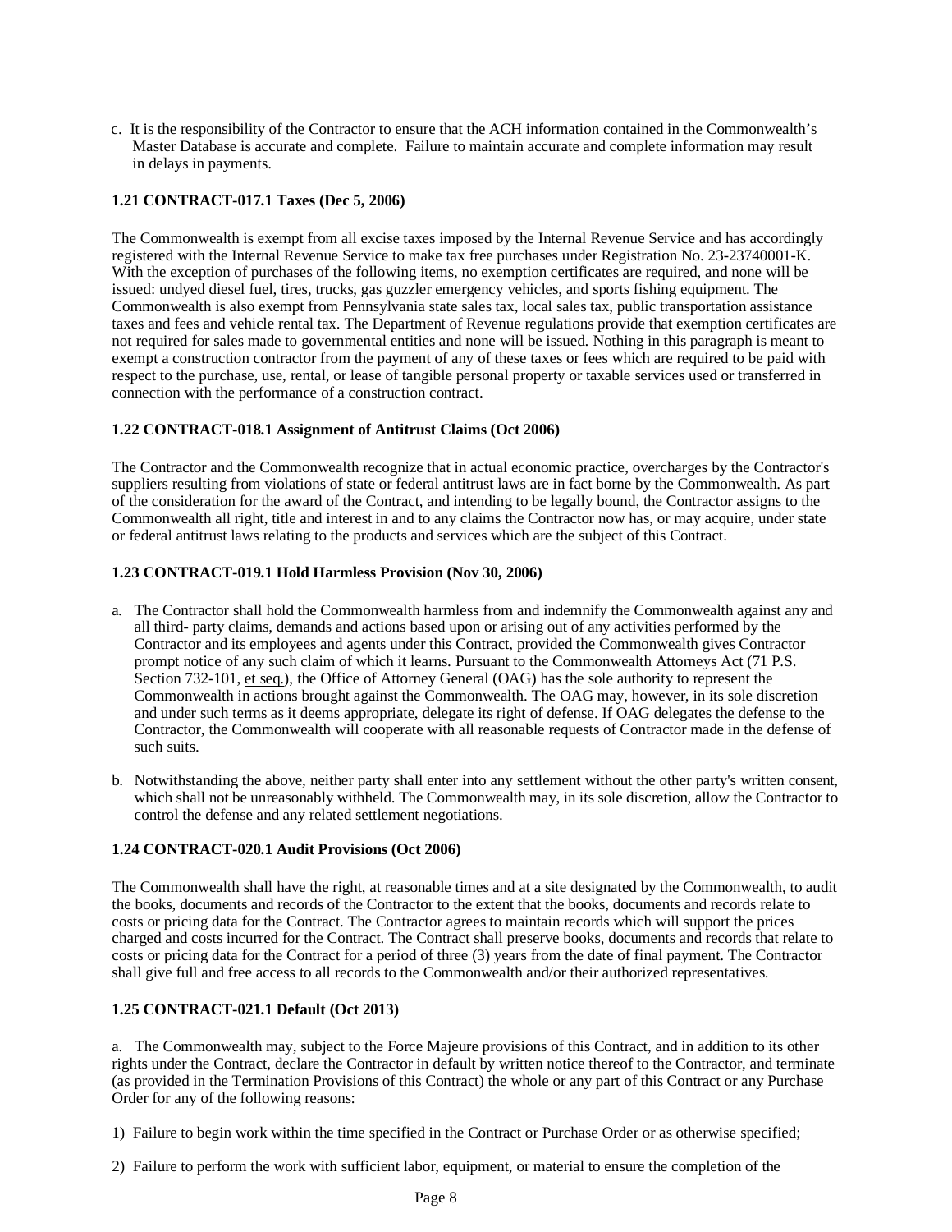c. It is the responsibility of the Contractor to ensure that the ACH information contained in the Commonwealth's Master Database is accurate and complete. Failure to maintain accurate and complete information may result in delays in payments.

**1.21 CONTRACT-017.1 Taxes (Dec 5, 2006)**

The Commonwealth is exempt from all excise taxes imposed by the Internal Revenue Service and has accordingly registered with the Internal Revenue Service to make tax free purchases under Registration No. 23-23740001-K. With the exception of purchases of the following items, no exemption certificates are required, and none will be issued: undyed diesel fuel, tires, trucks, gas guzzler emergency vehicles, and sports fishing equipment. The Commonwealth is also exempt from Pennsylvania state sales tax, local sales tax, public transportation assistance taxes and fees and vehicle rental tax. The Department of Revenue regulations provide that exemption certificates are not required for sales made to governmental entities and none will be issued. Nothing in this paragraph is meant to exempt a construction contractor from the payment of any of these taxes or fees which are required to be paid with respect to the purchase, use, rental, or lease of tangible personal property or taxable services used or transferred in connection with the performance of a construction contract.

**1.22 CONTRACT-018.1 Assignment of Antitrust Claims (Oct 2006)**

The Contractor and the Commonwealth recognize that in actual economic practice, overcharges by the Contractor's suppliers resulting from violations of state or federal antitrust laws are in fact borne by the Commonwealth. As part of the consideration for the award of the Contract, and intending to be legally bound, the Contractor assigns to the Commonwealth all right, title and interest in and to any claims the Contractor now has, or may acquire, under state or federal antitrust laws relating to the products and services which are the subject of this Contract.

**1.23 CONTRACT-019.1 Hold Harmless Provision (Nov 30, 2006)**

a. The Contractor shall hold the Commonwealth harmless from and indemnify the Commonwealth against any and all third- party claims, demands and actions based upon or arising out of any activities performed by the Contractor and its employees and agents under this Contract, provided the Commonwealth gives Contractor prompt notice of any such claim of which it learns. Pursuant to the Commonwealth Attorneys Act (71 P.S. Section 732-101, et seq.), the Office of Attorney General (OAG) has the sole authority to represent the Commonwealth in actions brought against the Commonwealth. The OAG may, however, in its sole discretion and under such terms as it deems appropriate, delegate its right of defense. If OAG delegates the defense to the Contractor, the Commonwealth will cooperate with all reasonable requests of Contractor made in the defense of such suits.

b. Notwithstanding the above, neither party shall enter into any settlement without the other party's written consent, which shall not be unreasonably withheld. The Commonwealth may, in its sole discretion, allow the Contractor to control the defense and any related settlement negotiations.

**1.24 CONTRACT-020.1 Audit Provisions (Oct 2006)**

The Commonwealth shall have the right, at reasonable times and at a site designated by the Commonwealth, to audit the books, documents and records of the Contractor to the extent that the books, documents and records relate to costs or pricing data for the Contract. The Contractor agrees to maintain records which will support the prices charged and costs incurred for the Contract. The Contract shall preserve books, documents and records that relate to costs or pricing data for the Contract for a period of three (3) years from the date of final payment. The Contractor shall give full and free access to all records to the Commonwealth and/or their authorized representatives.

**1.25 CONTRACT-021.1 Default (Oct 2013)**

a. The Commonwealth may, subject to the Force Majeure provisions of this Contract, and in addition to its other rights under the Contract, declare the Contractor in default by written notice thereof to the Contractor, and terminate (as provided in the Termination Provisions of this Contract) the whole or any part of this Contract or any Purchase Order for any of the following reasons:

1) Failure to begin work within the time specified in the Contract or Purchase Order or as otherwise specified;

2) Failure to perform the work with sufficient labor, equipment, or material to ensure the completion of the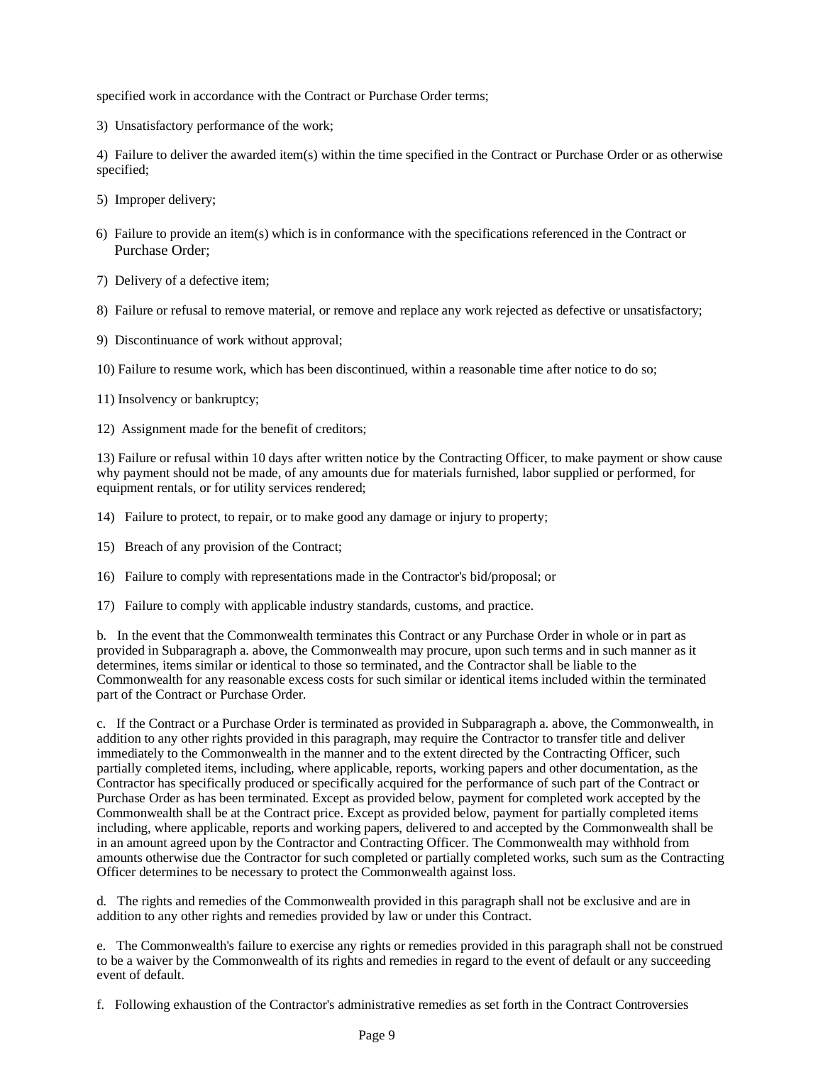specified work in accordance with the Contract or Purchase Order terms;

3) Unsatisfactory performance of the work;

4) Failure to deliver the awarded item(s) within the time specified in the Contract or Purchase Order or as otherwise specified;

5) Improper delivery;

6) Failure to provide an item(s) which is in conformance with the specifications referenced in the Contract or Purchase Order;

7) Delivery of a defective item;

8) Failure or refusal to remove material, or remove and replace any work rejected as defective or unsatisfactory;

9) Discontinuance of work without approval;

10) Failure to resume work, which has been discontinued, within a reasonable time after notice to do so;

11) Insolvency or bankruptcy;

12) Assignment made for the benefit of creditors;

13) Failure or refusal within 10 days after written notice by the Contracting Officer, to make payment or show cause why payment should not be made, of any amounts due for materials furnished, labor supplied or performed, for equipment rentals, or for utility services rendered;

14) Failure to protect, to repair, or to make good any damage or injury to property;

15) Breach of any provision of the Contract;

16) Failure to comply with representations made in the Contractor's bid/proposal; or

17) Failure to comply with applicable industry standards, customs, and practice.

b. In the event that the Commonwealth terminates this Contract or any Purchase Order in whole or in part as provided in Subparagraph a. above, the Commonwealth may procure, upon such terms and in such manner as it determines, items similar or identical to those so terminated, and the Contractor shall be liable to the Commonwealth for any reasonable excess costs for such similar or identical items included within the terminated part of the Contract or Purchase Order.

c. If the Contract or a Purchase Order is terminated as provided in Subparagraph a. above, the Commonwealth, in addition to any other rights provided in this paragraph, may require the Contractor to transfer title and deliver immediately to the Commonwealth in the manner and to the extent directed by the Contracting Officer, such partially completed items, including, where applicable, reports, working papers and other documentation, as the Contractor has specifically produced or specifically acquired for the performance of such part of the Contract or Purchase Order as has been terminated. Except as provided below, payment for completed work accepted by the Commonwealth shall be at the Contract price. Except as provided below, payment for partially completed items including, where applicable, reports and working papers, delivered to and accepted by the Commonwealth shall be in an amount agreed upon by the Contractor and Contracting Officer. The Commonwealth may withhold from amounts otherwise due the Contractor for such completed or partially completed works, such sum as the Contracting Officer determines to be necessary to protect the Commonwealth against loss.

d. The rights and remedies of the Commonwealth provided in this paragraph shall not be exclusive and are in addition to any other rights and remedies provided by law or under this Contract.

e. The Commonwealth's failure to exercise any rights or remedies provided in this paragraph shall not be construed to be a waiver by the Commonwealth of its rights and remedies in regard to the event of default or any succeeding event of default.

f. Following exhaustion of the Contractor's administrative remedies as set forth in the Contract Controversies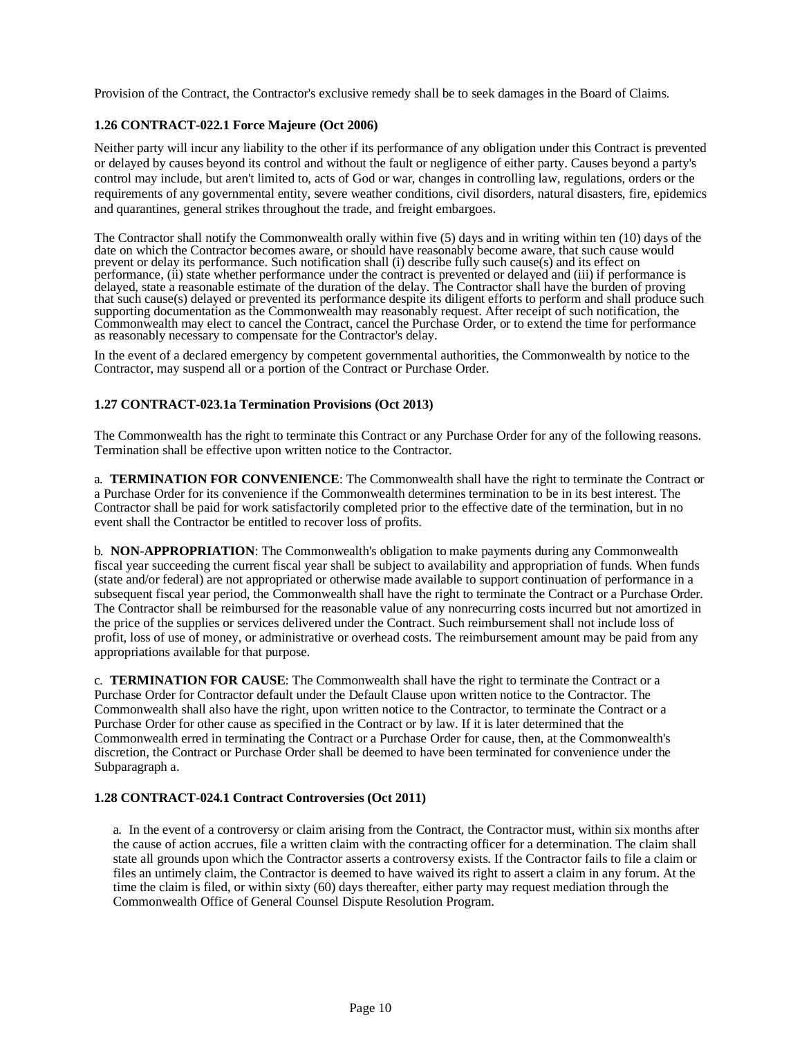Provision of the Contract, the Contractor's exclusive remedy shall be to seek damages in the Board of Claims.

### 1.26 CONTRACT-022.1 Force Majeure (Oct 2006)

Neither party will incur any liability to the other if its performance of any obligation under this Contract is prevented or delayed by causes beyond its control and without the fault or negligence of either party. Causes beyond a party's control may include, but aren't limited to, acts of God or war, changes in controlling law, regulations, orders or the requirements of any governmental entity, severe weather conditions, civil disorders, natural disasters, fire, epidemics and quarantines, general strikes throughout the trade, and freight embargoes.

The Contractor shall notify the Commonwealth orally within five (5) days and in writing within ten (10) days of the date on which the Contractor becomes aware, or should have reasonably become aware, that such cause would prevent or delay its performance. Such notification shall (i) describe fully such cause(s) and its effect on performance, (ii) state whether performance under the contract is prevented or delayed and (iii) if performance is delayed, state a reasonable estimate of the duration of the delay. The Contractor shall have the burden of proving that such cause(s) delayed or prevented its performance despite its diligent efforts to perform and shall produce such supporting documentation as the Commonwealth may reasonably request. After receipt of such notification, the Commonwealth may elect to cancel the Contract, cancel the Purchase Order, or to extend the time for performance as reasonably necessary to compensate for the Contractor's delay.

In the event of a declared emergency by competent governmental authorities, the Commonwealth by notice to the Contractor, may suspend all or a portion of the Contract or Purchase Order.

### 1.27 CONTRACT-023.1a Termination Provisions (Oct 2013)

The Commonwealth has the right to terminate this Contract or any Purchase Order for any of the following reasons. Termination shall be effective upon written notice to the Contractor.

a. **TERMINATION FOR CONVENIENCE**: The Commonwealth shall have the right to terminate the Contract or a Purchase Order for its convenience if the Commonwealth determines termination to be in its best interest. The Contractor shall be paid for work satisfactorily completed prior to the effective date of the termination, but in no event shall the Contractor be entitled to recover loss of profits.

b. **NON-APPROPRIATION**: The Commonwealth's obligation to make payments during any Commonwealth fiscal year succeeding the current fiscal year shall be subject to availability and appropriation of funds. When funds (state and/or federal) are not appropriated or otherwise made available to support continuation of performance in a subsequent fiscal year period, the Commonwealth shall have the right to terminate the Contract or a Purchase Order. The Contractor shall be reimbursed for the reasonable value of any nonrecurring costs incurred but not amortized in the price of the supplies or services delivered under the Contract. Such reimbursement shall not include loss of profit, loss of use of money, or administrative or overhead costs. The reimbursement amount may be paid from any appropriations available for that purpose.

c. **TERMINATION FOR CAUSE**: The Commonwealth shall have the right to terminate the Contract or a Purchase Order for Contractor default under the Default Clause upon written notice to the Contractor. The Commonwealth shall also have the right, upon written notice to the Contractor, to terminate the Contract or a Purchase Order for other cause as specified in the Contract or by law. If it is later determined that the Commonwealth erred in terminating the Contract or a Purchase Order for cause, then, at the Commonwealth's discretion, the Contract or Purchase Order shall be deemed to have been terminated for convenience under the Subparagraph a.

### 1.28 CONTRACT-024.1 Contract Controversies (Oct 2011)

a. In the event of a controversy or claim arising from the Contract, the Contractor must, within six months after the cause of action accrues, file a written claim with the contracting officer for a determination. The claim shall state all grounds upon which the Contractor asserts a controversy exists. If the Contractor fails to file a claim or files an untimely claim, the Contractor is deemed to have waived its right to assert a claim in any forum. At the time the claim is filed, or within sixty (60) days thereafter, either party may request mediation through the Commonwealth Office of General Counsel Dispute Resolution Program.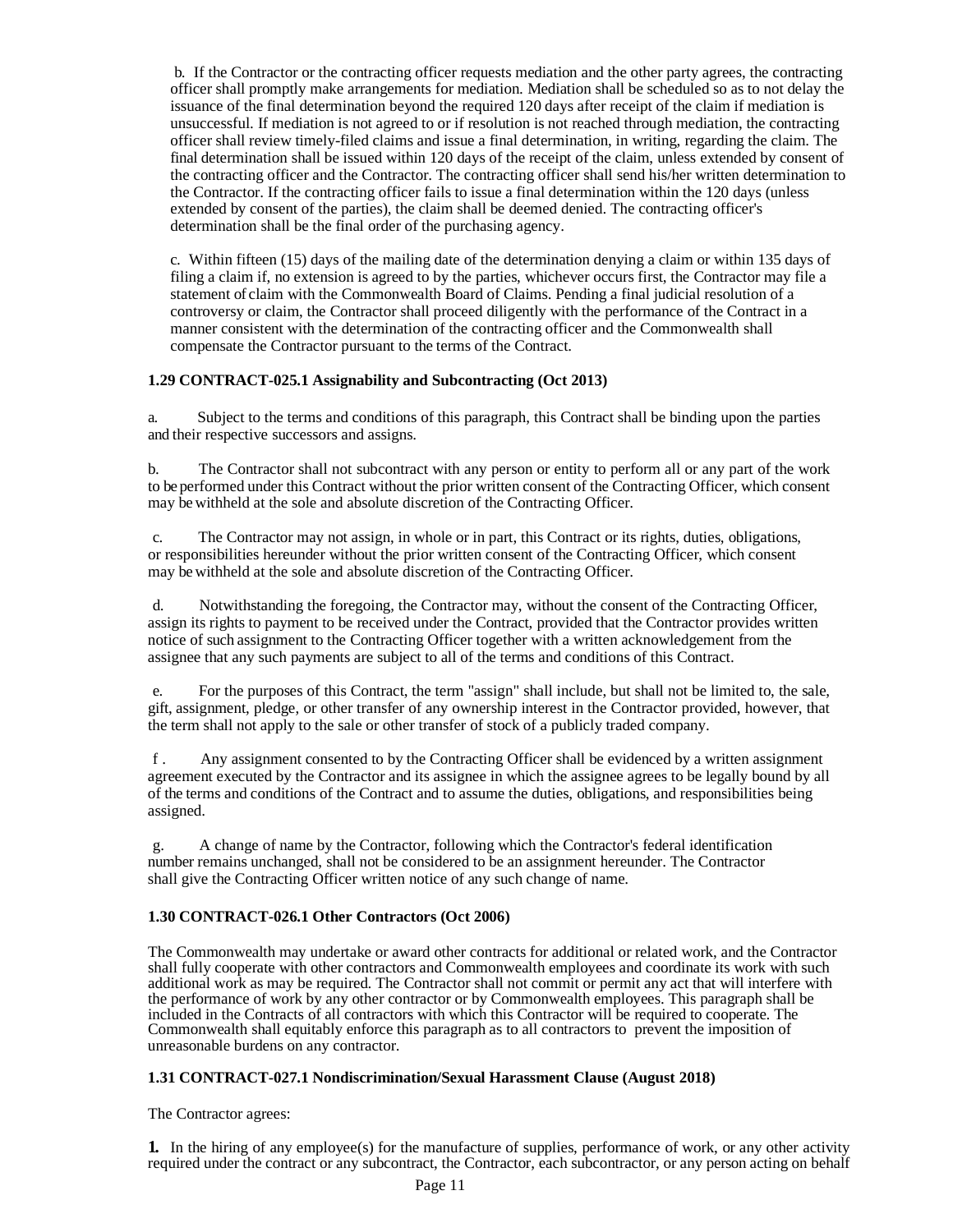b. If the Contractor or the contracting officer requests mediation and the other party agrees, the contracting officer shall promptly make arrangements for mediation. Mediation shall be scheduled so as to not delay the issuance of the final determination beyond the required 120 days after receipt of the claim if mediation is unsuccessful. If mediation is not agreed to or if resolution is not reached through mediation, the contracting officer shall review timely-filed claims and issue a final determination, in writing, regarding the claim. The final determination shall be issued within 120 days of the receipt of the claim, unless extended by consent of the contracting officer and the Contractor. The contracting officer shall send his/her written determination to the Contractor. If the contracting officer fails to issue a final determination within the 120 days (unless extended by consent of the parties), the claim shall be deemed denied. The contracting officer's determination shall be the final order of the purchasing agency.

c. Within fifteen (15) days of the mailing date of the determination denying a claim or within 135 days of filing a claim if, no extension is agreed to by the parties, whichever occurs first, the Contractor may file a statement of claim with the Commonwealth Board of Claims. Pending a final judicial resolution of a controversy or claim, the Contractor shall proceed diligently with the performance of the Contract in a manner consistent with the determination of the contracting officer and the Commonwealth shall compensate the Contractor pursuant to the terms of the Contract.

### 1.29 CONTRACT-025.1 Assignability and Subcontracting (Oct 2013)

a. Subject to the terms and conditions of this paragraph, this Contract shall be binding upon the parties and their respective successors and assigns.

b. The Contractor shall not subcontract with any person or entity to perform all or any part of the work to be performed under this Contract without the prior written consent of the Contracting Officer, which consent may be withheld at the sole and absolute discretion of the Contracting Officer.

c. The Contractor may not assign, in whole or in part, this Contract or its rights, duties, obligations, or responsibilities hereunder without the prior written consent of the Contracting Officer, which consent may be withheld at the sole and absolute discretion of the Contracting Officer.

d. Notwithstanding the foregoing, the Contractor may, without the consent of the Contracting Officer, assign its rights to payment to be received under the Contract, provided that the Contractor provides written notice of such assignment to the Contracting Officer together with a written acknowledgement from the assignee that any such payments are subject to all of the terms and conditions of this Contract.

e. For the purposes of this Contract, the term "assign" shall include, but shall not be limited to, the sale, gift, assignment, pledge, or other transfer of any ownership interest in the Contractor provided, however, that the term shall not apply to the sale or other transfer of stock of a publicly traded company.

f. Any assignment consented to by the Contracting Officer shall be evidenced by a written assignment agreement executed by the Contractor and its assignee in which the assignee agrees to be legally bound by all of the terms and conditions of the Contract and to assume the duties, obligations, and responsibilities being assigned.

g. A change of name by the Contractor, following which the Contractor's federal identification number remains unchanged, shall not be considered to be an assignment hereunder. The Contractor shall give the Contracting Officer written notice of any such change of name.

### 1.30 CONTRACT-026.1 Other Contractors (Oct 2006)

The Commonwealth may undertake or award other contracts for additional or related work, and the Contractor shall fully cooperate with other contractors and Commonwealth employees and coordinate its work with such additional work as may be required. The Contractor shall not commit or permit any act that will interfere with the performance of work by any other contractor or by Commonwealth employees. This paragraph shall be included in the Contracts of all contractors with which this Contractor will be required to cooperate. The Commonwealth shall equitably enforce this paragraph as to all contractors to prevent the imposition of unreasonable burdens on any contractor.

### 1.31 CONTRACT-027.1 Nondiscrimination/Sexual Harassment Clause (August 2018)

The Contractor agrees:

**1.** In the hiring of any employee(s) for the manufacture of supplies, performance of work, or any other activity required under the contract or any subcontract, the Contractor, each subcontractor, or any person acting on behalf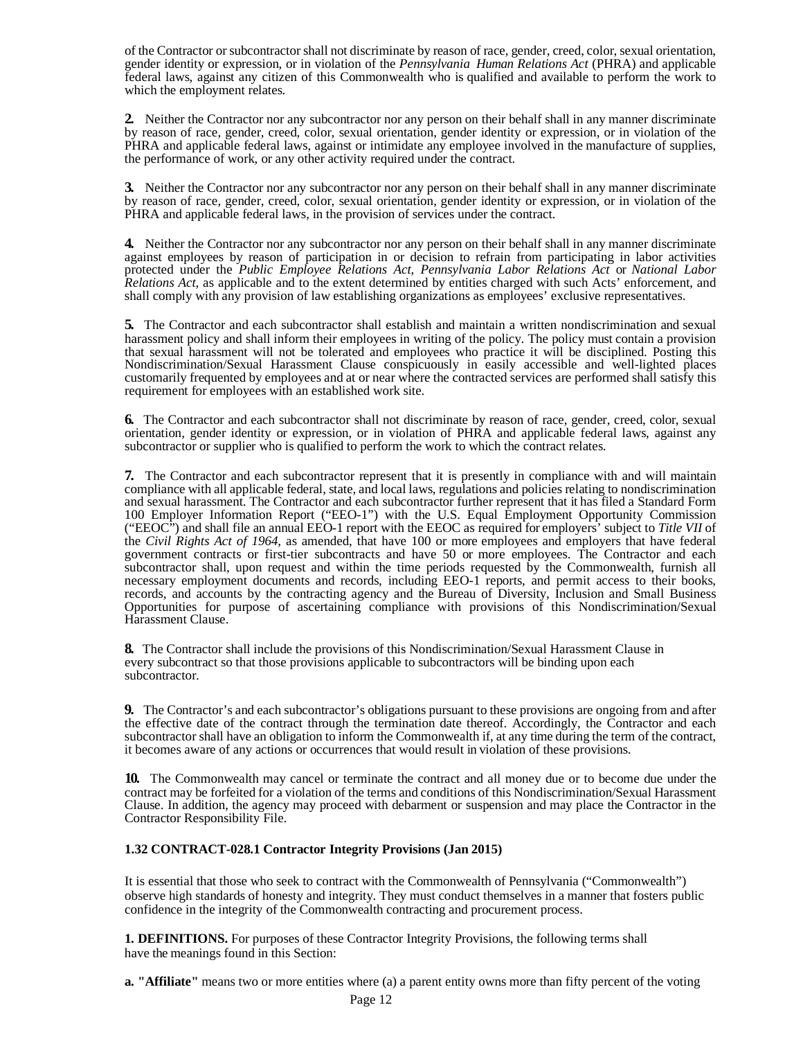of the Contractor or subcontractor shall not discriminate by reason of race, gender, creed, color, sexual orientation, gender identity or expression, or in violation of the *Pennsylvania Human Relations Act* (PHRA) and applicable federal laws, against any citizen of this Commonwealth who is qualified and available to perform the work to which the employment relates.

**2.** Neither the Contractor nor any subcontractor nor any person on their behalf shall in any manner discriminate by reason of race, gender, creed, color, sexual orientation, gender identity or expression, or in violation of the PHRA and applicable federal laws, against or intimidate any employee involved in the manufacture of supplies, the performance of work, or any other activity required under the contract.

**3.** Neither the Contractor nor any subcontractor nor any person on their behalf shall in any manner discriminate by reason of race, gender, creed, color, sexual orientation, gender identity or expression, or in violation of the PHRA and applicable federal laws, in the provision of services under the contract.

**4.** Neither the Contractor nor any subcontractor nor any person on their behalf shall in any manner discriminate against employees by reason of participation in or decision to refrain from participating in labor activities protected under the *Public Employee Relations Act, Pennsylvania Labor Relations Act* or *National Labor Relations Act,* as applicable and to the extent determined by entities charged with such Acts' enforcement, and shall comply with any provision of law establishing organizations as employees' exclusive representatives.

**5.** The Contractor and each subcontractor shall establish and maintain a written nondiscrimination and sexual harassment policy and shall inform their employees in writing of the policy. The policy must contain a provision that sexual harassment will not be tolerated and employees who practice it will be disciplined. Posting this Nondiscrimination/Sexual Harassment Clause conspicuously in easily accessible and well-lighted places customarily frequented by employees and at or near where the contracted services are performed shall satisfy this requirement for employees with an established work site.

**6.** The Contractor and each subcontractor shall not discriminate by reason of race, gender, creed, color, sexual orientation, gender identity or expression, or in violation of PHRA and applicable federal laws, against any subcontractor or supplier who is qualified to perform the work to which the contract relates.

**7.** The Contractor and each subcontractor represent that it is presently in compliance with and will maintain compliance with all applicable federal, state, and local laws, regulations and policies relating to nondiscrimination and sexual harassment. The Contractor and each subcontractor further represent that it has filed a Standard Form 100 Employer Information Report ("EEO-1") with the U.S. Equal Employment Opportunity Commission ("EEOC") and shall file an annual EEO-1 report with the EEOC as required for employers' subject to *Title VII* of the *Civil Rights Act of 1964*, as amended, that have 100 or more employees and employers that have federal government contracts or first-tier subcontracts and have 50 or more employees. The Contractor and each subcontractor shall, upon request and within the time periods requested by the Commonwealth, furnish all necessary employment documents and records, including EEO-1 reports, and permit access to their books, records, and accounts by the contracting agency and the Bureau of Diversity, Inclusion and Small Business Opportunities for purpose of ascertaining compliance with provisions of this Nondiscrimination/Sexual Harassment Clause.

**8.** The Contractor shall include the provisions of this Nondiscrimination/Sexual Harassment Clause in every subcontract so that those provisions applicable to subcontractors will be binding upon each subcontractor.

**9.** The Contractor's and each subcontractor's obligations pursuant to these provisions are ongoing from and after the effective date of the contract through the termination date thereof. Accordingly, the Contractor and each subcontractor shall have an obligation to inform the Commonwealth if, at any time during the term of the contract, it becomes aware of any actions or occurrences that would result in violation of these provisions.

**10.** The Commonwealth may cancel or terminate the contract and all money due or to become due under the contract may be forfeited for a violation of the terms and conditions of this Nondiscrimination/Sexual Harassment Clause. In addition, the agency may proceed with debarment or suspension and may place the Contractor in the Contractor Responsibility File.

### 1.32 CONTRACT-028.1 Contractor Integrity Provisions (Jan 2015)

It is essential that those who seek to contract with the Commonwealth of Pennsylvania ("Commonwealth") observe high standards of honesty and integrity. They must conduct themselves in a manner that fosters public confidence in the integrity of the Commonwealth contracting and procurement process.

**1. DEFINITIONS.** For purposes of these Contractor Integrity Provisions, the following terms shall have the meanings found in this Section:

**a. "Affiliate"** means two or more entities where (a) a parent entity owns more than fifty percent of the voting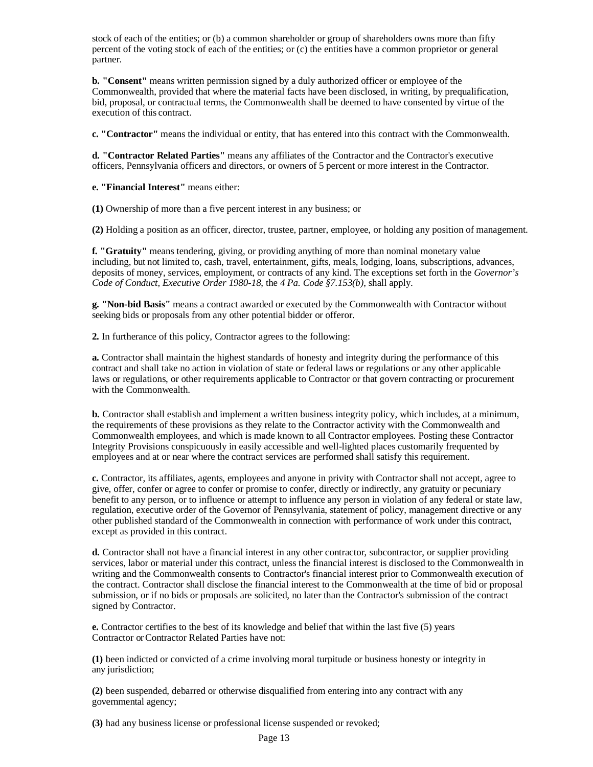stock of each of the entities; or (b) a common shareholder or group of shareholders owns more than fifty percent of the voting stock of each of the entities; or (c) the entities have a common proprietor or general partner.

**b. "Consent"** means written permission signed by a duly authorized officer or employee of the Commonwealth, provided that where the material facts have been disclosed, in writing, by prequalification, bid, proposal, or contractual terms, the Commonwealth shall be deemed to have consented by virtue of the execution of this contract.

**c. "Contractor"** means the individual or entity, that has entered into this contract with the Commonwealth.

**d. "Contractor Related Parties"** means any affiliates of the Contractor and the Contractor's executive officers, Pennsylvania officers and directors, or owners of 5 percent or more interest in the Contractor.

**e. "Financial Interest"** means either:

**(1)** Ownership of more than a five percent interest in any business; or

**(2)** Holding a position as an officer, director, trustee, partner, employee, or holding any position of management.

**f. "Gratuity"** means tendering, giving, or providing anything of more than nominal monetary value including, but not limited to, cash, travel, entertainment, gifts, meals, lodging, loans, subscriptions, advances, deposits of money, services, employment, or contracts of any kind. The exceptions set forth in the *Governor's Code of Conduct, Executive Order 1980-18*, the *4 Pa. Code §7.153(b)*, shall apply.

**g. "Non-bid Basis"** means a contract awarded or executed by the Commonwealth with Contractor without seeking bids or proposals from any other potential bidder or offeror.

**2.** In furtherance of this policy, Contractor agrees to the following:

**a.** Contractor shall maintain the highest standards of honesty and integrity during the performance of this contract and shall take no action in violation of state or federal laws or regulations or any other applicable laws or regulations, or other requirements applicable to Contractor or that govern contracting or procurement with the Commonwealth.

**b.** Contractor shall establish and implement a written business integrity policy, which includes, at a minimum, the requirements of these provisions as they relate to the Contractor activity with the Commonwealth and Commonwealth employees, and which is made known to all Contractor employees. Posting these Contractor Integrity Provisions conspicuously in easily accessible and well-lighted places customarily frequented by employees and at or near where the contract services are performed shall satisfy this requirement.

**c.** Contractor, its affiliates, agents, employees and anyone in privity with Contractor shall not accept, agree to give, offer, confer or agree to confer or promise to confer, directly or indirectly, any gratuity or pecuniary benefit to any person, or to influence or attempt to influence any person in violation of any federal or state law, regulation, executive order of the Governor of Pennsylvania, statement of policy, management directive or any other published standard of the Commonwealth in connection with performance of work under this contract, except as provided in this contract.

**d.** Contractor shall not have a financial interest in any other contractor, subcontractor, or supplier providing services, labor or material under this contract, unless the financial interest is disclosed to the Commonwealth in writing and the Commonwealth consents to Contractor's financial interest prior to Commonwealth execution of the contract. Contractor shall disclose the financial interest to the Commonwealth at the time of bid or proposal submission, or if no bids or proposals are solicited, no later than the Contractor's submission of the contract signed by Contractor.

**e.** Contractor certifies to the best of its knowledge and belief that within the last five (5) years Contractor or Contractor Related Parties have not:

**(1)** been indicted or convicted of a crime involving moral turpitude or business honesty or integrity in any jurisdiction;

**(2)** been suspended, debarred or otherwise disqualified from entering into any contract with any governmental agency;

**(3)** had any business license or professional license suspended or revoked;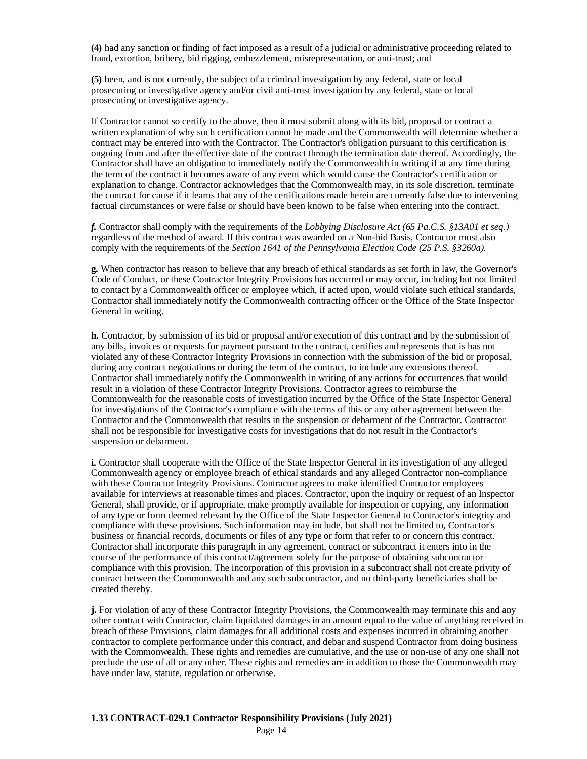**(4)** had any sanction or finding of fact imposed as a result of a judicial or administrative proceeding related to fraud, extortion, bribery, bid rigging, embezzlement, misrepresentation, or anti-trust; and

**(5)** been, and is not currently, the subject of a criminal investigation by any federal, state or local prosecuting or investigative agency and/or civil anti-trust investigation by any federal, state or local prosecuting or investigative agency.

If Contractor cannot so certify to the above, then it must submit along with its bid, proposal or contract a written explanation of why such certification cannot be made and the Commonwealth will determine whether a contract may be entered into with the Contractor. The Contractor's obligation pursuant to this certification is ongoing from and after the effective date of the contract through the termination date thereof. Accordingly, the Contractor shall have an obligation to immediately notify the Commonwealth in writing if at any time during the term of the contract it becomes aware of any event which would cause the Contractor's certification or explanation to change. Contractor acknowledges that the Commonwealth may, in its sole discretion, terminate the contract for cause if it learns that any of the certifications made herein are currently false due to intervening factual circumstances or were false or should have been known to be false when entering into the contract.

***f.*** Contractor shall comply with the requirements of the *Lobbying Disclosure Act (65 Pa.C.S. §13A01 et seq.)* regardless of the method of award. If this contract was awarded on a Non-bid Basis, Contractor must also comply with the requirements of the *Section 1641 of the Pennsylvania Election Code (25 P.S. §3260a).*

**g.** When contractor has reason to believe that any breach of ethical standards as set forth in law, the Governor's Code of Conduct, or these Contractor Integrity Provisions has occurred or may occur, including but not limited to contact by a Commonwealth officer or employee which, if acted upon, would violate such ethical standards, Contractor shall immediately notify the Commonwealth contracting officer or the Office of the State Inspector General in writing.

**h.** Contractor, by submission of its bid or proposal and/or execution of this contract and by the submission of any bills, invoices or requests for payment pursuant to the contract, certifies and represents that is has not violated any of these Contractor Integrity Provisions in connection with the submission of the bid or proposal, during any contract negotiations or during the term of the contract, to include any extensions thereof. Contractor shall immediately notify the Commonwealth in writing of any actions for occurrences that would result in a violation of these Contractor Integrity Provisions. Contractor agrees to reimburse the Commonwealth for the reasonable costs of investigation incurred by the Office of the State Inspector General for investigations of the Contractor's compliance with the terms of this or any other agreement between the Contractor and the Commonwealth that results in the suspension or debarment of the Contractor. Contractor shall not be responsible for investigative costs for investigations that do not result in the Contractor's suspension or debarment.

**i.** Contractor shall cooperate with the Office of the State Inspector General in its investigation of any alleged Commonwealth agency or employee breach of ethical standards and any alleged Contractor non-compliance with these Contractor Integrity Provisions. Contractor agrees to make identified Contractor employees available for interviews at reasonable times and places. Contractor, upon the inquiry or request of an Inspector General, shall provide, or if appropriate, make promptly available for inspection or copying, any information of any type or form deemed relevant by the Office of the State Inspector General to Contractor's integrity and compliance with these provisions. Such information may include, but shall not be limited to, Contractor's business or financial records, documents or files of any type or form that refer to or concern this contract. Contractor shall incorporate this paragraph in any agreement, contract or subcontract it enters into in the course of the performance of this contract/agreement solely for the purpose of obtaining subcontractor compliance with this provision. The incorporation of this provision in a subcontract shall not create privity of contract between the Commonwealth and any such subcontractor, and no third-party beneficiaries shall be created thereby.

**j.** For violation of any of these Contractor Integrity Provisions, the Commonwealth may terminate this and any other contract with Contractor, claim liquidated damages in an amount equal to the value of anything received in breach of these Provisions, claim damages for all additional costs and expenses incurred in obtaining another contractor to complete performance under this contract, and debar and suspend Contractor from doing business with the Commonwealth. These rights and remedies are cumulative, and the use or non-use of any one shall not preclude the use of all or any other. These rights and remedies are in addition to those the Commonwealth may have under law, statute, regulation or otherwise.

**1.33 CONTRACT-029.1 Contractor Responsibility Provisions (July 2021)**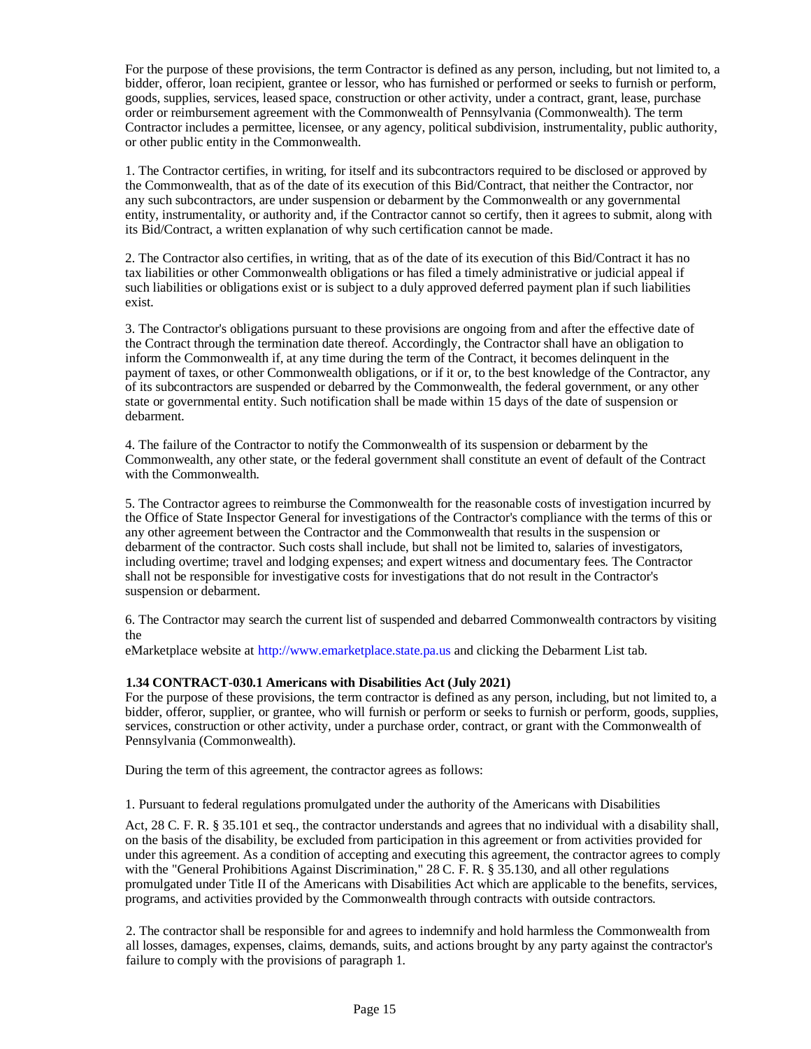For the purpose of these provisions, the term Contractor is defined as any person, including, but not limited to, a bidder, offeror, loan recipient, grantee or lessor, who has furnished or performed or seeks to furnish or perform, goods, supplies, services, leased space, construction or other activity, under a contract, grant, lease, purchase order or reimbursement agreement with the Commonwealth of Pennsylvania (Commonwealth). The term Contractor includes a permittee, licensee, or any agency, political subdivision, instrumentality, public authority, or other public entity in the Commonwealth.

1. The Contractor certifies, in writing, for itself and its subcontractors required to be disclosed or approved by the Commonwealth, that as of the date of its execution of this Bid/Contract, that neither the Contractor, nor any such subcontractors, are under suspension or debarment by the Commonwealth or any governmental entity, instrumentality, or authority and, if the Contractor cannot so certify, then it agrees to submit, along with its Bid/Contract, a written explanation of why such certification cannot be made.

2. The Contractor also certifies, in writing, that as of the date of its execution of this Bid/Contract it has no tax liabilities or other Commonwealth obligations or has filed a timely administrative or judicial appeal if such liabilities or obligations exist or is subject to a duly approved deferred payment plan if such liabilities exist.

3. The Contractor's obligations pursuant to these provisions are ongoing from and after the effective date of the Contract through the termination date thereof. Accordingly, the Contractor shall have an obligation to inform the Commonwealth if, at any time during the term of the Contract, it becomes delinquent in the payment of taxes, or other Commonwealth obligations, or if it or, to the best knowledge of the Contractor, any of its subcontractors are suspended or debarred by the Commonwealth, the federal government, or any other state or governmental entity. Such notification shall be made within 15 days of the date of suspension or debarment.

4. The failure of the Contractor to notify the Commonwealth of its suspension or debarment by the Commonwealth, any other state, or the federal government shall constitute an event of default of the Contract with the Commonwealth.

5. The Contractor agrees to reimburse the Commonwealth for the reasonable costs of investigation incurred by the Office of State Inspector General for investigations of the Contractor's compliance with the terms of this or any other agreement between the Contractor and the Commonwealth that results in the suspension or debarment of the contractor. Such costs shall include, but shall not be limited to, salaries of investigators, including overtime; travel and lodging expenses; and expert witness and documentary fees. The Contractor shall not be responsible for investigative costs for investigations that do not result in the Contractor's suspension or debarment.

6. The Contractor may search the current list of suspended and debarred Commonwealth contractors by visiting the
eMarketplace website at http://www.emarketplace.state.pa.us and clicking the Debarment List tab.

**1.34 CONTRACT-030.1 Americans with Disabilities Act (July 2021)**

For the purpose of these provisions, the term contractor is defined as any person, including, but not limited to, a bidder, offeror, supplier, or grantee, who will furnish or perform or seeks to furnish or perform, goods, supplies, services, construction or other activity, under a purchase order, contract, or grant with the Commonwealth of Pennsylvania (Commonwealth).

During the term of this agreement, the contractor agrees as follows:

1. Pursuant to federal regulations promulgated under the authority of the Americans with Disabilities Act, 28 C. F. R. § 35.101 et seq., the contractor understands and agrees that no individual with a disability shall, on the basis of the disability, be excluded from participation in this agreement or from activities provided for under this agreement. As a condition of accepting and executing this agreement, the contractor agrees to comply with the "General Prohibitions Against Discrimination," 28 C. F. R. § 35.130, and all other regulations promulgated under Title II of the Americans with Disabilities Act which are applicable to the benefits, services, programs, and activities provided by the Commonwealth through contracts with outside contractors.

2. The contractor shall be responsible for and agrees to indemnify and hold harmless the Commonwealth from all losses, damages, expenses, claims, demands, suits, and actions brought by any party against the contractor's failure to comply with the provisions of paragraph 1.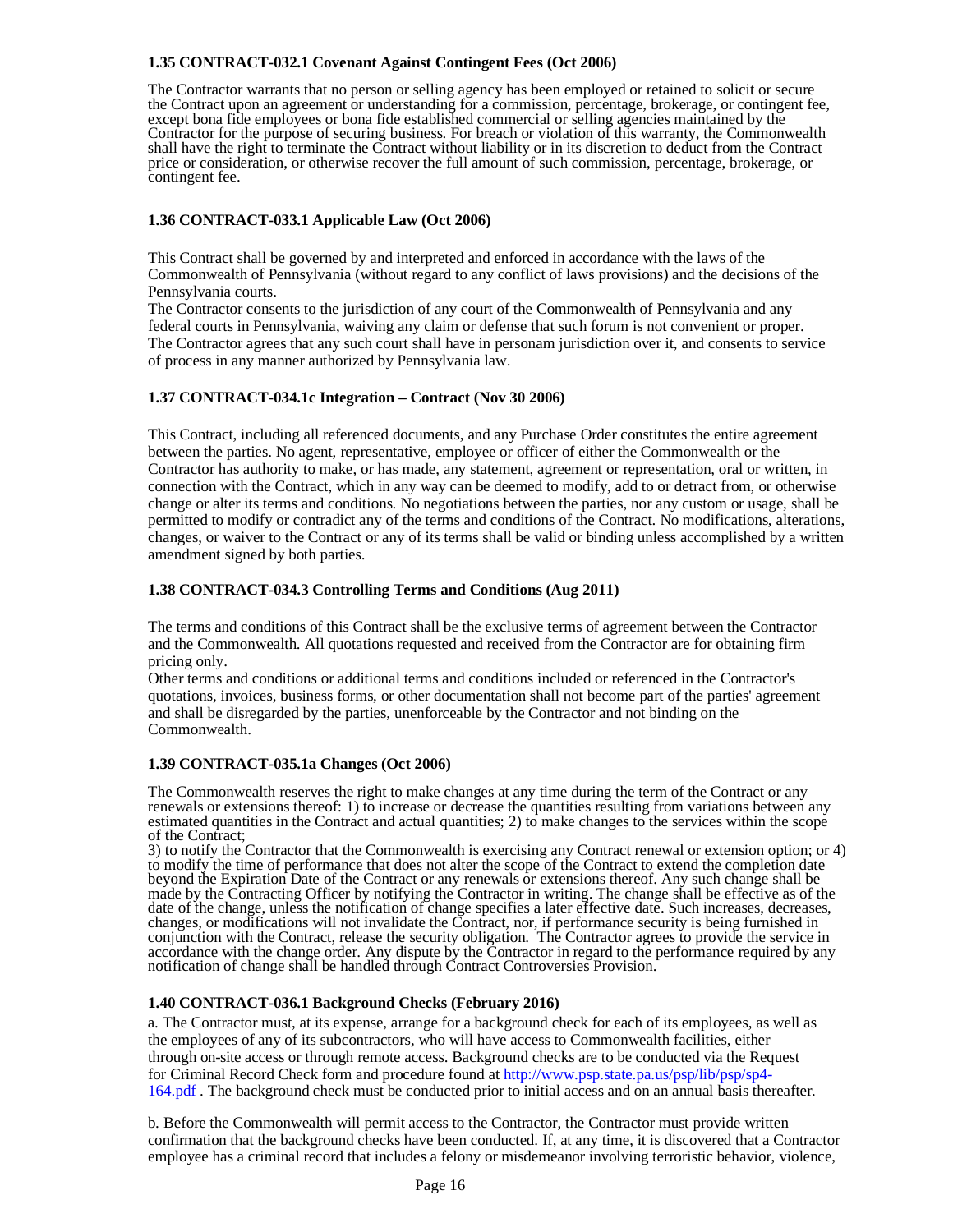### 1.35 CONTRACT-032.1 Covenant Against Contingent Fees (Oct 2006)

The Contractor warrants that no person or selling agency has been employed or retained to solicit or secure the Contract upon an agreement or understanding for a commission, percentage, brokerage, or contingent fee, except bona fide employees or bona fide established commercial or selling agencies maintained by the Contractor for the purpose of securing business. For breach or violation of this warranty, the Commonwealth shall have the right to terminate the Contract without liability or in its discretion to deduct from the Contract price or consideration, or otherwise recover the full amount of such commission, percentage, brokerage, or contingent fee.

### 1.36 CONTRACT-033.1 Applicable Law (Oct 2006)

This Contract shall be governed by and interpreted and enforced in accordance with the laws of the Commonwealth of Pennsylvania (without regard to any conflict of laws provisions) and the decisions of the Pennsylvania courts.
The Contractor consents to the jurisdiction of any court of the Commonwealth of Pennsylvania and any federal courts in Pennsylvania, waiving any claim or defense that such forum is not convenient or proper. The Contractor agrees that any such court shall have in personam jurisdiction over it, and consents to service of process in any manner authorized by Pennsylvania law.

### 1.37 CONTRACT-034.1c Integration – Contract (Nov 30 2006)

This Contract, including all referenced documents, and any Purchase Order constitutes the entire agreement between the parties. No agent, representative, employee or officer of either the Commonwealth or the Contractor has authority to make, or has made, any statement, agreement or representation, oral or written, in connection with the Contract, which in any way can be deemed to modify, add to or detract from, or otherwise change or alter its terms and conditions. No negotiations between the parties, nor any custom or usage, shall be permitted to modify or contradict any of the terms and conditions of the Contract. No modifications, alterations, changes, or waiver to the Contract or any of its terms shall be valid or binding unless accomplished by a written amendment signed by both parties.

### 1.38 CONTRACT-034.3 Controlling Terms and Conditions (Aug 2011)

The terms and conditions of this Contract shall be the exclusive terms of agreement between the Contractor and the Commonwealth. All quotations requested and received from the Contractor are for obtaining firm pricing only.
Other terms and conditions or additional terms and conditions included or referenced in the Contractor's quotations, invoices, business forms, or other documentation shall not become part of the parties' agreement and shall be disregarded by the parties, unenforceable by the Contractor and not binding on the Commonwealth.

### 1.39 CONTRACT-035.1a Changes (Oct 2006)

The Commonwealth reserves the right to make changes at any time during the term of the Contract or any renewals or extensions thereof: 1) to increase or decrease the quantities resulting from variations between any estimated quantities in the Contract and actual quantities; 2) to make changes to the services within the scope of the Contract;
3) to notify the Contractor that the Commonwealth is exercising any Contract renewal or extension option; or 4) to modify the time of performance that does not alter the scope of the Contract to extend the completion date beyond the Expiration Date of the Contract or any renewals or extensions thereof. Any such change shall be made by the Contracting Officer by notifying the Contractor in writing. The change shall be effective as of the date of the change, unless the notification of change specifies a later effective date. Such increases, decreases, changes, or modifications will not invalidate the Contract, nor, if performance security is being furnished in conjunction with the Contract, release the security obligation. The Contractor agrees to provide the service in accordance with the change order. Any dispute by the Contractor in regard to the performance required by any notification of change shall be handled through Contract Controversies Provision.

### 1.40 CONTRACT-036.1 Background Checks (February 2016)

a. The Contractor must, at its expense, arrange for a background check for each of its employees, as well as the employees of any of its subcontractors, who will have access to Commonwealth facilities, either through on-site access or through remote access. Background checks are to be conducted via the Request for Criminal Record Check form and procedure found at http://www.psp.state.pa.us/psp/lib/psp/sp4-164.pdf . The background check must be conducted prior to initial access and on an annual basis thereafter.

b. Before the Commonwealth will permit access to the Contractor, the Contractor must provide written confirmation that the background checks have been conducted. If, at any time, it is discovered that a Contractor employee has a criminal record that includes a felony or misdemeanor involving terroristic behavior, violence,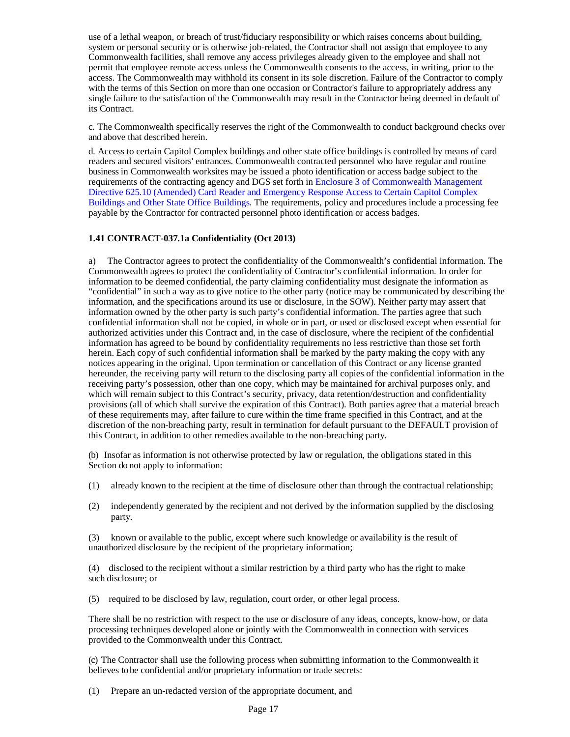use of a lethal weapon, or breach of trust/fiduciary responsibility or which raises concerns about building, system or personal security or is otherwise job-related, the Contractor shall not assign that employee to any Commonwealth facilities, shall remove any access privileges already given to the employee and shall not permit that employee remote access unless the Commonwealth consents to the access, in writing, prior to the access. The Commonwealth may withhold its consent in its sole discretion. Failure of the Contractor to comply with the terms of this Section on more than one occasion or Contractor's failure to appropriately address any single failure to the satisfaction of the Commonwealth may result in the Contractor being deemed in default of its Contract.

c. The Commonwealth specifically reserves the right of the Commonwealth to conduct background checks over and above that described herein.

d. Access to certain Capitol Complex buildings and other state office buildings is controlled by means of card readers and secured visitors' entrances. Commonwealth contracted personnel who have regular and routine business in Commonwealth worksites may be issued a photo identification or access badge subject to the requirements of the contracting agency and DGS set forth in Enclosure 3 of Commonwealth Management Directive 625.10 (Amended) Card Reader and Emergency Response Access to Certain Capitol Complex Buildings and Other State Office Buildings. The requirements, policy and procedures include a processing fee payable by the Contractor for contracted personnel photo identification or access badges.

**1.41 CONTRACT-037.1a Confidentiality (Oct 2013)**

a) The Contractor agrees to protect the confidentiality of the Commonwealth's confidential information. The Commonwealth agrees to protect the confidentiality of Contractor's confidential information. In order for information to be deemed confidential, the party claiming confidentiality must designate the information as "confidential" in such a way as to give notice to the other party (notice may be communicated by describing the information, and the specifications around its use or disclosure, in the SOW). Neither party may assert that information owned by the other party is such party's confidential information. The parties agree that such confidential information shall not be copied, in whole or in part, or used or disclosed except when essential for authorized activities under this Contract and, in the case of disclosure, where the recipient of the confidential information has agreed to be bound by confidentiality requirements no less restrictive than those set forth herein. Each copy of such confidential information shall be marked by the party making the copy with any notices appearing in the original. Upon termination or cancellation of this Contract or any license granted hereunder, the receiving party will return to the disclosing party all copies of the confidential information in the receiving party's possession, other than one copy, which may be maintained for archival purposes only, and which will remain subject to this Contract's security, privacy, data retention/destruction and confidentiality provisions (all of which shall survive the expiration of this Contract). Both parties agree that a material breach of these requirements may, after failure to cure within the time frame specified in this Contract, and at the discretion of the non-breaching party, result in termination for default pursuant to the DEFAULT provision of this Contract, in addition to other remedies available to the non-breaching party.

(b) Insofar as information is not otherwise protected by law or regulation, the obligations stated in this Section do not apply to information:

(1) already known to the recipient at the time of disclosure other than through the contractual relationship;

(2) independently generated by the recipient and not derived by the information supplied by the disclosing party.

(3) known or available to the public, except where such knowledge or availability is the result of unauthorized disclosure by the recipient of the proprietary information;

(4) disclosed to the recipient without a similar restriction by a third party who has the right to make such disclosure; or

(5) required to be disclosed by law, regulation, court order, or other legal process.

There shall be no restriction with respect to the use or disclosure of any ideas, concepts, know-how, or data processing techniques developed alone or jointly with the Commonwealth in connection with services provided to the Commonwealth under this Contract.

(c) The Contractor shall use the following process when submitting information to the Commonwealth it believes to be confidential and/or proprietary information or trade secrets:

(1) Prepare an un-redacted version of the appropriate document, and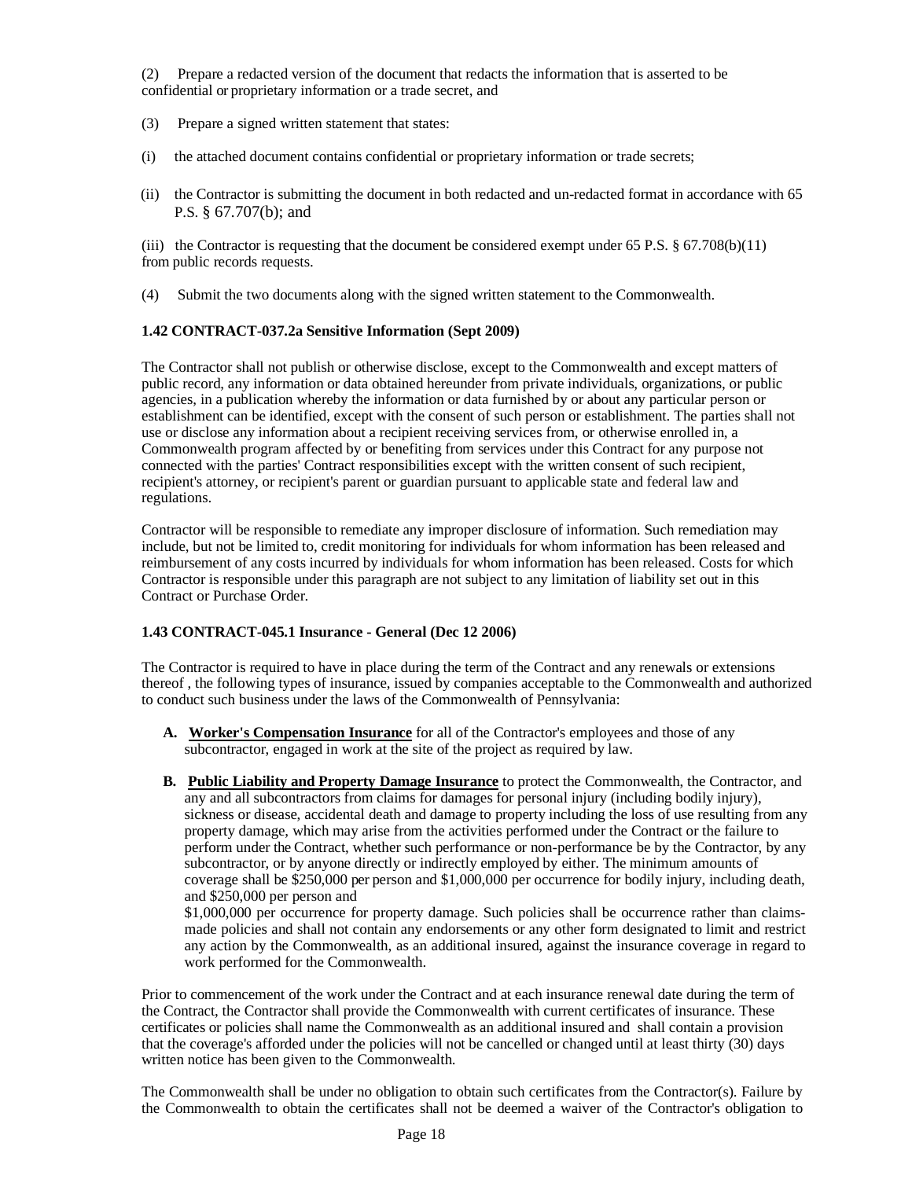(2) Prepare a redacted version of the document that redacts the information that is asserted to be confidential or proprietary information or a trade secret, and

(3) Prepare a signed written statement that states:

(i) the attached document contains confidential or proprietary information or trade secrets;

(ii) the Contractor is submitting the document in both redacted and un-redacted format in accordance with 65 P.S. § 67.707(b); and

(iii) the Contractor is requesting that the document be considered exempt under 65 P.S. § 67.708(b)(11) from public records requests.

(4) Submit the two documents along with the signed written statement to the Commonwealth.

**1.42 CONTRACT-037.2a Sensitive Information (Sept 2009)**

The Contractor shall not publish or otherwise disclose, except to the Commonwealth and except matters of public record, any information or data obtained hereunder from private individuals, organizations, or public agencies, in a publication whereby the information or data furnished by or about any particular person or establishment can be identified, except with the consent of such person or establishment. The parties shall not use or disclose any information about a recipient receiving services from, or otherwise enrolled in, a Commonwealth program affected by or benefiting from services under this Contract for any purpose not connected with the parties' Contract responsibilities except with the written consent of such recipient, recipient's attorney, or recipient's parent or guardian pursuant to applicable state and federal law and regulations.

Contractor will be responsible to remediate any improper disclosure of information. Such remediation may include, but not be limited to, credit monitoring for individuals for whom information has been released and reimbursement of any costs incurred by individuals for whom information has been released. Costs for which Contractor is responsible under this paragraph are not subject to any limitation of liability set out in this Contract or Purchase Order.

**1.43 CONTRACT-045.1 Insurance - General (Dec 12 2006)**

The Contractor is required to have in place during the term of the Contract and any renewals or extensions thereof , the following types of insurance, issued by companies acceptable to the Commonwealth and authorized to conduct such business under the laws of the Commonwealth of Pennsylvania:

**A. Worker's Compensation Insurance** for all of the Contractor's employees and those of any subcontractor, engaged in work at the site of the project as required by law.

**B. Public Liability and Property Damage Insurance** to protect the Commonwealth, the Contractor, and any and all subcontractors from claims for damages for personal injury (including bodily injury), sickness or disease, accidental death and damage to property including the loss of use resulting from any property damage, which may arise from the activities performed under the Contract or the failure to perform under the Contract, whether such performance or non-performance be by the Contractor, by any subcontractor, or by anyone directly or indirectly employed by either. The minimum amounts of coverage shall be $250,000 per person and $1,000,000 per occurrence for bodily injury, including death, and $250,000 per person and $1,000,000 per occurrence for property damage. Such policies shall be occurrence rather than claims-made policies and shall not contain any endorsements or any other form designated to limit and restrict any action by the Commonwealth, as an additional insured, against the insurance coverage in regard to work performed for the Commonwealth.

Prior to commencement of the work under the Contract and at each insurance renewal date during the term of the Contract, the Contractor shall provide the Commonwealth with current certificates of insurance. These certificates or policies shall name the Commonwealth as an additional insured and shall contain a provision that the coverage's afforded under the policies will not be cancelled or changed until at least thirty (30) days written notice has been given to the Commonwealth.

The Commonwealth shall be under no obligation to obtain such certificates from the Contractor(s). Failure by the Commonwealth to obtain the certificates shall not be deemed a waiver of the Contractor's obligation to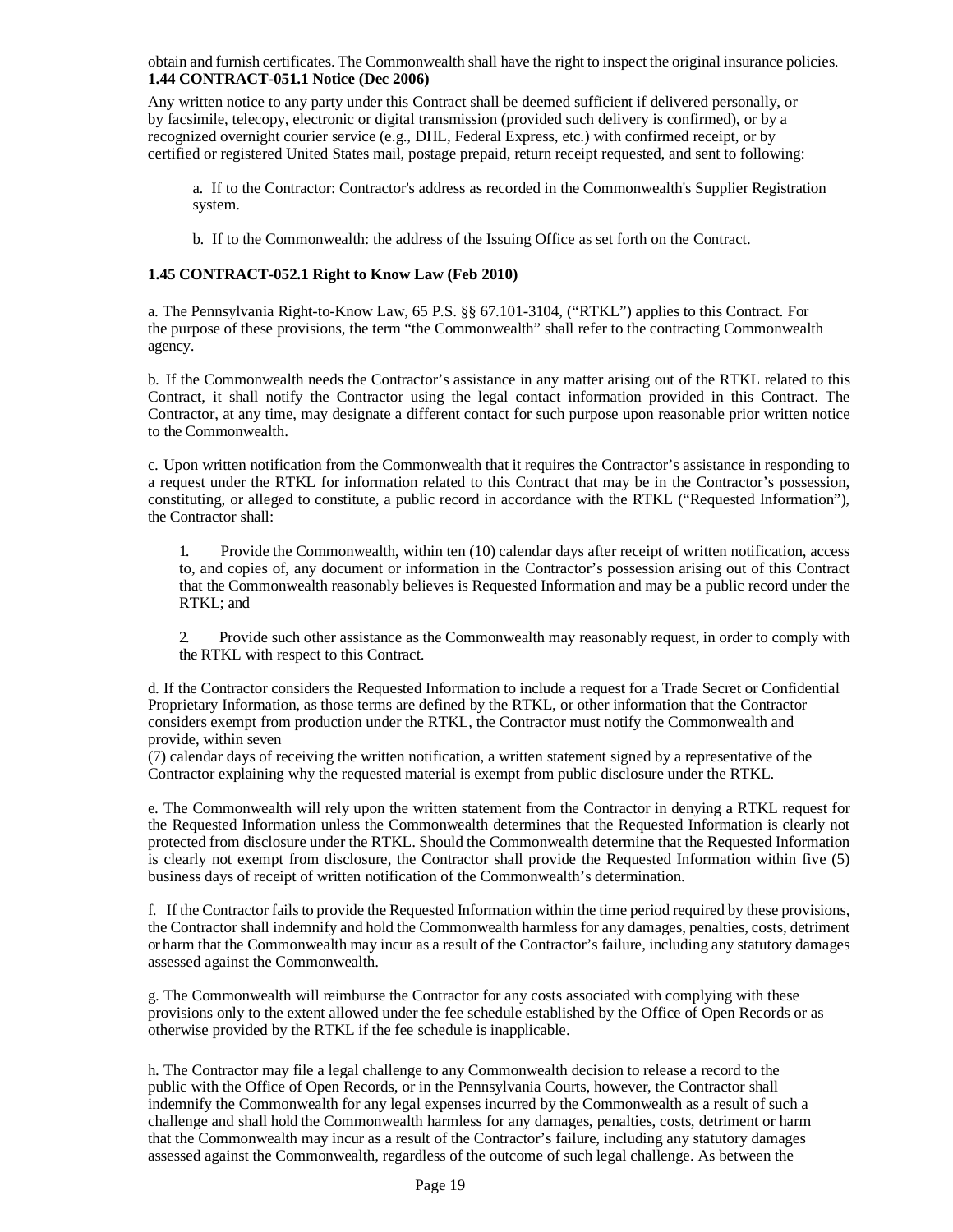obtain and furnish certificates. The Commonwealth shall have the right to inspect the original insurance policies.

**1.44 CONTRACT-051.1 Notice (Dec 2006)**

Any written notice to any party under this Contract shall be deemed sufficient if delivered personally, or by facsimile, telecopy, electronic or digital transmission (provided such delivery is confirmed), or by a recognized overnight courier service (e.g., DHL, Federal Express, etc.) with confirmed receipt, or by certified or registered United States mail, postage prepaid, return receipt requested, and sent to following:

a. If to the Contractor: Contractor's address as recorded in the Commonwealth's Supplier Registration system.

b. If to the Commonwealth: the address of the Issuing Office as set forth on the Contract.

**1.45 CONTRACT-052.1 Right to Know Law (Feb 2010)**

a. The Pennsylvania Right-to-Know Law, 65 P.S. §§ 67.101-3104, ("RTKL") applies to this Contract. For the purpose of these provisions, the term "the Commonwealth" shall refer to the contracting Commonwealth agency.

b. If the Commonwealth needs the Contractor's assistance in any matter arising out of the RTKL related to this Contract, it shall notify the Contractor using the legal contact information provided in this Contract. The Contractor, at any time, may designate a different contact for such purpose upon reasonable prior written notice to the Commonwealth.

c. Upon written notification from the Commonwealth that it requires the Contractor's assistance in responding to a request under the RTKL for information related to this Contract that may be in the Contractor's possession, constituting, or alleged to constitute, a public record in accordance with the RTKL ("Requested Information"), the Contractor shall:

1. Provide the Commonwealth, within ten (10) calendar days after receipt of written notification, access to, and copies of, any document or information in the Contractor's possession arising out of this Contract that the Commonwealth reasonably believes is Requested Information and may be a public record under the RTKL; and

2. Provide such other assistance as the Commonwealth may reasonably request, in order to comply with the RTKL with respect to this Contract.

d. If the Contractor considers the Requested Information to include a request for a Trade Secret or Confidential Proprietary Information, as those terms are defined by the RTKL, or other information that the Contractor considers exempt from production under the RTKL, the Contractor must notify the Commonwealth and provide, within seven (7) calendar days of receiving the written notification, a written statement signed by a representative of the Contractor explaining why the requested material is exempt from public disclosure under the RTKL.

e. The Commonwealth will rely upon the written statement from the Contractor in denying a RTKL request for the Requested Information unless the Commonwealth determines that the Requested Information is clearly not protected from disclosure under the RTKL. Should the Commonwealth determine that the Requested Information is clearly not exempt from disclosure, the Contractor shall provide the Requested Information within five (5) business days of receipt of written notification of the Commonwealth's determination.

f. If the Contractor fails to provide the Requested Information within the time period required by these provisions, the Contractor shall indemnify and hold the Commonwealth harmless for any damages, penalties, costs, detriment or harm that the Commonwealth may incur as a result of the Contractor's failure, including any statutory damages assessed against the Commonwealth.

g. The Commonwealth will reimburse the Contractor for any costs associated with complying with these provisions only to the extent allowed under the fee schedule established by the Office of Open Records or as otherwise provided by the RTKL if the fee schedule is inapplicable.

h. The Contractor may file a legal challenge to any Commonwealth decision to release a record to the public with the Office of Open Records, or in the Pennsylvania Courts, however, the Contractor shall indemnify the Commonwealth for any legal expenses incurred by the Commonwealth as a result of such a challenge and shall hold the Commonwealth harmless for any damages, penalties, costs, detriment or harm that the Commonwealth may incur as a result of the Contractor's failure, including any statutory damages assessed against the Commonwealth, regardless of the outcome of such legal challenge. As between the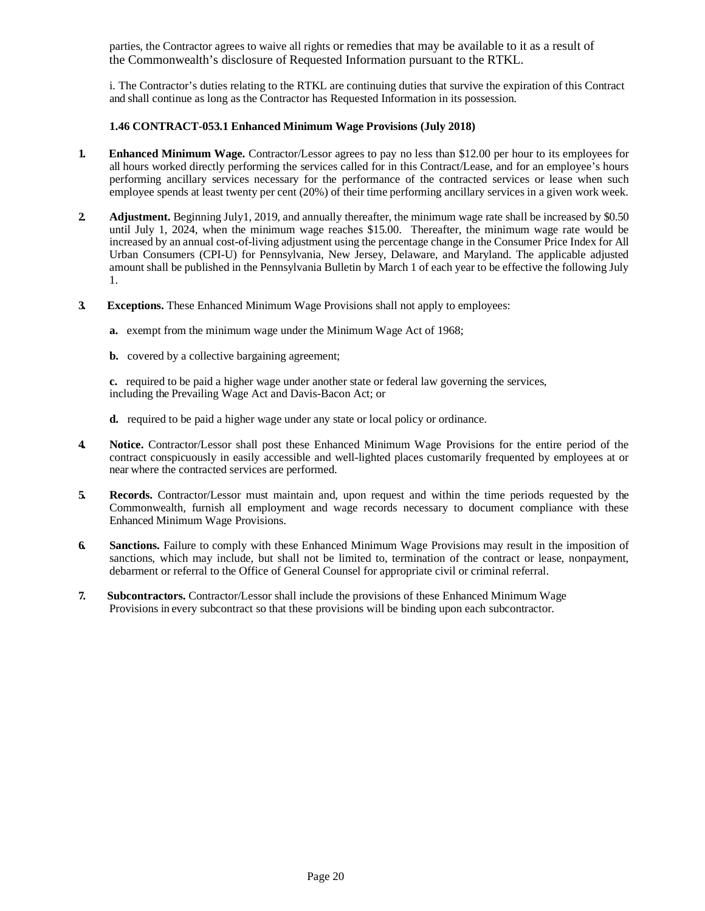parties, the Contractor agrees to waive all rights or remedies that may be available to it as a result of the Commonwealth's disclosure of Requested Information pursuant to the RTKL.

i. The Contractor's duties relating to the RTKL are continuing duties that survive the expiration of this Contract and shall continue as long as the Contractor has Requested Information in its possession.

### 1.46 CONTRACT-053.1 Enhanced Minimum Wage Provisions (July 2018)

1. **Enhanced Minimum Wage.** Contractor/Lessor agrees to pay no less than $12.00 per hour to its employees for all hours worked directly performing the services called for in this Contract/Lease, and for an employee's hours performing ancillary services necessary for the performance of the contracted services or lease when such employee spends at least twenty per cent (20%) of their time performing ancillary services in a given work week.

2. **Adjustment.** Beginning July1, 2019, and annually thereafter, the minimum wage rate shall be increased by $0.50 until July 1, 2024, when the minimum wage reaches $15.00. Thereafter, the minimum wage rate would be increased by an annual cost-of-living adjustment using the percentage change in the Consumer Price Index for All Urban Consumers (CPI-U) for Pennsylvania, New Jersey, Delaware, and Maryland. The applicable adjusted amount shall be published in the Pennsylvania Bulletin by March 1 of each year to be effective the following July 1.

3. **Exceptions.** These Enhanced Minimum Wage Provisions shall not apply to employees:

   **a.** exempt from the minimum wage under the Minimum Wage Act of 1968;

   **b.** covered by a collective bargaining agreement;

   **c.** required to be paid a higher wage under another state or federal law governing the services, including the Prevailing Wage Act and Davis-Bacon Act; or

   **d.** required to be paid a higher wage under any state or local policy or ordinance.

4. **Notice.** Contractor/Lessor shall post these Enhanced Minimum Wage Provisions for the entire period of the contract conspicuously in easily accessible and well-lighted places customarily frequented by employees at or near where the contracted services are performed.

5. **Records.** Contractor/Lessor must maintain and, upon request and within the time periods requested by the Commonwealth, furnish all employment and wage records necessary to document compliance with these Enhanced Minimum Wage Provisions.

6. **Sanctions.** Failure to comply with these Enhanced Minimum Wage Provisions may result in the imposition of sanctions, which may include, but shall not be limited to, termination of the contract or lease, nonpayment, debarment or referral to the Office of General Counsel for appropriate civil or criminal referral.

7. **Subcontractors.** Contractor/Lessor shall include the provisions of these Enhanced Minimum Wage Provisions in every subcontract so that these provisions will be binding upon each subcontractor.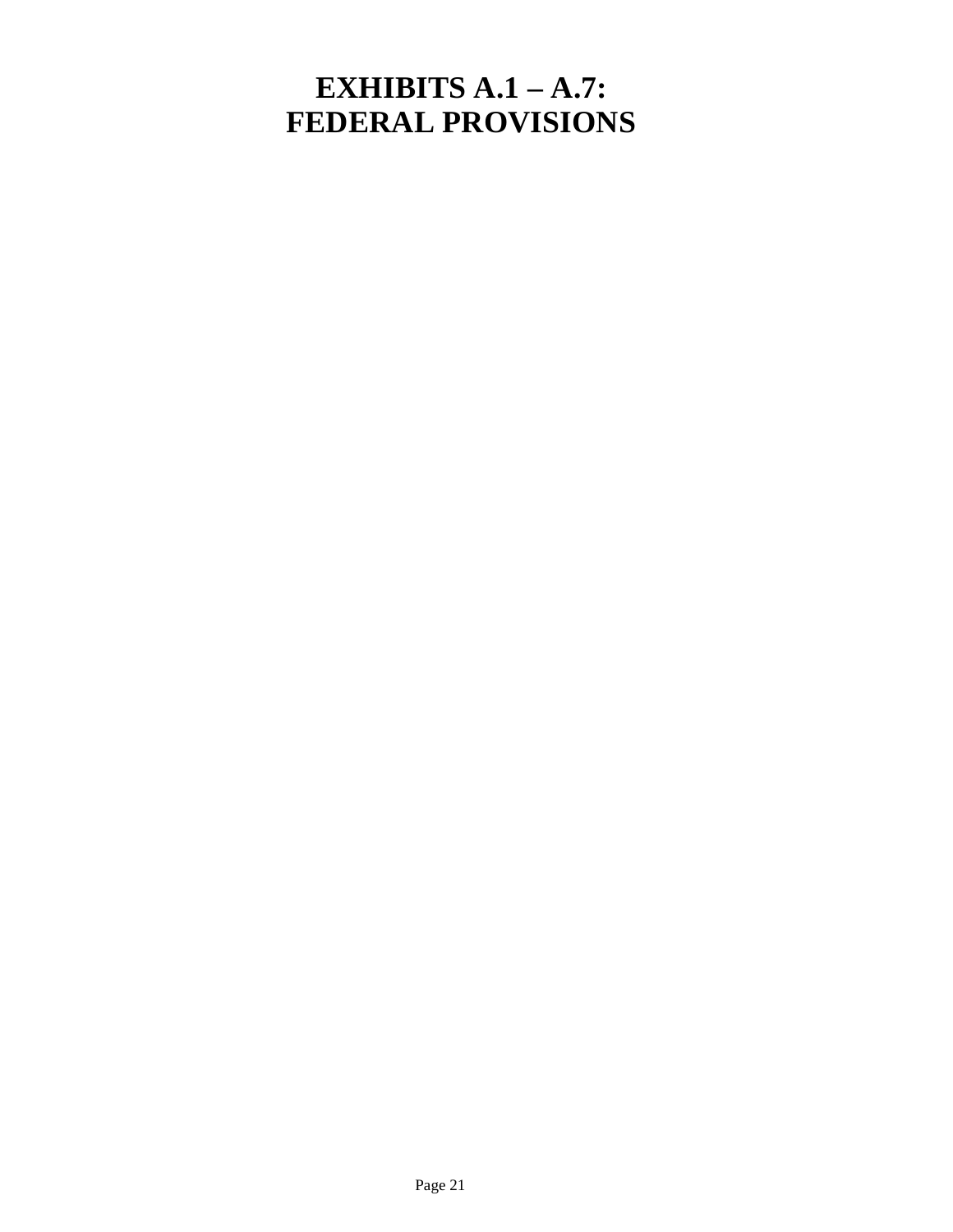# EXHIBITS A.1 – A.7: FEDERAL PROVISIONS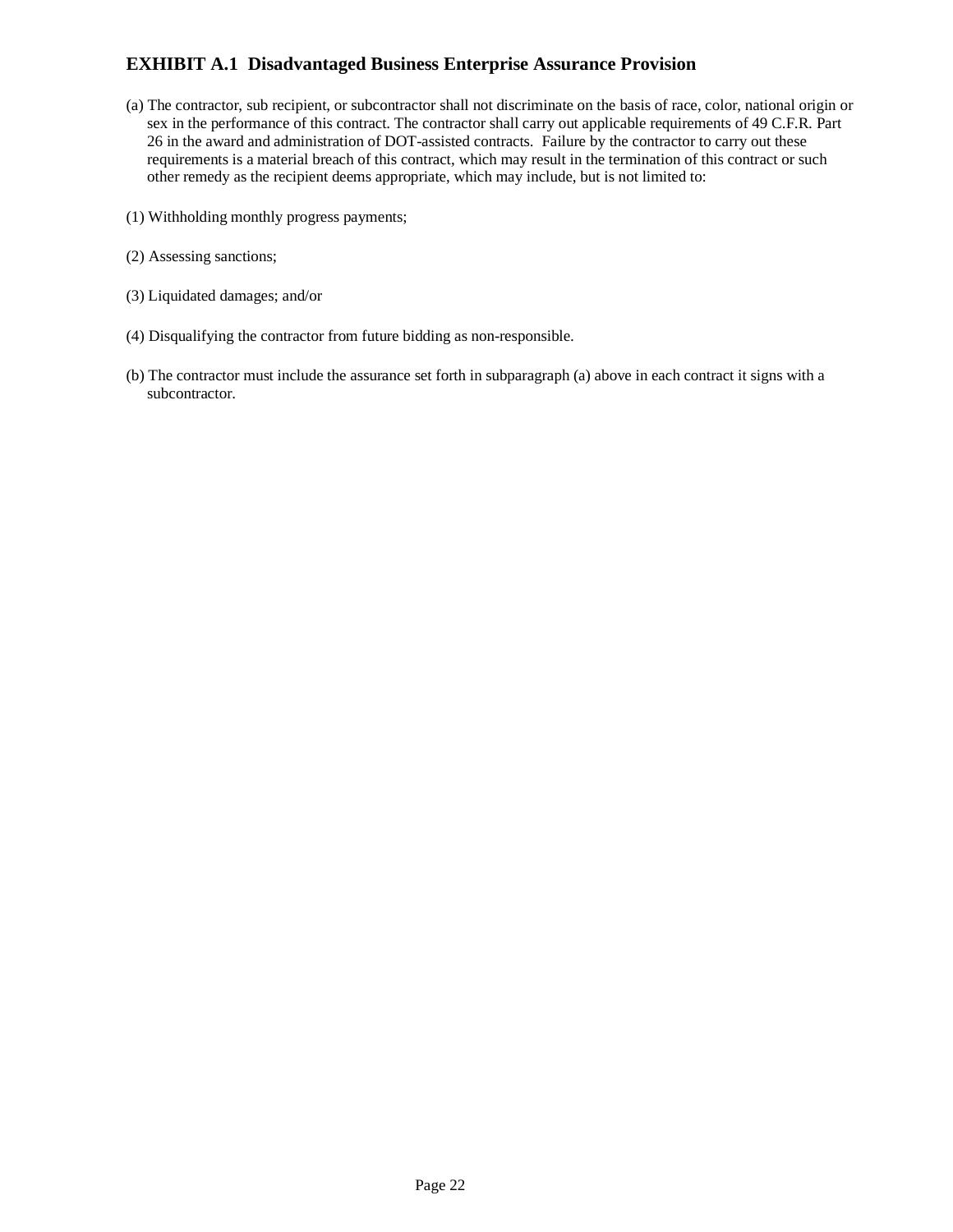## EXHIBIT A.1 Disadvantaged Business Enterprise Assurance Provision

(a) The contractor, sub recipient, or subcontractor shall not discriminate on the basis of race, color, national origin or sex in the performance of this contract. The contractor shall carry out applicable requirements of 49 C.F.R. Part 26 in the award and administration of DOT-assisted contracts. Failure by the contractor to carry out these requirements is a material breach of this contract, which may result in the termination of this contract or such other remedy as the recipient deems appropriate, which may include, but is not limited to:

(1) Withholding monthly progress payments;

(2) Assessing sanctions;

(3) Liquidated damages; and/or

(4) Disqualifying the contractor from future bidding as non-responsible.

(b) The contractor must include the assurance set forth in subparagraph (a) above in each contract it signs with a subcontractor.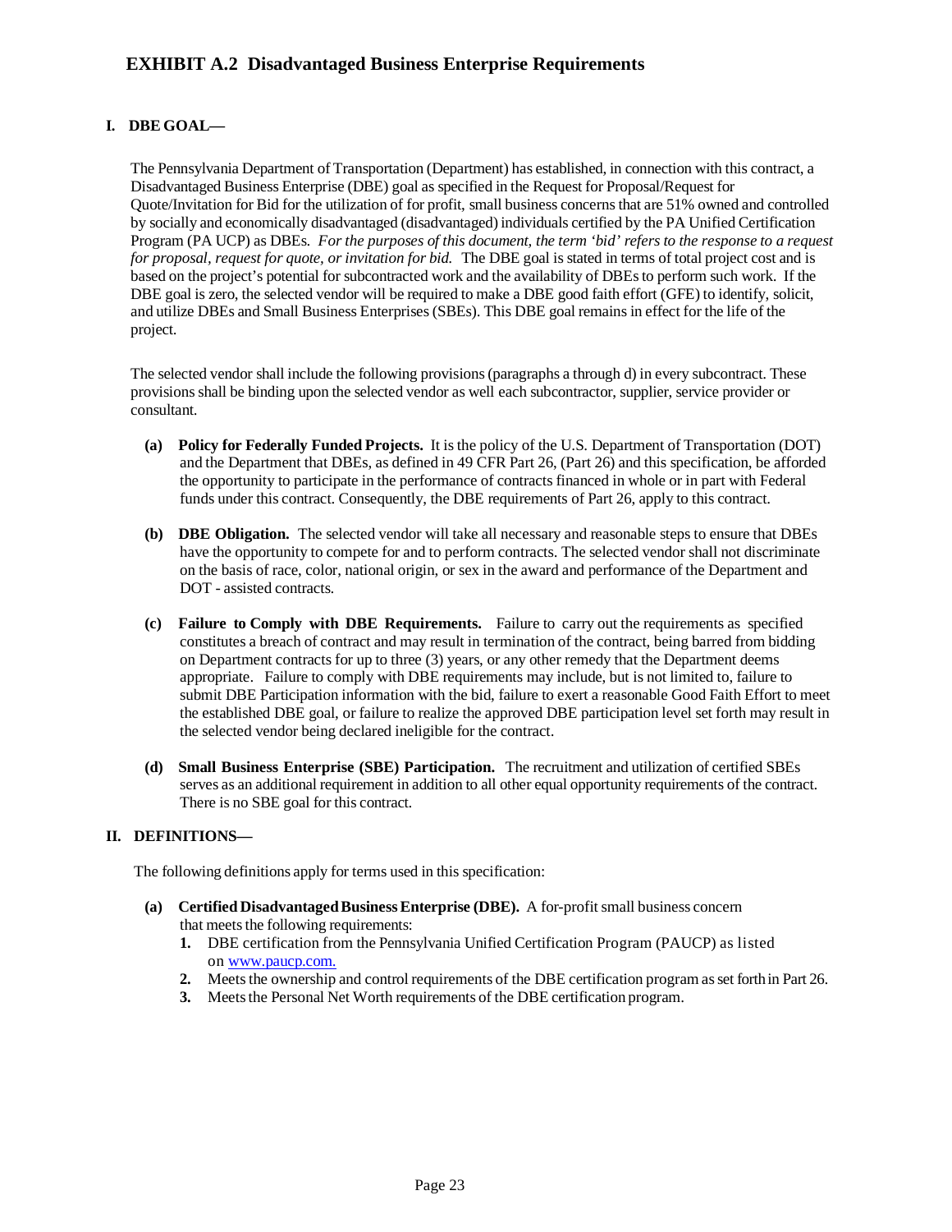## EXHIBIT A.2 Disadvantaged Business Enterprise Requirements

### I. DBE GOAL—

The Pennsylvania Department of Transportation (Department) has established, in connection with this contract, a Disadvantaged Business Enterprise (DBE) goal as specified in the Request for Proposal/Request for Quote/Invitation for Bid for the utilization of for profit, small business concerns that are 51% owned and controlled by socially and economically disadvantaged (disadvantaged) individuals certified by the PA Unified Certification Program (PA UCP) as DBEs. *For the purposes of this document, the term 'bid' refers to the response to a request for proposal, request for quote, or invitation for bid.* The DBE goal is stated in terms of total project cost and is based on the project's potential for subcontracted work and the availability of DBEs to perform such work. If the DBE goal is zero, the selected vendor will be required to make a DBE good faith effort (GFE) to identify, solicit, and utilize DBEs and Small Business Enterprises (SBEs). This DBE goal remains in effect for the life of the project.

The selected vendor shall include the following provisions (paragraphs a through d) in every subcontract. These provisions shall be binding upon the selected vendor as well each subcontractor, supplier, service provider or consultant.

**(a) Policy for Federally Funded Projects.** It is the policy of the U.S. Department of Transportation (DOT) and the Department that DBEs, as defined in 49 CFR Part 26, (Part 26) and this specification, be afforded the opportunity to participate in the performance of contracts financed in whole or in part with Federal funds under this contract. Consequently, the DBE requirements of Part 26, apply to this contract.

**(b) DBE Obligation.** The selected vendor will take all necessary and reasonable steps to ensure that DBEs have the opportunity to compete for and to perform contracts. The selected vendor shall not discriminate on the basis of race, color, national origin, or sex in the award and performance of the Department and DOT - assisted contracts.

**(c) Failure to Comply with DBE Requirements.** Failure to carry out the requirements as specified constitutes a breach of contract and may result in termination of the contract, being barred from bidding on Department contracts for up to three (3) years, or any other remedy that the Department deems appropriate. Failure to comply with DBE requirements may include, but is not limited to, failure to submit DBE Participation information with the bid, failure to exert a reasonable Good Faith Effort to meet the established DBE goal, or failure to realize the approved DBE participation level set forth may result in the selected vendor being declared ineligible for the contract.

**(d) Small Business Enterprise (SBE) Participation.** The recruitment and utilization of certified SBEs serves as an additional requirement in addition to all other equal opportunity requirements of the contract. There is no SBE goal for this contract.

### II. DEFINITIONS—

The following definitions apply for terms used in this specification:

**(a) Certified Disadvantaged Business Enterprise (DBE).** A for-profit small business concern that meets the following requirements:

1. DBE certification from the Pennsylvania Unified Certification Program (PAUCP) as listed on www.paucp.com.
2. Meets the ownership and control requirements of the DBE certification program as set forth in Part 26.
3. Meets the Personal Net Worth requirements of the DBE certification program.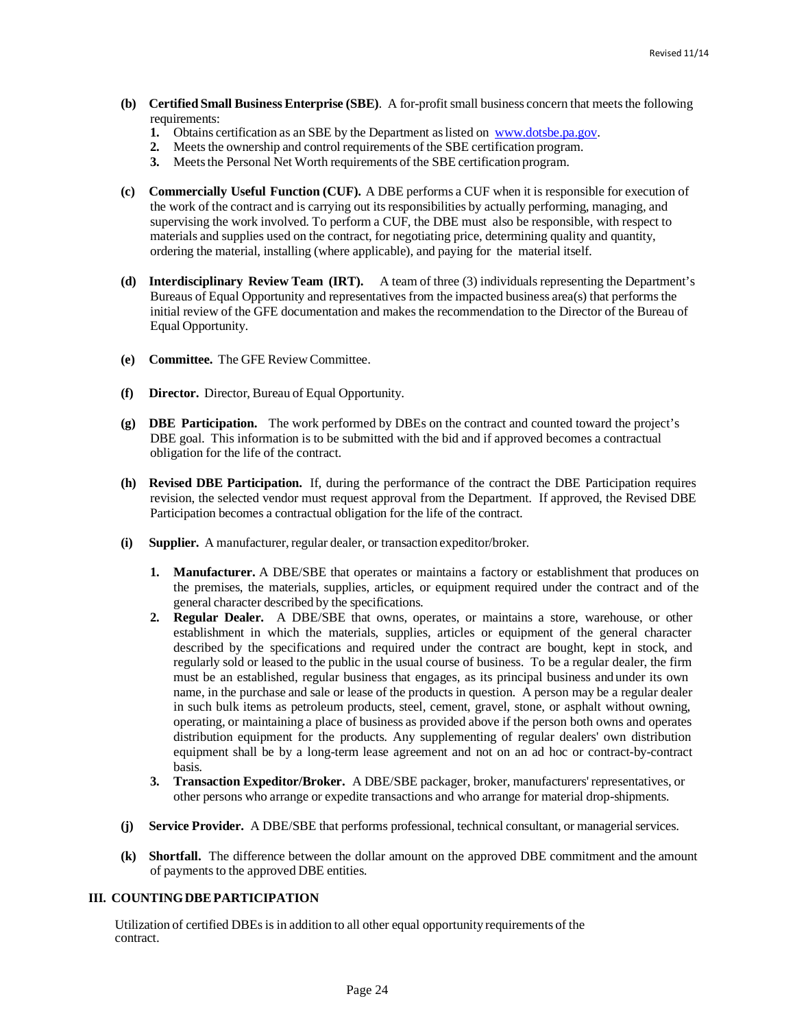**(b) Certified Small Business Enterprise (SBE)**. A for-profit small business concern that meets the following requirements:

1. Obtains certification as an SBE by the Department as listed on [www.dotsbe.pa.gov](http://www.dotsbe.pa.gov).
2. Meets the ownership and control requirements of the SBE certification program.
3. Meets the Personal Net Worth requirements of the SBE certification program.

**(c) Commercially Useful Function (CUF).** A DBE performs a CUF when it is responsible for execution of the work of the contract and is carrying out its responsibilities by actually performing, managing, and supervising the work involved. To perform a CUF, the DBE must also be responsible, with respect to materials and supplies used on the contract, for negotiating price, determining quality and quantity, ordering the material, installing (where applicable), and paying for the material itself.

**(d) Interdisciplinary Review Team (IRT).** A team of three (3) individuals representing the Department's Bureaus of Equal Opportunity and representatives from the impacted business area(s) that performs the initial review of the GFE documentation and makes the recommendation to the Director of the Bureau of Equal Opportunity.

**(e) Committee.** The GFE Review Committee.

**(f) Director.** Director, Bureau of Equal Opportunity.

**(g) DBE Participation.** The work performed by DBEs on the contract and counted toward the project's DBE goal. This information is to be submitted with the bid and if approved becomes a contractual obligation for the life of the contract.

**(h) Revised DBE Participation.** If, during the performance of the contract the DBE Participation requires revision, the selected vendor must request approval from the Department. If approved, the Revised DBE Participation becomes a contractual obligation for the life of the contract.

**(i) Supplier.** A manufacturer, regular dealer, or transaction expeditor/broker.

1. **Manufacturer.** A DBE/SBE that operates or maintains a factory or establishment that produces on the premises, the materials, supplies, articles, or equipment required under the contract and of the general character described by the specifications.
2. **Regular Dealer.** A DBE/SBE that owns, operates, or maintains a store, warehouse, or other establishment in which the materials, supplies, articles or equipment of the general character described by the specifications and required under the contract are bought, kept in stock, and regularly sold or leased to the public in the usual course of business. To be a regular dealer, the firm must be an established, regular business that engages, as its principal business and under its own name, in the purchase and sale or lease of the products in question. A person may be a regular dealer in such bulk items as petroleum products, steel, cement, gravel, stone, or asphalt without owning, operating, or maintaining a place of business as provided above if the person both owns and operates distribution equipment for the products. Any supplementing of regular dealers' own distribution equipment shall be by a long-term lease agreement and not on an ad hoc or contract-by-contract basis.
3. **Transaction Expeditor/Broker.** A DBE/SBE packager, broker, manufacturers' representatives, or other persons who arrange or expedite transactions and who arrange for material drop-shipments.

**(j) Service Provider.** A DBE/SBE that performs professional, technical consultant, or managerial services.

**(k) Shortfall.** The difference between the dollar amount on the approved DBE commitment and the amount of payments to the approved DBE entities.

## III. COUNTING DBE PARTICIPATION

Utilization of certified DBEs is in addition to all other equal opportunity requirements of the contract.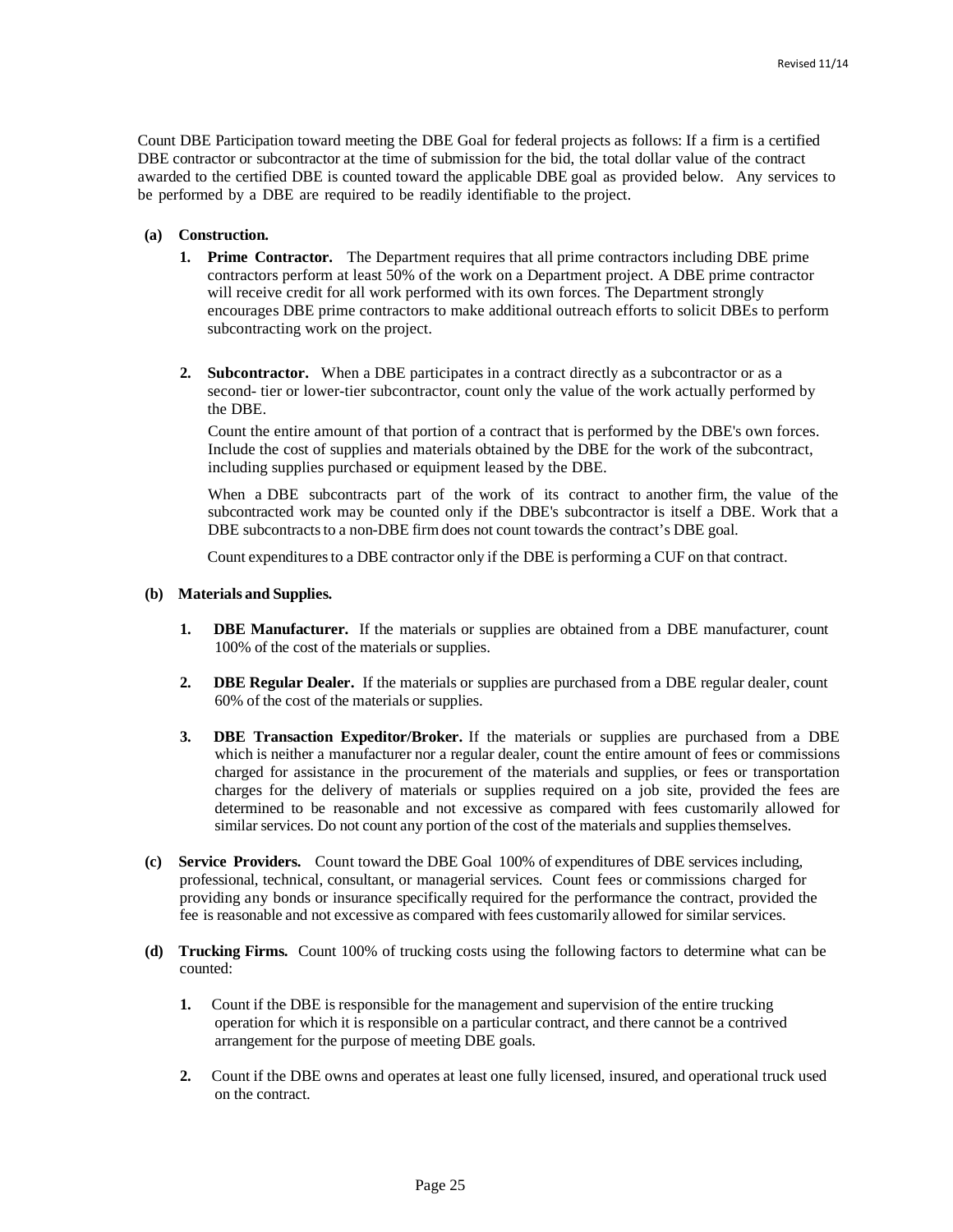Count DBE Participation toward meeting the DBE Goal for federal projects as follows: If a firm is a certified DBE contractor or subcontractor at the time of submission for the bid, the total dollar value of the contract awarded to the certified DBE is counted toward the applicable DBE goal as provided below. Any services to be performed by a DBE are required to be readily identifiable to the project.

**(a) Construction.**

1. **Prime Contractor.** The Department requires that all prime contractors including DBE prime contractors perform at least 50% of the work on a Department project. A DBE prime contractor will receive credit for all work performed with its own forces. The Department strongly encourages DBE prime contractors to make additional outreach efforts to solicit DBEs to perform subcontracting work on the project.

2. **Subcontractor.** When a DBE participates in a contract directly as a subcontractor or as a second- tier or lower-tier subcontractor, count only the value of the work actually performed by the DBE.

   Count the entire amount of that portion of a contract that is performed by the DBE's own forces. Include the cost of supplies and materials obtained by the DBE for the work of the subcontract, including supplies purchased or equipment leased by the DBE.

   When a DBE subcontracts part of the work of its contract to another firm, the value of the subcontracted work may be counted only if the DBE's subcontractor is itself a DBE. Work that a DBE subcontracts to a non-DBE firm does not count towards the contract's DBE goal.

   Count expenditures to a DBE contractor only if the DBE is performing a CUF on that contract.

**(b) Materials and Supplies.**

1. **DBE Manufacturer.** If the materials or supplies are obtained from a DBE manufacturer, count 100% of the cost of the materials or supplies.

2. **DBE Regular Dealer.** If the materials or supplies are purchased from a DBE regular dealer, count 60% of the cost of the materials or supplies.

3. **DBE Transaction Expeditor/Broker.** If the materials or supplies are purchased from a DBE which is neither a manufacturer nor a regular dealer, count the entire amount of fees or commissions charged for assistance in the procurement of the materials and supplies, or fees or transportation charges for the delivery of materials or supplies required on a job site, provided the fees are determined to be reasonable and not excessive as compared with fees customarily allowed for similar services. Do not count any portion of the cost of the materials and supplies themselves.

**(c) Service Providers.** Count toward the DBE Goal 100% of expenditures of DBE services including, professional, technical, consultant, or managerial services. Count fees or commissions charged for providing any bonds or insurance specifically required for the performance the contract, provided the fee is reasonable and not excessive as compared with fees customarily allowed for similar services.

**(d) Trucking Firms.** Count 100% of trucking costs using the following factors to determine what can be counted:

1. Count if the DBE is responsible for the management and supervision of the entire trucking operation for which it is responsible on a particular contract, and there cannot be a contrived arrangement for the purpose of meeting DBE goals.

2. Count if the DBE owns and operates at least one fully licensed, insured, and operational truck used on the contract.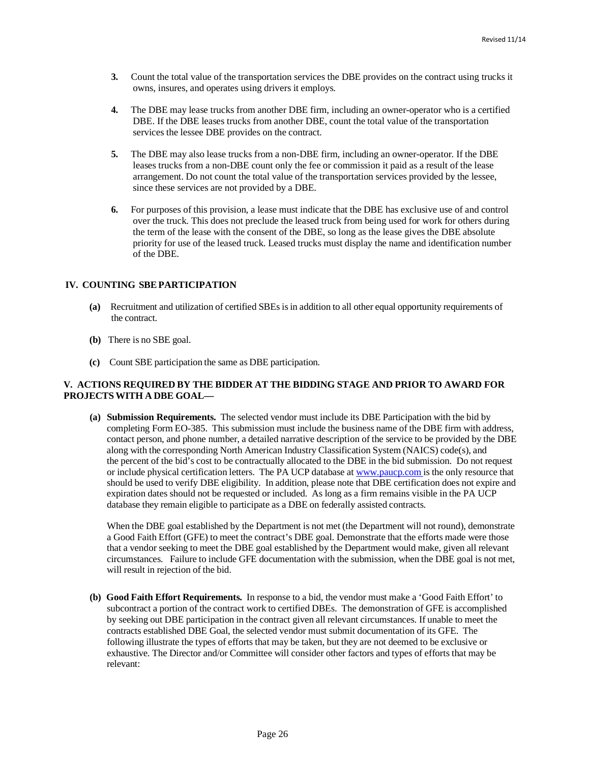3. Count the total value of the transportation services the DBE provides on the contract using trucks it owns, insures, and operates using drivers it employs.

4. The DBE may lease trucks from another DBE firm, including an owner-operator who is a certified DBE. If the DBE leases trucks from another DBE, count the total value of the transportation services the lessee DBE provides on the contract.

5. The DBE may also lease trucks from a non-DBE firm, including an owner-operator. If the DBE leases trucks from a non-DBE count only the fee or commission it paid as a result of the lease arrangement. Do not count the total value of the transportation services provided by the lessee, since these services are not provided by a DBE.

6. For purposes of this provision, a lease must indicate that the DBE has exclusive use of and control over the truck. This does not preclude the leased truck from being used for work for others during the term of the lease with the consent of the DBE, so long as the lease gives the DBE absolute priority for use of the leased truck. Leased trucks must display the name and identification number of the DBE.

## IV. COUNTING SBE PARTICIPATION

**(a)** Recruitment and utilization of certified SBEs is in addition to all other equal opportunity requirements of the contract.

**(b)** There is no SBE goal.

**(c)** Count SBE participation the same as DBE participation.

## V. ACTIONS REQUIRED BY THE BIDDER AT THE BIDDING STAGE AND PRIOR TO AWARD FOR PROJECTS WITH A DBE GOAL—

**(a) Submission Requirements.** The selected vendor must include its DBE Participation with the bid by completing Form EO-385. This submission must include the business name of the DBE firm with address, contact person, and phone number, a detailed narrative description of the service to be provided by the DBE along with the corresponding North American Industry Classification System (NAICS) code(s), and the percent of the bid's cost to be contractually allocated to the DBE in the bid submission. Do not request or include physical certification letters. The PA UCP database at www.paucp.com is the only resource that should be used to verify DBE eligibility. In addition, please note that DBE certification does not expire and expiration dates should not be requested or included. As long as a firm remains visible in the PA UCP database they remain eligible to participate as a DBE on federally assisted contracts.

When the DBE goal established by the Department is not met (the Department will not round), demonstrate a Good Faith Effort (GFE) to meet the contract's DBE goal. Demonstrate that the efforts made were those that a vendor seeking to meet the DBE goal established by the Department would make, given all relevant circumstances. Failure to include GFE documentation with the submission, when the DBE goal is not met, will result in rejection of the bid.

**(b) Good Faith Effort Requirements.** In response to a bid, the vendor must make a 'Good Faith Effort' to subcontract a portion of the contract work to certified DBEs. The demonstration of GFE is accomplished by seeking out DBE participation in the contract given all relevant circumstances. If unable to meet the contracts established DBE Goal, the selected vendor must submit documentation of its GFE. The following illustrate the types of efforts that may be taken, but they are not deemed to be exclusive or exhaustive. The Director and/or Committee will consider other factors and types of efforts that may be relevant: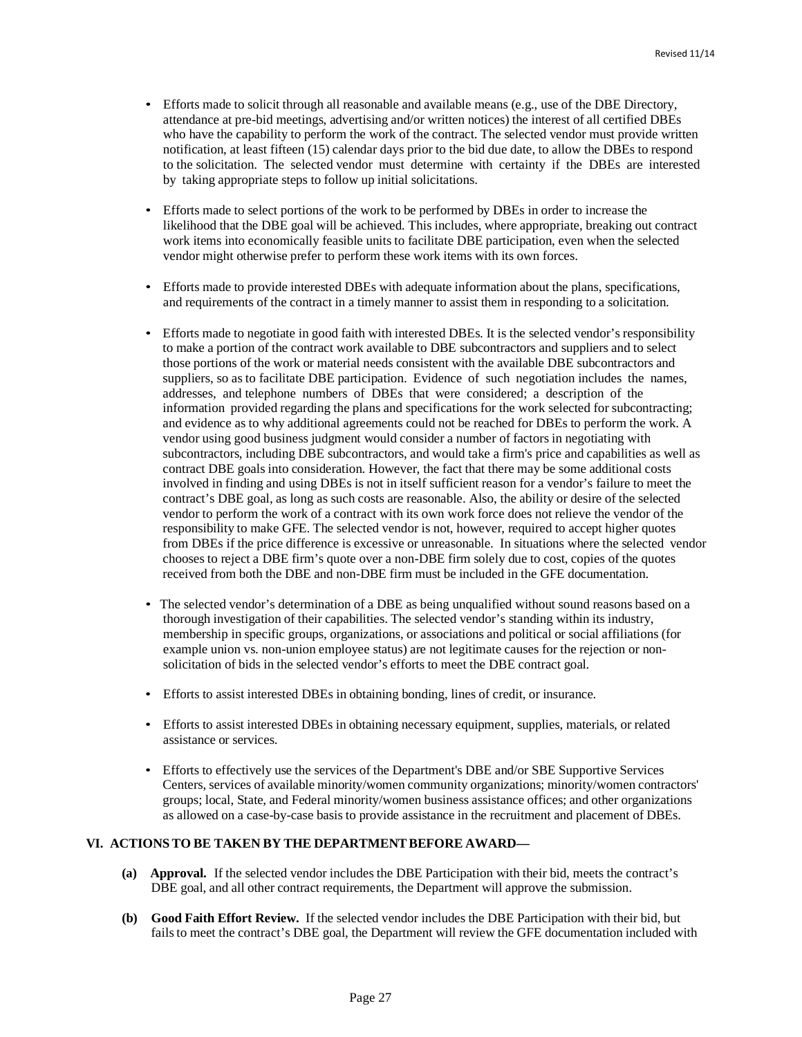- Efforts made to solicit through all reasonable and available means (e.g., use of the DBE Directory, attendance at pre-bid meetings, advertising and/or written notices) the interest of all certified DBEs who have the capability to perform the work of the contract. The selected vendor must provide written notification, at least fifteen (15) calendar days prior to the bid due date, to allow the DBEs to respond to the solicitation. The selected vendor must determine with certainty if the DBEs are interested by taking appropriate steps to follow up initial solicitations.

- Efforts made to select portions of the work to be performed by DBEs in order to increase the likelihood that the DBE goal will be achieved. This includes, where appropriate, breaking out contract work items into economically feasible units to facilitate DBE participation, even when the selected vendor might otherwise prefer to perform these work items with its own forces.

- Efforts made to provide interested DBEs with adequate information about the plans, specifications, and requirements of the contract in a timely manner to assist them in responding to a solicitation.

- Efforts made to negotiate in good faith with interested DBEs. It is the selected vendor's responsibility to make a portion of the contract work available to DBE subcontractors and suppliers and to select those portions of the work or material needs consistent with the available DBE subcontractors and suppliers, so as to facilitate DBE participation. Evidence of such negotiation includes the names, addresses, and telephone numbers of DBEs that were considered; a description of the information provided regarding the plans and specifications for the work selected for subcontracting; and evidence as to why additional agreements could not be reached for DBEs to perform the work. A vendor using good business judgment would consider a number of factors in negotiating with subcontractors, including DBE subcontractors, and would take a firm's price and capabilities as well as contract DBE goals into consideration. However, the fact that there may be some additional costs involved in finding and using DBEs is not in itself sufficient reason for a vendor's failure to meet the contract's DBE goal, as long as such costs are reasonable. Also, the ability or desire of the selected vendor to perform the work of a contract with its own work force does not relieve the vendor of the responsibility to make GFE. The selected vendor is not, however, required to accept higher quotes from DBEs if the price difference is excessive or unreasonable. In situations where the selected vendor chooses to reject a DBE firm's quote over a non-DBE firm solely due to cost, copies of the quotes received from both the DBE and non-DBE firm must be included in the GFE documentation.

- The selected vendor's determination of a DBE as being unqualified without sound reasons based on a thorough investigation of their capabilities. The selected vendor's standing within its industry, membership in specific groups, organizations, or associations and political or social affiliations (for example union vs. non-union employee status) are not legitimate causes for the rejection or non-solicitation of bids in the selected vendor's efforts to meet the DBE contract goal.

- Efforts to assist interested DBEs in obtaining bonding, lines of credit, or insurance.

- Efforts to assist interested DBEs in obtaining necessary equipment, supplies, materials, or related assistance or services.

- Efforts to effectively use the services of the Department's DBE and/or SBE Supportive Services Centers, services of available minority/women community organizations; minority/women contractors' groups; local, State, and Federal minority/women business assistance offices; and other organizations as allowed on a case-by-case basis to provide assistance in the recruitment and placement of DBEs.

## VI. ACTIONS TO BE TAKEN BY THE DEPARTMENT BEFORE AWARD—

**(a) Approval.** If the selected vendor includes the DBE Participation with their bid, meets the contract's DBE goal, and all other contract requirements, the Department will approve the submission.

**(b) Good Faith Effort Review.** If the selected vendor includes the DBE Participation with their bid, but fails to meet the contract's DBE goal, the Department will review the GFE documentation included with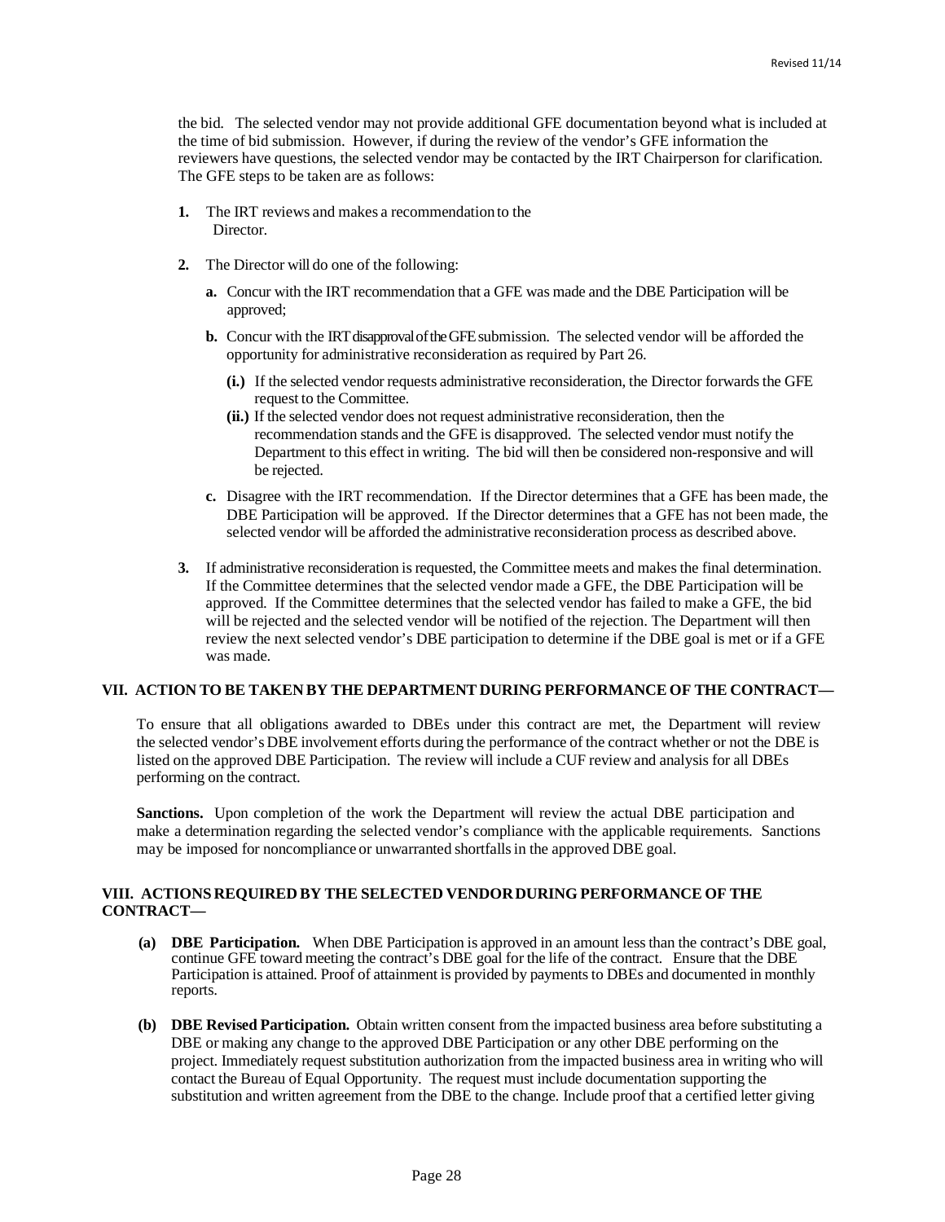the bid. The selected vendor may not provide additional GFE documentation beyond what is included at the time of bid submission. However, if during the review of the vendor's GFE information the reviewers have questions, the selected vendor may be contacted by the IRT Chairperson for clarification. The GFE steps to be taken are as follows:

1. The IRT reviews and makes a recommendation to the Director.

2. The Director will do one of the following:

   a. Concur with the IRT recommendation that a GFE was made and the DBE Participation will be approved;

   b. Concur with the IRT disapproval of the GFE submission. The selected vendor will be afforded the opportunity for administrative reconsideration as required by Part 26.

      (i.) If the selected vendor requests administrative reconsideration, the Director forwards the GFE request to the Committee.

      (ii.) If the selected vendor does not request administrative reconsideration, then the recommendation stands and the GFE is disapproved. The selected vendor must notify the Department to this effect in writing. The bid will then be considered non-responsive and will be rejected.

   c. Disagree with the IRT recommendation. If the Director determines that a GFE has been made, the DBE Participation will be approved. If the Director determines that a GFE has not been made, the selected vendor will be afforded the administrative reconsideration process as described above.

3. If administrative reconsideration is requested, the Committee meets and makes the final determination. If the Committee determines that the selected vendor made a GFE, the DBE Participation will be approved. If the Committee determines that the selected vendor has failed to make a GFE, the bid will be rejected and the selected vendor will be notified of the rejection. The Department will then review the next selected vendor's DBE participation to determine if the DBE goal is met or if a GFE was made.

## VII. ACTION TO BE TAKEN BY THE DEPARTMENT DURING PERFORMANCE OF THE CONTRACT—

To ensure that all obligations awarded to DBEs under this contract are met, the Department will review the selected vendor's DBE involvement efforts during the performance of the contract whether or not the DBE is listed on the approved DBE Participation. The review will include a CUF review and analysis for all DBEs performing on the contract.

**Sanctions.** Upon completion of the work the Department will review the actual DBE participation and make a determination regarding the selected vendor's compliance with the applicable requirements. Sanctions may be imposed for noncompliance or unwarranted shortfalls in the approved DBE goal.

## VIII. ACTIONS REQUIRED BY THE SELECTED VENDOR DURING PERFORMANCE OF THE CONTRACT—

(a) **DBE Participation.** When DBE Participation is approved in an amount less than the contract's DBE goal, continue GFE toward meeting the contract's DBE goal for the life of the contract. Ensure that the DBE Participation is attained. Proof of attainment is provided by payments to DBEs and documented in monthly reports.

(b) **DBE Revised Participation.** Obtain written consent from the impacted business area before substituting a DBE or making any change to the approved DBE Participation or any other DBE performing on the project. Immediately request substitution authorization from the impacted business area in writing who will contact the Bureau of Equal Opportunity. The request must include documentation supporting the substitution and written agreement from the DBE to the change. Include proof that a certified letter giving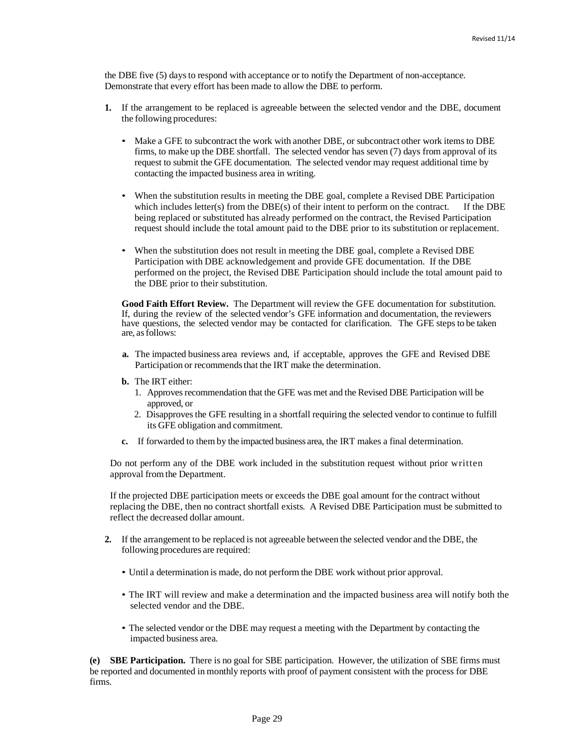the DBE five (5) days to respond with acceptance or to notify the Department of non-acceptance. Demonstrate that every effort has been made to allow the DBE to perform.

**1.** If the arrangement to be replaced is agreeable between the selected vendor and the DBE, document the following procedures:

- Make a GFE to subcontract the work with another DBE, or subcontract other work items to DBE firms, to make up the DBE shortfall. The selected vendor has seven (7) days from approval of its request to submit the GFE documentation. The selected vendor may request additional time by contacting the impacted business area in writing.

- When the substitution results in meeting the DBE goal, complete a Revised DBE Participation which includes letter(s) from the DBE(s) of their intent to perform on the contract. If the DBE being replaced or substituted has already performed on the contract, the Revised Participation request should include the total amount paid to the DBE prior to its substitution or replacement.

- When the substitution does not result in meeting the DBE goal, complete a Revised DBE Participation with DBE acknowledgement and provide GFE documentation. If the DBE performed on the project, the Revised DBE Participation should include the total amount paid to the DBE prior to their substitution.

**Good Faith Effort Review.** The Department will review the GFE documentation for substitution. If, during the review of the selected vendor's GFE information and documentation, the reviewers have questions, the selected vendor may be contacted for clarification. The GFE steps to be taken are, as follows:

**a.** The impacted business area reviews and, if acceptable, approves the GFE and Revised DBE Participation or recommends that the IRT make the determination.

**b.** The IRT either:
1. Approves recommendation that the GFE was met and the Revised DBE Participation will be approved, or
2. Disapproves the GFE resulting in a shortfall requiring the selected vendor to continue to fulfill its GFE obligation and commitment.

**c.** If forwarded to them by the impacted business area, the IRT makes a final determination.

Do not perform any of the DBE work included in the substitution request without prior written approval from the Department.

If the projected DBE participation meets or exceeds the DBE goal amount for the contract without replacing the DBE, then no contract shortfall exists. A Revised DBE Participation must be submitted to reflect the decreased dollar amount.

**2.** If the arrangement to be replaced is not agreeable between the selected vendor and the DBE, the following procedures are required:

- Until a determination is made, do not perform the DBE work without prior approval.

- The IRT will review and make a determination and the impacted business area will notify both the selected vendor and the DBE.

- The selected vendor or the DBE may request a meeting with the Department by contacting the impacted business area.

**(e) SBE Participation.** There is no goal for SBE participation. However, the utilization of SBE firms must be reported and documented in monthly reports with proof of payment consistent with the process for DBE firms.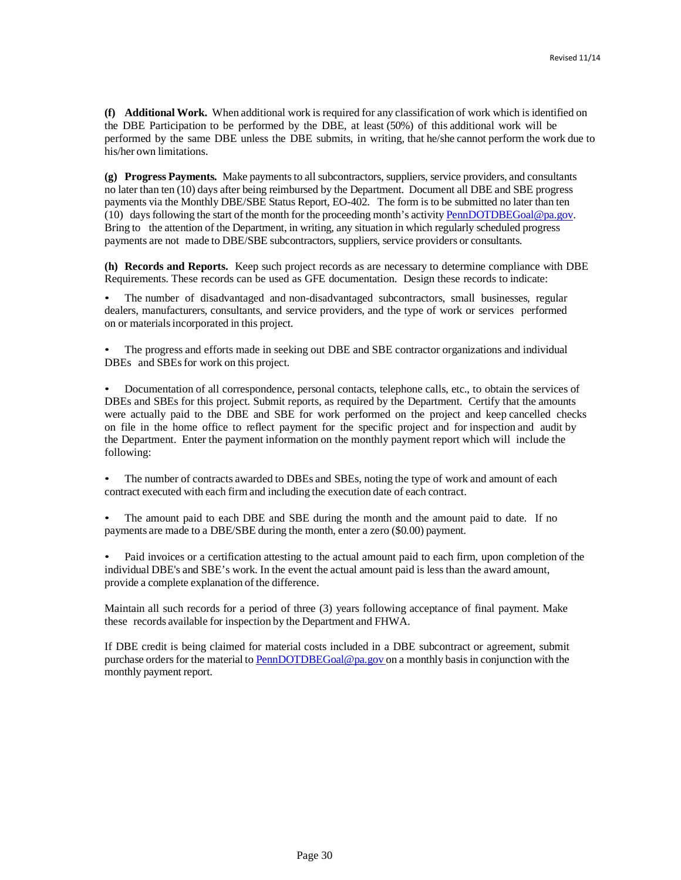**(f) Additional Work.** When additional work is required for any classification of work which is identified on the DBE Participation to be performed by the DBE, at least (50%) of this additional work will be performed by the same DBE unless the DBE submits, in writing, that he/she cannot perform the work due to his/her own limitations.

**(g) Progress Payments.** Make payments to all subcontractors, suppliers, service providers, and consultants no later than ten (10) days after being reimbursed by the Department. Document all DBE and SBE progress payments via the Monthly DBE/SBE Status Report, EO-402. The form is to be submitted no later than ten (10) days following the start of the month for the proceeding month's activity PennDOTDBEGoal@pa.gov. Bring to the attention of the Department, in writing, any situation in which regularly scheduled progress payments are not made to DBE/SBE subcontractors, suppliers, service providers or consultants.

**(h) Records and Reports.** Keep such project records as are necessary to determine compliance with DBE Requirements. These records can be used as GFE documentation. Design these records to indicate:

- The number of disadvantaged and non-disadvantaged subcontractors, small businesses, regular dealers, manufacturers, consultants, and service providers, and the type of work or services performed on or materials incorporated in this project.

- The progress and efforts made in seeking out DBE and SBE contractor organizations and individual DBEs and SBEs for work on this project.

- Documentation of all correspondence, personal contacts, telephone calls, etc., to obtain the services of DBEs and SBEs for this project. Submit reports, as required by the Department. Certify that the amounts were actually paid to the DBE and SBE for work performed on the project and keep cancelled checks on file in the home office to reflect payment for the specific project and for inspection and audit by the Department. Enter the payment information on the monthly payment report which will include the following:

- The number of contracts awarded to DBEs and SBEs, noting the type of work and amount of each contract executed with each firm and including the execution date of each contract.

- The amount paid to each DBE and SBE during the month and the amount paid to date. If no payments are made to a DBE/SBE during the month, enter a zero ($0.00) payment.

- Paid invoices or a certification attesting to the actual amount paid to each firm, upon completion of the individual DBE's and SBE's work. In the event the actual amount paid is less than the award amount, provide a complete explanation of the difference.

Maintain all such records for a period of three (3) years following acceptance of final payment. Make these records available for inspection by the Department and FHWA.

If DBE credit is being claimed for material costs included in a DBE subcontract or agreement, submit purchase orders for the material to PennDOTDBEGoal@pa.gov on a monthly basis in conjunction with the monthly payment report.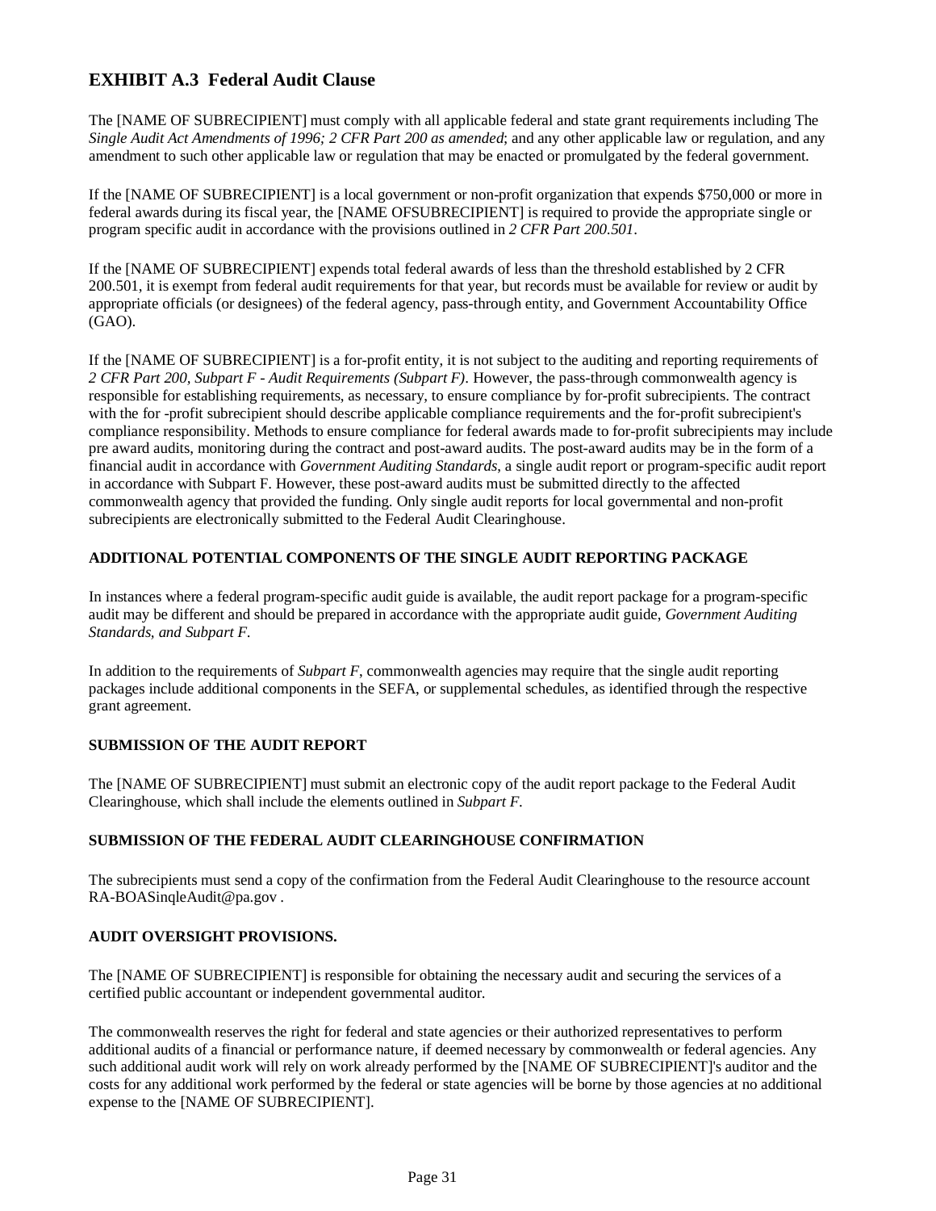## EXHIBIT A.3 Federal Audit Clause

The [NAME OF SUBRECIPIENT] must comply with all applicable federal and state grant requirements including The *Single Audit Act Amendments of 1996; 2 CFR Part 200 as amended*; and any other applicable law or regulation, and any amendment to such other applicable law or regulation that may be enacted or promulgated by the federal government.

If the [NAME OF SUBRECIPIENT] is a local government or non-profit organization that expends $750,000 or more in federal awards during its fiscal year, the [NAME OFSUBRECIPIENT] is required to provide the appropriate single or program specific audit in accordance with the provisions outlined in *2 CFR Part 200.501*.

If the [NAME OF SUBRECIPIENT] expends total federal awards of less than the threshold established by 2 CFR 200.501, it is exempt from federal audit requirements for that year, but records must be available for review or audit by appropriate officials (or designees) of the federal agency, pass-through entity, and Government Accountability Office (GAO).

If the [NAME OF SUBRECIPIENT] is a for-profit entity, it is not subject to the auditing and reporting requirements of *2 CFR Part 200, Subpart F - Audit Requirements (Subpart F)*. However, the pass-through commonwealth agency is responsible for establishing requirements, as necessary, to ensure compliance by for-profit subrecipients. The contract with the for -profit subrecipient should describe applicable compliance requirements and the for-profit subrecipient's compliance responsibility. Methods to ensure compliance for federal awards made to for-profit subrecipients may include pre award audits, monitoring during the contract and post-award audits. The post-award audits may be in the form of a financial audit in accordance with *Government Auditing Standards*, a single audit report or program-specific audit report in accordance with Subpart F. However, these post-award audits must be submitted directly to the affected commonwealth agency that provided the funding. Only single audit reports for local governmental and non-profit subrecipients are electronically submitted to the Federal Audit Clearinghouse.

**ADDITIONAL POTENTIAL COMPONENTS OF THE SINGLE AUDIT REPORTING PACKAGE**

In instances where a federal program-specific audit guide is available, the audit report package for a program-specific audit may be different and should be prepared in accordance with the appropriate audit guide, *Government Auditing Standards, and Subpart F*.

In addition to the requirements of *Subpart F*, commonwealth agencies may require that the single audit reporting packages include additional components in the SEFA, or supplemental schedules, as identified through the respective grant agreement.

**SUBMISSION OF THE AUDIT REPORT**

The [NAME OF SUBRECIPIENT] must submit an electronic copy of the audit report package to the Federal Audit Clearinghouse, which shall include the elements outlined in *Subpart F*.

**SUBMISSION OF THE FEDERAL AUDIT CLEARINGHOUSE CONFIRMATION**

The subrecipients must send a copy of the confirmation from the Federal Audit Clearinghouse to the resource account RA-BOASinqleAudit@pa.gov .

**AUDIT OVERSIGHT PROVISIONS.**

The [NAME OF SUBRECIPIENT] is responsible for obtaining the necessary audit and securing the services of a certified public accountant or independent governmental auditor.

The commonwealth reserves the right for federal and state agencies or their authorized representatives to perform additional audits of a financial or performance nature, if deemed necessary by commonwealth or federal agencies. Any such additional audit work will rely on work already performed by the [NAME OF SUBRECIPIENT]'s auditor and the costs for any additional work performed by the federal or state agencies will be borne by those agencies at no additional expense to the [NAME OF SUBRECIPIENT].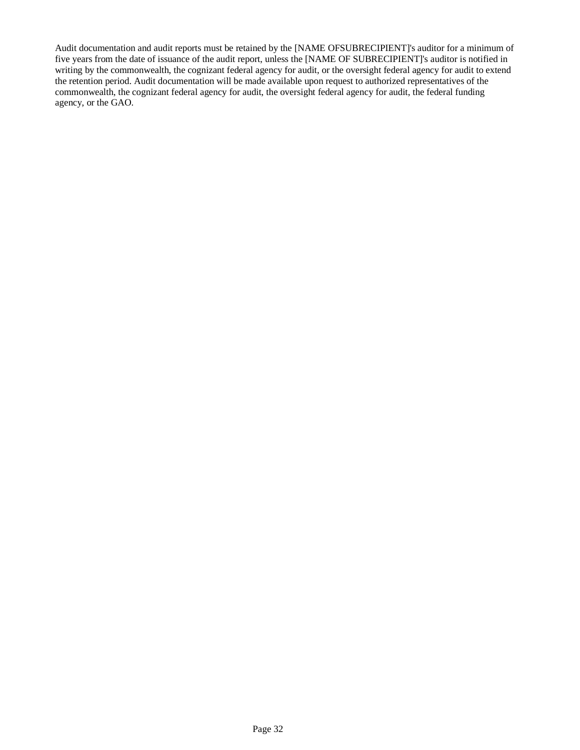Audit documentation and audit reports must be retained by the [NAME OFSUBRECIPIENT]'s auditor for a minimum of five years from the date of issuance of the audit report, unless the [NAME OF SUBRECIPIENT]'s auditor is notified in writing by the commonwealth, the cognizant federal agency for audit, or the oversight federal agency for audit to extend the retention period. Audit documentation will be made available upon request to authorized representatives of the commonwealth, the cognizant federal agency for audit, the oversight federal agency for audit, the federal funding agency, or the GAO.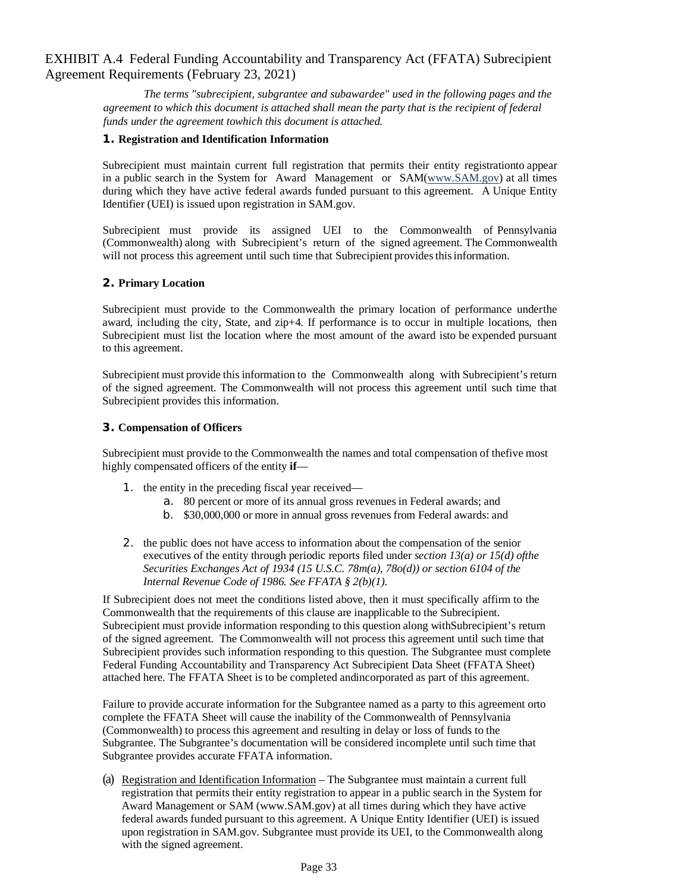# EXHIBIT A.4 Federal Funding Accountability and Transparency Act (FFATA) Subrecipient Agreement Requirements (February 23, 2021)

*The terms "subrecipient, subgrantee and subawardee" used in the following pages and the agreement to which this document is attached shall mean the party that is the recipient of federal funds under the agreement towhich this document is attached.*

## 1. Registration and Identification Information

Subrecipient must maintain current full registration that permits their entity registrationto appear in a public search in the System for Award Management or SAM(www.SAM.gov) at all times during which they have active federal awards funded pursuant to this agreement. A Unique Entity Identifier (UEI) is issued upon registration in SAM.gov.

Subrecipient must provide its assigned UEI to the Commonwealth of Pennsylvania (Commonwealth) along with Subrecipient's return of the signed agreement. The Commonwealth will not process this agreement until such time that Subrecipient provides this information.

## 2. Primary Location

Subrecipient must provide to the Commonwealth the primary location of performance underthe award, including the city, State, and zip+4. If performance is to occur in multiple locations, then Subrecipient must list the location where the most amount of the award isto be expended pursuant to this agreement.

Subrecipient must provide this information to the Commonwealth along with Subrecipient's return of the signed agreement. The Commonwealth will not process this agreement until such time that Subrecipient provides this information.

## 3. Compensation of Officers

Subrecipient must provide to the Commonwealth the names and total compensation of thefive most highly compensated officers of the entity **if**—

1. the entity in the preceding fiscal year received—
   a. 80 percent or more of its annual gross revenues in Federal awards; and
   b. $30,000,000 or more in annual gross revenues from Federal awards: and

2. the public does not have access to information about the compensation of the senior executives of the entity through periodic reports filed under *section 13(a) or 15(d) ofthe Securities Exchanges Act of 1934 (15 U.S.C. 78m(a), 78o(d)) or section 6104 of the Internal Revenue Code of 1986. See FFATA § 2(b)(1).*

If Subrecipient does not meet the conditions listed above, then it must specifically affirm to the Commonwealth that the requirements of this clause are inapplicable to the Subrecipient. Subrecipient must provide information responding to this question along withSubrecipient's return of the signed agreement. The Commonwealth will not process this agreement until such time that Subrecipient provides such information responding to this question. The Subgrantee must complete Federal Funding Accountability and Transparency Act Subrecipient Data Sheet (FFATA Sheet) attached here. The FFATA Sheet is to be completed andincorporated as part of this agreement.

Failure to provide accurate information for the Subgrantee named as a party to this agreement orto complete the FFATA Sheet will cause the inability of the Commonwealth of Pennsylvania (Commonwealth) to process this agreement and resulting in delay or loss of funds to the Subgrantee. The Subgrantee's documentation will be considered incomplete until such time that Subgrantee provides accurate FFATA information.

(a) Registration and Identification Information – The Subgrantee must maintain a current full registration that permits their entity registration to appear in a public search in the System for Award Management or SAM (www.SAM.gov) at all times during which they have active federal awards funded pursuant to this agreement. A Unique Entity Identifier (UEI) is issued upon registration in SAM.gov. Subgrantee must provide its UEI, to the Commonwealth along with the signed agreement.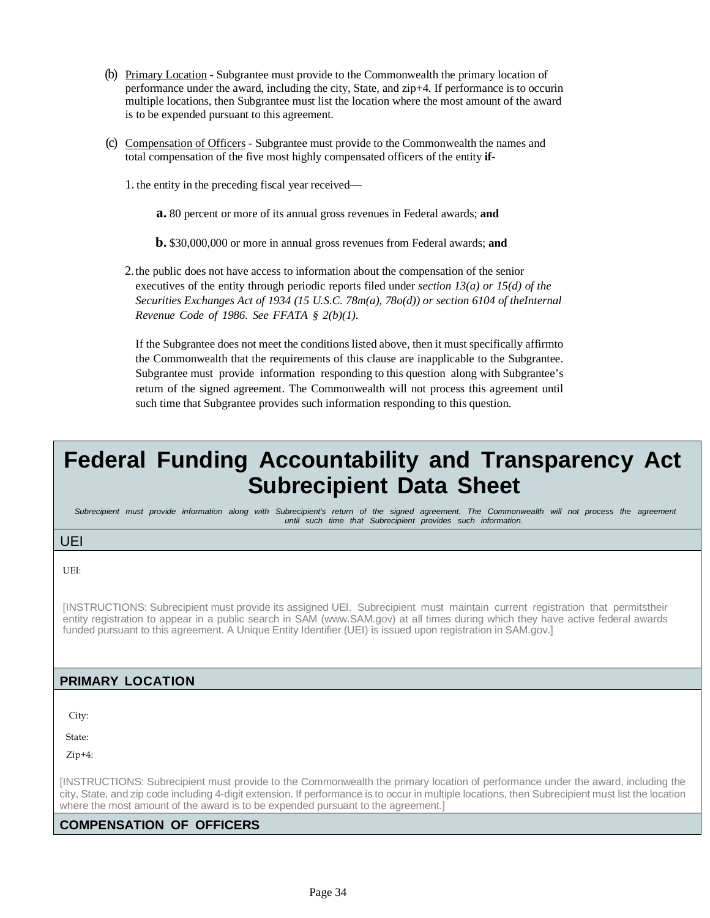(b) Primary Location - Subgrantee must provide to the Commonwealth the primary location of performance under the award, including the city, State, and zip+4. If performance is to occurin multiple locations, then Subgrantee must list the location where the most amount of the award is to be expended pursuant to this agreement.

(c) Compensation of Officers - Subgrantee must provide to the Commonwealth the names and total compensation of the five most highly compensated officers of the entity **if**-

1. the entity in the preceding fiscal year received—

   **a.** 80 percent or more of its annual gross revenues in Federal awards; **and**

   **b.** $30,000,000 or more in annual gross revenues from Federal awards; **and**

2. the public does not have access to information about the compensation of the senior executives of the entity through periodic reports filed under *section 13(a) or 15(d) of the Securities Exchanges Act of 1934 (15 U.S.C. 78m(a), 78o(d)) or section 6104 of theInternal Revenue Code of 1986. See FFATA § 2(b)(1).*

   If the Subgrantee does not meet the conditions listed above, then it must specifically affirmto the Commonwealth that the requirements of this clause are inapplicable to the Subgrantee. Subgrantee must provide information responding to this question along with Subgrantee's return of the signed agreement. The Commonwealth will not process this agreement until such time that Subgrantee provides such information responding to this question.

# Federal Funding Accountability and Transparency Act Subrecipient Data Sheet

*Subrecipient must provide information along with Subrecipient's return of the signed agreement. The Commonwealth will not process the agreement until such time that Subrecipient provides such information.*

## UEI

UEI:

[INSTRUCTIONS: Subrecipient must provide its assigned UEI. Subrecipient must maintain current registration that permitstheir entity registration to appear in a public search in SAM (www.SAM.gov) at all times during which they have active federal awards funded pursuant to this agreement. A Unique Entity Identifier (UEI) is issued upon registration in SAM.gov.]

## PRIMARY LOCATION

City:

State:

Zip+4:

[INSTRUCTIONS: Subrecipient must provide to the Commonwealth the primary location of performance under the award, including the city, State, and zip code including 4-digit extension. If performance is to occur in multiple locations, then Subrecipient must list the location where the most amount of the award is to be expended pursuant to the agreement.]

## COMPENSATION OF OFFICERS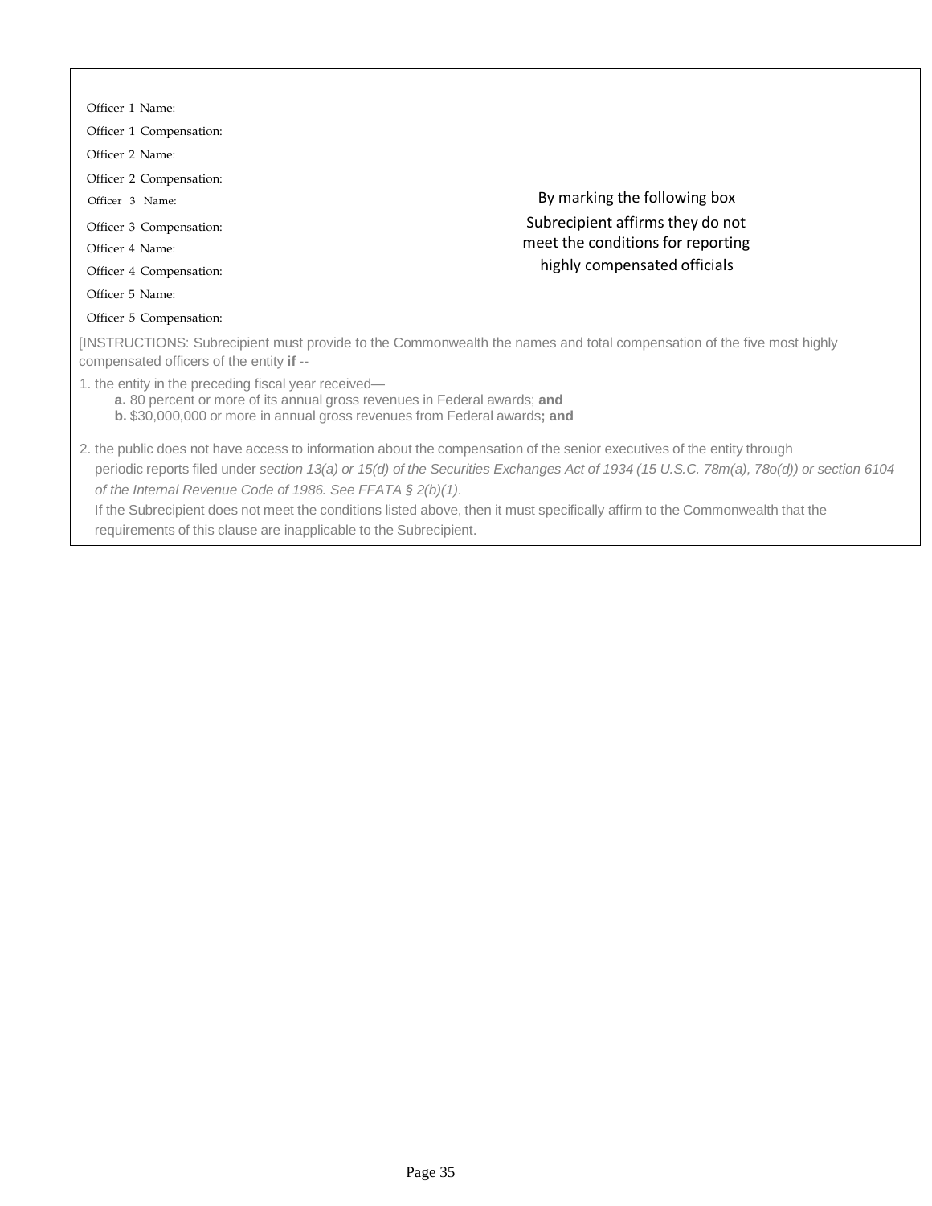Officer 1 Name:

Officer 1 Compensation:

Officer 2 Name:

Officer 2 Compensation:

Officer 3 Name:

Officer 3 Compensation:

Officer 4 Name:

Officer 4 Compensation:

Officer 5 Name:

Officer 5 Compensation:

By marking the following box Subrecipient affirms they do not meet the conditions for reporting highly compensated officials

[INSTRUCTIONS: Subrecipient must provide to the Commonwealth the names and total compensation of the five most highly compensated officers of the entity **if** --

1. the entity in the preceding fiscal year received—
   - **a.** 80 percent or more of its annual gross revenues in Federal awards; **and**
   - **b.** $30,000,000 or more in annual gross revenues from Federal awards**; and**
2. the public does not have access to information about the compensation of the senior executives of the entity through periodic reports filed under *section 13(a) or 15(d) of the Securities Exchanges Act of 1934 (15 U.S.C. 78m(a), 78o(d)) or section 6104 of the Internal Revenue Code of 1986. See FFATA § 2(b)(1)*.

   If the Subrecipient does not meet the conditions listed above, then it must specifically affirm to the Commonwealth that the requirements of this clause are inapplicable to the Subrecipient.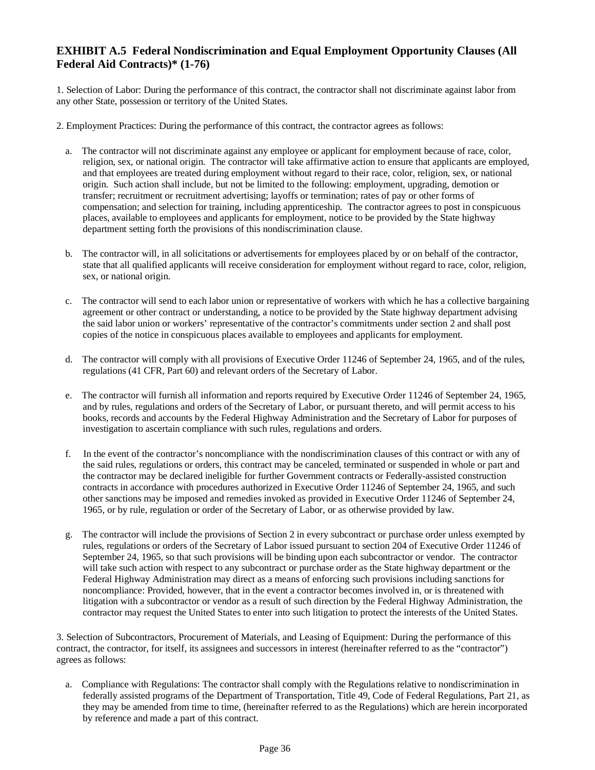## EXHIBIT A.5 Federal Nondiscrimination and Equal Employment Opportunity Clauses (All Federal Aid Contracts)* (1-76)

1. Selection of Labor: During the performance of this contract, the contractor shall not discriminate against labor from any other State, possession or territory of the United States.

2. Employment Practices: During the performance of this contract, the contractor agrees as follows:

   a. The contractor will not discriminate against any employee or applicant for employment because of race, color, religion, sex, or national origin. The contractor will take affirmative action to ensure that applicants are employed, and that employees are treated during employment without regard to their race, color, religion, sex, or national origin. Such action shall include, but not be limited to the following: employment, upgrading, demotion or transfer; recruitment or recruitment advertising; layoffs or termination; rates of pay or other forms of compensation; and selection for training, including apprenticeship. The contractor agrees to post in conspicuous places, available to employees and applicants for employment, notice to be provided by the State highway department setting forth the provisions of this nondiscrimination clause.

   b. The contractor will, in all solicitations or advertisements for employees placed by or on behalf of the contractor, state that all qualified applicants will receive consideration for employment without regard to race, color, religion, sex, or national origin.

   c. The contractor will send to each labor union or representative of workers with which he has a collective bargaining agreement or other contract or understanding, a notice to be provided by the State highway department advising the said labor union or workers' representative of the contractor's commitments under section 2 and shall post copies of the notice in conspicuous places available to employees and applicants for employment.

   d. The contractor will comply with all provisions of Executive Order 11246 of September 24, 1965, and of the rules, regulations (41 CFR, Part 60) and relevant orders of the Secretary of Labor.

   e. The contractor will furnish all information and reports required by Executive Order 11246 of September 24, 1965, and by rules, regulations and orders of the Secretary of Labor, or pursuant thereto, and will permit access to his books, records and accounts by the Federal Highway Administration and the Secretary of Labor for purposes of investigation to ascertain compliance with such rules, regulations and orders.

   f. In the event of the contractor's noncompliance with the nondiscrimination clauses of this contract or with any of the said rules, regulations or orders, this contract may be canceled, terminated or suspended in whole or part and the contractor may be declared ineligible for further Government contracts or Federally-assisted construction contracts in accordance with procedures authorized in Executive Order 11246 of September 24, 1965, and such other sanctions may be imposed and remedies invoked as provided in Executive Order 11246 of September 24, 1965, or by rule, regulation or order of the Secretary of Labor, or as otherwise provided by law.

   g. The contractor will include the provisions of Section 2 in every subcontract or purchase order unless exempted by rules, regulations or orders of the Secretary of Labor issued pursuant to section 204 of Executive Order 11246 of September 24, 1965, so that such provisions will be binding upon each subcontractor or vendor. The contractor will take such action with respect to any subcontract or purchase order as the State highway department or the Federal Highway Administration may direct as a means of enforcing such provisions including sanctions for noncompliance: Provided, however, that in the event a contractor becomes involved in, or is threatened with litigation with a subcontractor or vendor as a result of such direction by the Federal Highway Administration, the contractor may request the United States to enter into such litigation to protect the interests of the United States.

3. Selection of Subcontractors, Procurement of Materials, and Leasing of Equipment: During the performance of this contract, the contractor, for itself, its assignees and successors in interest (hereinafter referred to as the "contractor") agrees as follows:

   a. Compliance with Regulations: The contractor shall comply with the Regulations relative to nondiscrimination in federally assisted programs of the Department of Transportation, Title 49, Code of Federal Regulations, Part 21, as they may be amended from time to time, (hereinafter referred to as the Regulations) which are herein incorporated by reference and made a part of this contract.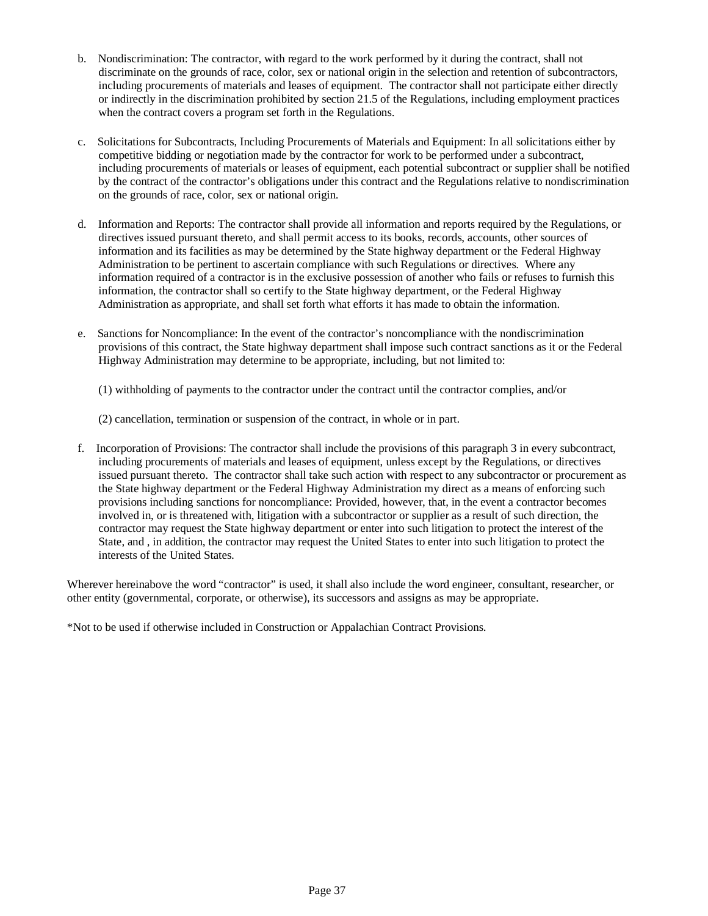b. Nondiscrimination: The contractor, with regard to the work performed by it during the contract, shall not discriminate on the grounds of race, color, sex or national origin in the selection and retention of subcontractors, including procurements of materials and leases of equipment. The contractor shall not participate either directly or indirectly in the discrimination prohibited by section 21.5 of the Regulations, including employment practices when the contract covers a program set forth in the Regulations.

c. Solicitations for Subcontracts, Including Procurements of Materials and Equipment: In all solicitations either by competitive bidding or negotiation made by the contractor for work to be performed under a subcontract, including procurements of materials or leases of equipment, each potential subcontract or supplier shall be notified by the contract of the contractor's obligations under this contract and the Regulations relative to nondiscrimination on the grounds of race, color, sex or national origin.

d. Information and Reports: The contractor shall provide all information and reports required by the Regulations, or directives issued pursuant thereto, and shall permit access to its books, records, accounts, other sources of information and its facilities as may be determined by the State highway department or the Federal Highway Administration to be pertinent to ascertain compliance with such Regulations or directives. Where any information required of a contractor is in the exclusive possession of another who fails or refuses to furnish this information, the contractor shall so certify to the State highway department, or the Federal Highway Administration as appropriate, and shall set forth what efforts it has made to obtain the information.

e. Sanctions for Noncompliance: In the event of the contractor's noncompliance with the nondiscrimination provisions of this contract, the State highway department shall impose such contract sanctions as it or the Federal Highway Administration may determine to be appropriate, including, but not limited to:

(1) withholding of payments to the contractor under the contract until the contractor complies, and/or

(2) cancellation, termination or suspension of the contract, in whole or in part.

f. Incorporation of Provisions: The contractor shall include the provisions of this paragraph 3 in every subcontract, including procurements of materials and leases of equipment, unless except by the Regulations, or directives issued pursuant thereto. The contractor shall take such action with respect to any subcontractor or procurement as the State highway department or the Federal Highway Administration my direct as a means of enforcing such provisions including sanctions for noncompliance: Provided, however, that, in the event a contractor becomes involved in, or is threatened with, litigation with a subcontractor or supplier as a result of such direction, the contractor may request the State highway department or enter into such litigation to protect the interest of the State, and , in addition, the contractor may request the United States to enter into such litigation to protect the interests of the United States.

Wherever hereinabove the word "contractor" is used, it shall also include the word engineer, consultant, researcher, or other entity (governmental, corporate, or otherwise), its successors and assigns as may be appropriate.

*Not to be used if otherwise included in Construction or Appalachian Contract Provisions.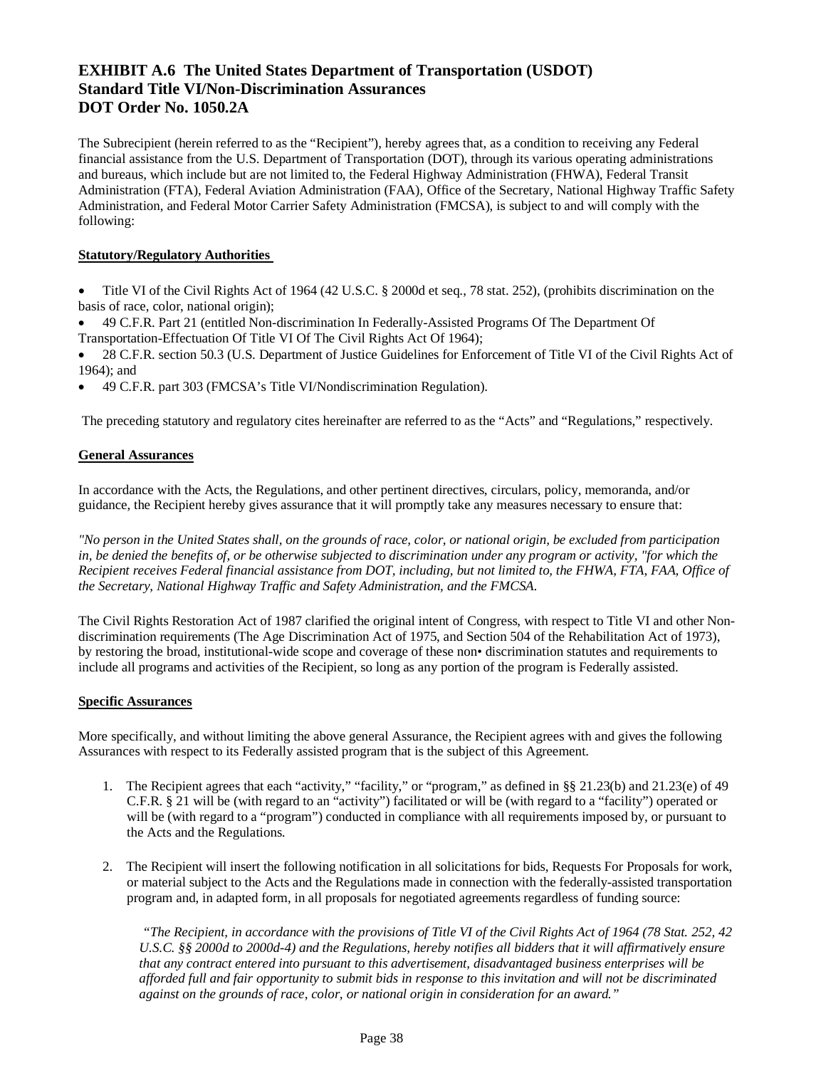# EXHIBIT A.6 The United States Department of Transportation (USDOT) Standard Title VI/Non-Discrimination Assurances DOT Order No. 1050.2A

The Subrecipient (herein referred to as the "Recipient"), hereby agrees that, as a condition to receiving any Federal financial assistance from the U.S. Department of Transportation (DOT), through its various operating administrations and bureaus, which include but are not limited to, the Federal Highway Administration (FHWA), Federal Transit Administration (FTA), Federal Aviation Administration (FAA), Office of the Secretary, National Highway Traffic Safety Administration, and Federal Motor Carrier Safety Administration (FMCSA), is subject to and will comply with the following:

**Statutory/Regulatory Authorities**

- Title VI of the Civil Rights Act of 1964 (42 U.S.C. § 2000d et seq., 78 stat. 252), (prohibits discrimination on the basis of race, color, national origin);
- 49 C.F.R. Part 21 (entitled Non-discrimination In Federally-Assisted Programs Of The Department Of Transportation-Effectuation Of Title VI Of The Civil Rights Act Of 1964);
- 28 C.F.R. section 50.3 (U.S. Department of Justice Guidelines for Enforcement of Title VI of the Civil Rights Act of 1964); and
- 49 C.F.R. part 303 (FMCSA's Title VI/Nondiscrimination Regulation).

The preceding statutory and regulatory cites hereinafter are referred to as the "Acts" and "Regulations," respectively.

**General Assurances**

In accordance with the Acts, the Regulations, and other pertinent directives, circulars, policy, memoranda, and/or guidance, the Recipient hereby gives assurance that it will promptly take any measures necessary to ensure that:

*"No person in the United States shall, on the grounds of race, color, or national origin, be excluded from participation in, be denied the benefits of, or be otherwise subjected to discrimination under any program or activity, "for which the Recipient receives Federal financial assistance from DOT, including, but not limited to, the FHWA, FTA, FAA, Office of the Secretary, National Highway Traffic and Safety Administration, and the FMCSA.*

The Civil Rights Restoration Act of 1987 clarified the original intent of Congress, with respect to Title VI and other Non-discrimination requirements (The Age Discrimination Act of 1975, and Section 504 of the Rehabilitation Act of 1973), by restoring the broad, institutional-wide scope and coverage of these non• discrimination statutes and requirements to include all programs and activities of the Recipient, so long as any portion of the program is Federally assisted.

**Specific Assurances**

More specifically, and without limiting the above general Assurance, the Recipient agrees with and gives the following Assurances with respect to its Federally assisted program that is the subject of this Agreement.

1. The Recipient agrees that each "activity," "facility," or "program," as defined in §§ 21.23(b) and 21.23(e) of 49 C.F.R. § 21 will be (with regard to an "activity") facilitated or will be (with regard to a "facility") operated or will be (with regard to a "program") conducted in compliance with all requirements imposed by, or pursuant to the Acts and the Regulations.

2. The Recipient will insert the following notification in all solicitations for bids, Requests For Proposals for work, or material subject to the Acts and the Regulations made in connection with the federally-assisted transportation program and, in adapted form, in all proposals for negotiated agreements regardless of funding source:

   *"The Recipient, in accordance with the provisions of Title VI of the Civil Rights Act of 1964 (78 Stat. 252, 42 U.S.C. §§ 2000d to 2000d-4) and the Regulations, hereby notifies all bidders that it will affirmatively ensure that any contract entered into pursuant to this advertisement, disadvantaged business enterprises will be afforded full and fair opportunity to submit bids in response to this invitation and will not be discriminated against on the grounds of race, color, or national origin in consideration for an award."*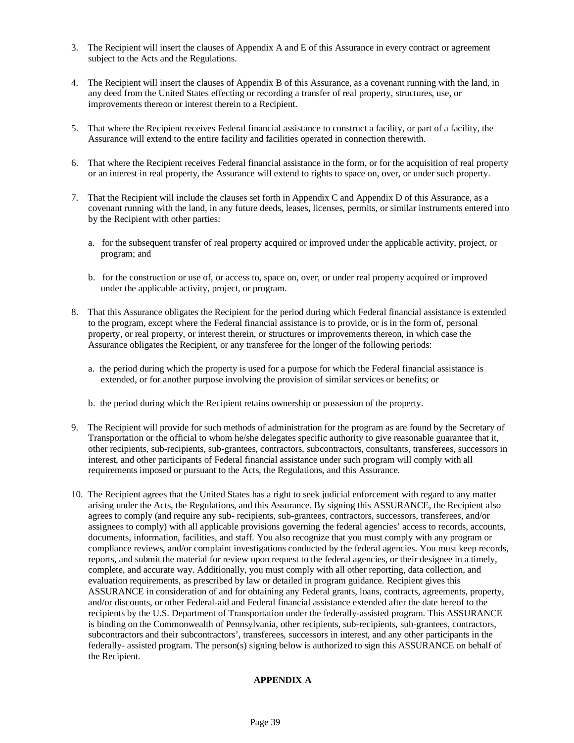3. The Recipient will insert the clauses of Appendix A and E of this Assurance in every contract or agreement subject to the Acts and the Regulations.

4. The Recipient will insert the clauses of Appendix B of this Assurance, as a covenant running with the land, in any deed from the United States effecting or recording a transfer of real property, structures, use, or improvements thereon or interest therein to a Recipient.

5. That where the Recipient receives Federal financial assistance to construct a facility, or part of a facility, the Assurance will extend to the entire facility and facilities operated in connection therewith.

6. That where the Recipient receives Federal financial assistance in the form, or for the acquisition of real property or an interest in real property, the Assurance will extend to rights to space on, over, or under such property.

7. That the Recipient will include the clauses set forth in Appendix C and Appendix D of this Assurance, as a covenant running with the land, in any future deeds, leases, licenses, permits, or similar instruments entered into by the Recipient with other parties:

   a. for the subsequent transfer of real property acquired or improved under the applicable activity, project, or program; and

   b. for the construction or use of, or access to, space on, over, or under real property acquired or improved under the applicable activity, project, or program.

8. That this Assurance obligates the Recipient for the period during which Federal financial assistance is extended to the program, except where the Federal financial assistance is to provide, or is in the form of, personal property, or real property, or interest therein, or structures or improvements thereon, in which case the Assurance obligates the Recipient, or any transferee for the longer of the following periods:

   a. the period during which the property is used for a purpose for which the Federal financial assistance is extended, or for another purpose involving the provision of similar services or benefits; or

   b. the period during which the Recipient retains ownership or possession of the property.

9. The Recipient will provide for such methods of administration for the program as are found by the Secretary of Transportation or the official to whom he/she delegates specific authority to give reasonable guarantee that it, other recipients, sub-recipients, sub-grantees, contractors, subcontractors, consultants, transferees, successors in interest, and other participants of Federal financial assistance under such program will comply with all requirements imposed or pursuant to the Acts, the Regulations, and this Assurance.

10. The Recipient agrees that the United States has a right to seek judicial enforcement with regard to any matter arising under the Acts, the Regulations, and this Assurance. By signing this ASSURANCE, the Recipient also agrees to comply (and require any sub- recipients, sub-grantees, contractors, successors, transferees, and/or assignees to comply) with all applicable provisions governing the federal agencies' access to records, accounts, documents, information, facilities, and staff. You also recognize that you must comply with any program or compliance reviews, and/or complaint investigations conducted by the federal agencies. You must keep records, reports, and submit the material for review upon request to the federal agencies, or their designee in a timely, complete, and accurate way. Additionally, you must comply with all other reporting, data collection, and evaluation requirements, as prescribed by law or detailed in program guidance. Recipient gives this ASSURANCE in consideration of and for obtaining any Federal grants, loans, contracts, agreements, property, and/or discounts, or other Federal-aid and Federal financial assistance extended after the date hereof to the recipients by the U.S. Department of Transportation under the federally-assisted program. This ASSURANCE is binding on the Commonwealth of Pennsylvania, other recipients, sub-recipients, sub-grantees, contractors, subcontractors and their subcontractors', transferees, successors in interest, and any other participants in the federally- assisted program. The person(s) signing below is authorized to sign this ASSURANCE on behalf of the Recipient.

**APPENDIX A**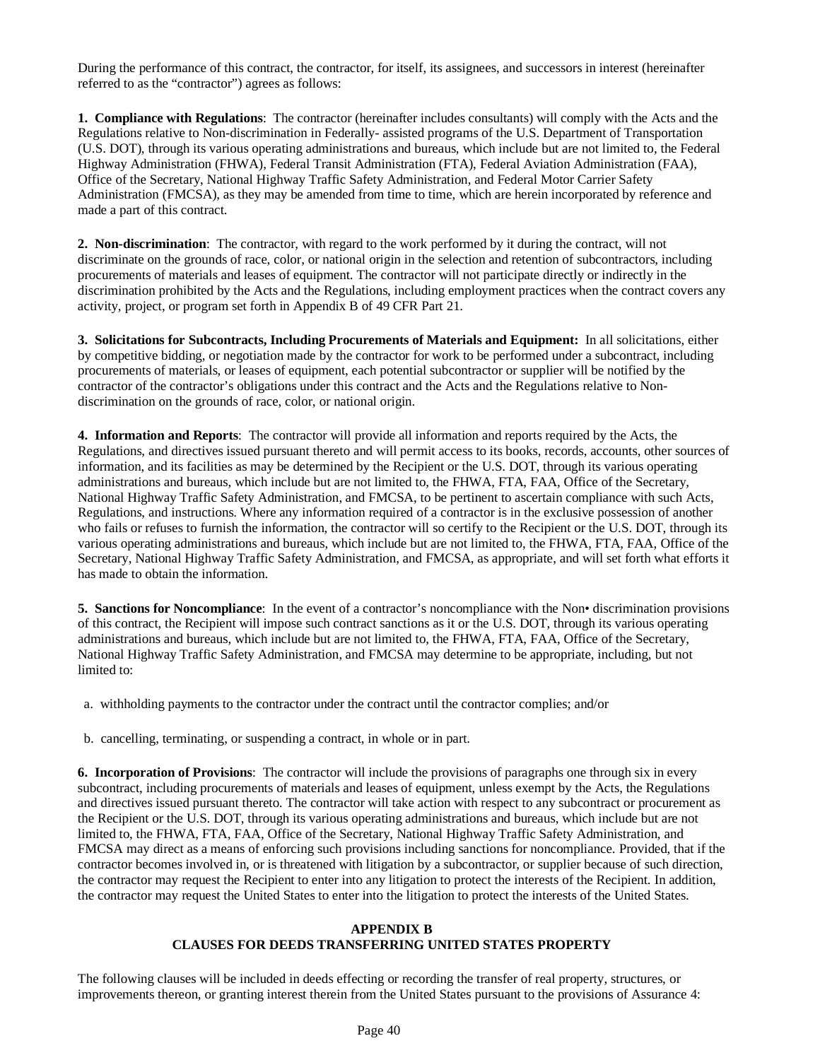During the performance of this contract, the contractor, for itself, its assignees, and successors in interest (hereinafter referred to as the "contractor") agrees as follows:

**1. Compliance with Regulations**: The contractor (hereinafter includes consultants) will comply with the Acts and the Regulations relative to Non-discrimination in Federally- assisted programs of the U.S. Department of Transportation (U.S. DOT), through its various operating administrations and bureaus, which include but are not limited to, the Federal Highway Administration (FHWA), Federal Transit Administration (FTA), Federal Aviation Administration (FAA), Office of the Secretary, National Highway Traffic Safety Administration, and Federal Motor Carrier Safety Administration (FMCSA), as they may be amended from time to time, which are herein incorporated by reference and made a part of this contract.

**2. Non-discrimination**: The contractor, with regard to the work performed by it during the contract, will not discriminate on the grounds of race, color, or national origin in the selection and retention of subcontractors, including procurements of materials and leases of equipment. The contractor will not participate directly or indirectly in the discrimination prohibited by the Acts and the Regulations, including employment practices when the contract covers any activity, project, or program set forth in Appendix B of 49 CFR Part 21.

**3. Solicitations for Subcontracts, Including Procurements of Materials and Equipment:** In all solicitations, either by competitive bidding, or negotiation made by the contractor for work to be performed under a subcontract, including procurements of materials, or leases of equipment, each potential subcontractor or supplier will be notified by the contractor of the contractor's obligations under this contract and the Acts and the Regulations relative to Non-discrimination on the grounds of race, color, or national origin.

**4. Information and Reports**: The contractor will provide all information and reports required by the Acts, the Regulations, and directives issued pursuant thereto and will permit access to its books, records, accounts, other sources of information, and its facilities as may be determined by the Recipient or the U.S. DOT, through its various operating administrations and bureaus, which include but are not limited to, the FHWA, FTA, FAA, Office of the Secretary, National Highway Traffic Safety Administration, and FMCSA, to be pertinent to ascertain compliance with such Acts, Regulations, and instructions. Where any information required of a contractor is in the exclusive possession of another who fails or refuses to furnish the information, the contractor will so certify to the Recipient or the U.S. DOT, through its various operating administrations and bureaus, which include but are not limited to, the FHWA, FTA, FAA, Office of the Secretary, National Highway Traffic Safety Administration, and FMCSA, as appropriate, and will set forth what efforts it has made to obtain the information.

**5. Sanctions for Noncompliance**: In the event of a contractor's noncompliance with the Non• discrimination provisions of this contract, the Recipient will impose such contract sanctions as it or the U.S. DOT, through its various operating administrations and bureaus, which include but are not limited to, the FHWA, FTA, FAA, Office of the Secretary, National Highway Traffic Safety Administration, and FMCSA may determine to be appropriate, including, but not limited to:

a. withholding payments to the contractor under the contract until the contractor complies; and/or

b. cancelling, terminating, or suspending a contract, in whole or in part.

**6. Incorporation of Provisions**: The contractor will include the provisions of paragraphs one through six in every subcontract, including procurements of materials and leases of equipment, unless exempt by the Acts, the Regulations and directives issued pursuant thereto. The contractor will take action with respect to any subcontract or procurement as the Recipient or the U.S. DOT, through its various operating administrations and bureaus, which include but are not limited to, the FHWA, FTA, FAA, Office of the Secretary, National Highway Traffic Safety Administration, and FMCSA may direct as a means of enforcing such provisions including sanctions for noncompliance. Provided, that if the contractor becomes involved in, or is threatened with litigation by a subcontractor, or supplier because of such direction, the contractor may request the Recipient to enter into any litigation to protect the interests of the Recipient. In addition, the contractor may request the United States to enter into the litigation to protect the interests of the United States.

## APPENDIX B
## CLAUSES FOR DEEDS TRANSFERRING UNITED STATES PROPERTY

The following clauses will be included in deeds effecting or recording the transfer of real property, structures, or improvements thereon, or granting interest therein from the United States pursuant to the provisions of Assurance 4: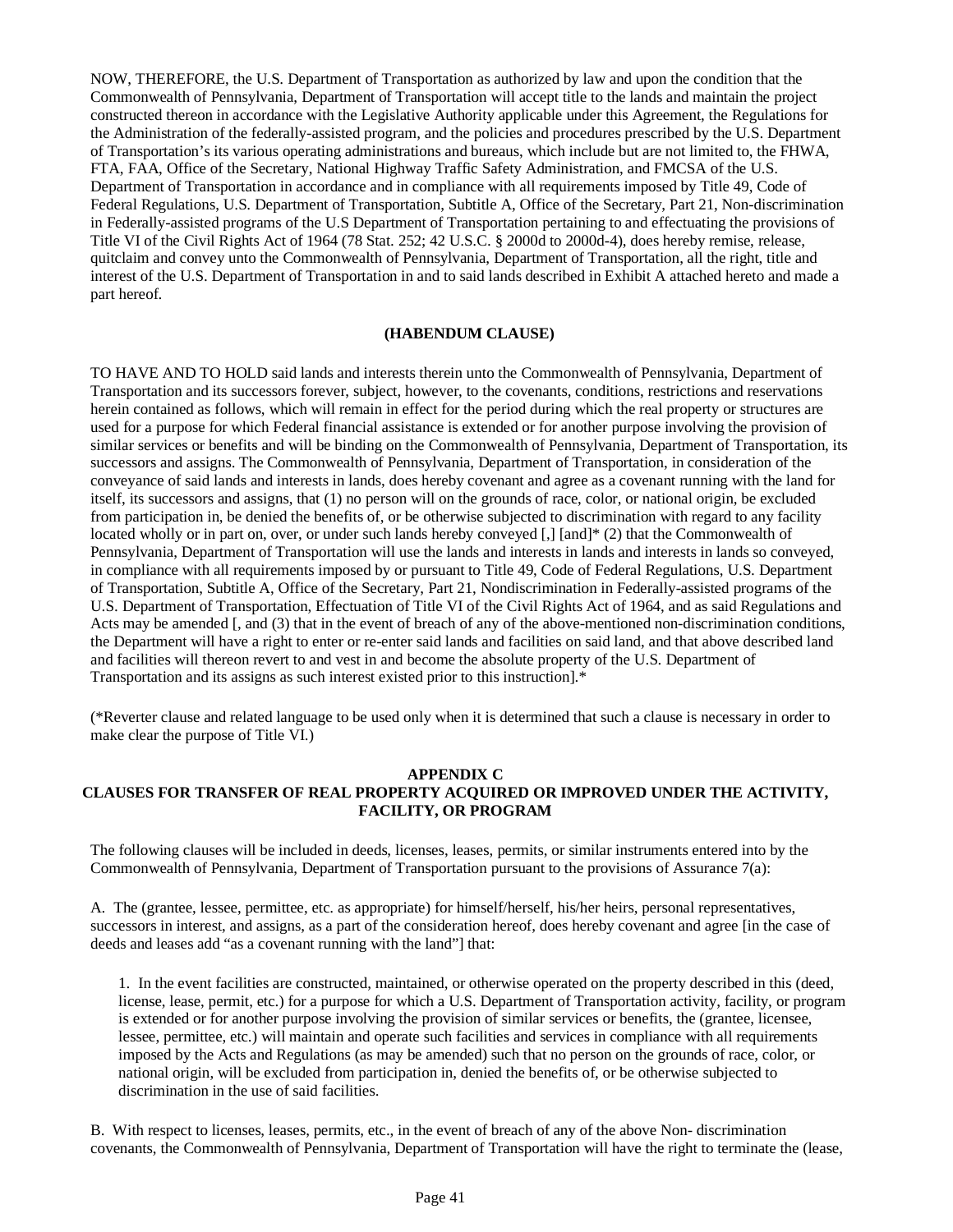NOW, THEREFORE, the U.S. Department of Transportation as authorized by law and upon the condition that the Commonwealth of Pennsylvania, Department of Transportation will accept title to the lands and maintain the project constructed thereon in accordance with the Legislative Authority applicable under this Agreement, the Regulations for the Administration of the federally-assisted program, and the policies and procedures prescribed by the U.S. Department of Transportation's its various operating administrations and bureaus, which include but are not limited to, the FHWA, FTA, FAA, Office of the Secretary, National Highway Traffic Safety Administration, and FMCSA of the U.S. Department of Transportation in accordance and in compliance with all requirements imposed by Title 49, Code of Federal Regulations, U.S. Department of Transportation, Subtitle A, Office of the Secretary, Part 21, Non-discrimination in Federally-assisted programs of the U.S Department of Transportation pertaining to and effectuating the provisions of Title VI of the Civil Rights Act of 1964 (78 Stat. 252; 42 U.S.C. § 2000d to 2000d-4), does hereby remise, release, quitclaim and convey unto the Commonwealth of Pennsylvania, Department of Transportation, all the right, title and interest of the U.S. Department of Transportation in and to said lands described in Exhibit A attached hereto and made a part hereof.

**(HABENDUM CLAUSE)**

TO HAVE AND TO HOLD said lands and interests therein unto the Commonwealth of Pennsylvania, Department of Transportation and its successors forever, subject, however, to the covenants, conditions, restrictions and reservations herein contained as follows, which will remain in effect for the period during which the real property or structures are used for a purpose for which Federal financial assistance is extended or for another purpose involving the provision of similar services or benefits and will be binding on the Commonwealth of Pennsylvania, Department of Transportation, its successors and assigns. The Commonwealth of Pennsylvania, Department of Transportation, in consideration of the conveyance of said lands and interests in lands, does hereby covenant and agree as a covenant running with the land for itself, its successors and assigns, that (1) no person will on the grounds of race, color, or national origin, be excluded from participation in, be denied the benefits of, or be otherwise subjected to discrimination with regard to any facility located wholly or in part on, over, or under such lands hereby conveyed [,] [and]* (2) that the Commonwealth of Pennsylvania, Department of Transportation will use the lands and interests in lands and interests in lands so conveyed, in compliance with all requirements imposed by or pursuant to Title 49, Code of Federal Regulations, U.S. Department of Transportation, Subtitle A, Office of the Secretary, Part 21, Nondiscrimination in Federally-assisted programs of the U.S. Department of Transportation, Effectuation of Title VI of the Civil Rights Act of 1964, and as said Regulations and Acts may be amended [, and (3) that in the event of breach of any of the above-mentioned non-discrimination conditions, the Department will have a right to enter or re-enter said lands and facilities on said land, and that above described land and facilities will thereon revert to and vest in and become the absolute property of the U.S. Department of Transportation and its assigns as such interest existed prior to this instruction].*

(*Reverter clause and related language to be used only when it is determined that such a clause is necessary in order to make clear the purpose of Title VI.)

## APPENDIX C
## CLAUSES FOR TRANSFER OF REAL PROPERTY ACQUIRED OR IMPROVED UNDER THE ACTIVITY, FACILITY, OR PROGRAM

The following clauses will be included in deeds, licenses, leases, permits, or similar instruments entered into by the Commonwealth of Pennsylvania, Department of Transportation pursuant to the provisions of Assurance 7(a):

A. The (grantee, lessee, permittee, etc. as appropriate) for himself/herself, his/her heirs, personal representatives, successors in interest, and assigns, as a part of the consideration hereof, does hereby covenant and agree [in the case of deeds and leases add "as a covenant running with the land"] that:

1. In the event facilities are constructed, maintained, or otherwise operated on the property described in this (deed, license, lease, permit, etc.) for a purpose for which a U.S. Department of Transportation activity, facility, or program is extended or for another purpose involving the provision of similar services or benefits, the (grantee, licensee, lessee, permittee, etc.) will maintain and operate such facilities and services in compliance with all requirements imposed by the Acts and Regulations (as may be amended) such that no person on the grounds of race, color, or national origin, will be excluded from participation in, denied the benefits of, or be otherwise subjected to discrimination in the use of said facilities.

B. With respect to licenses, leases, permits, etc., in the event of breach of any of the above Non- discrimination covenants, the Commonwealth of Pennsylvania, Department of Transportation will have the right to terminate the (lease,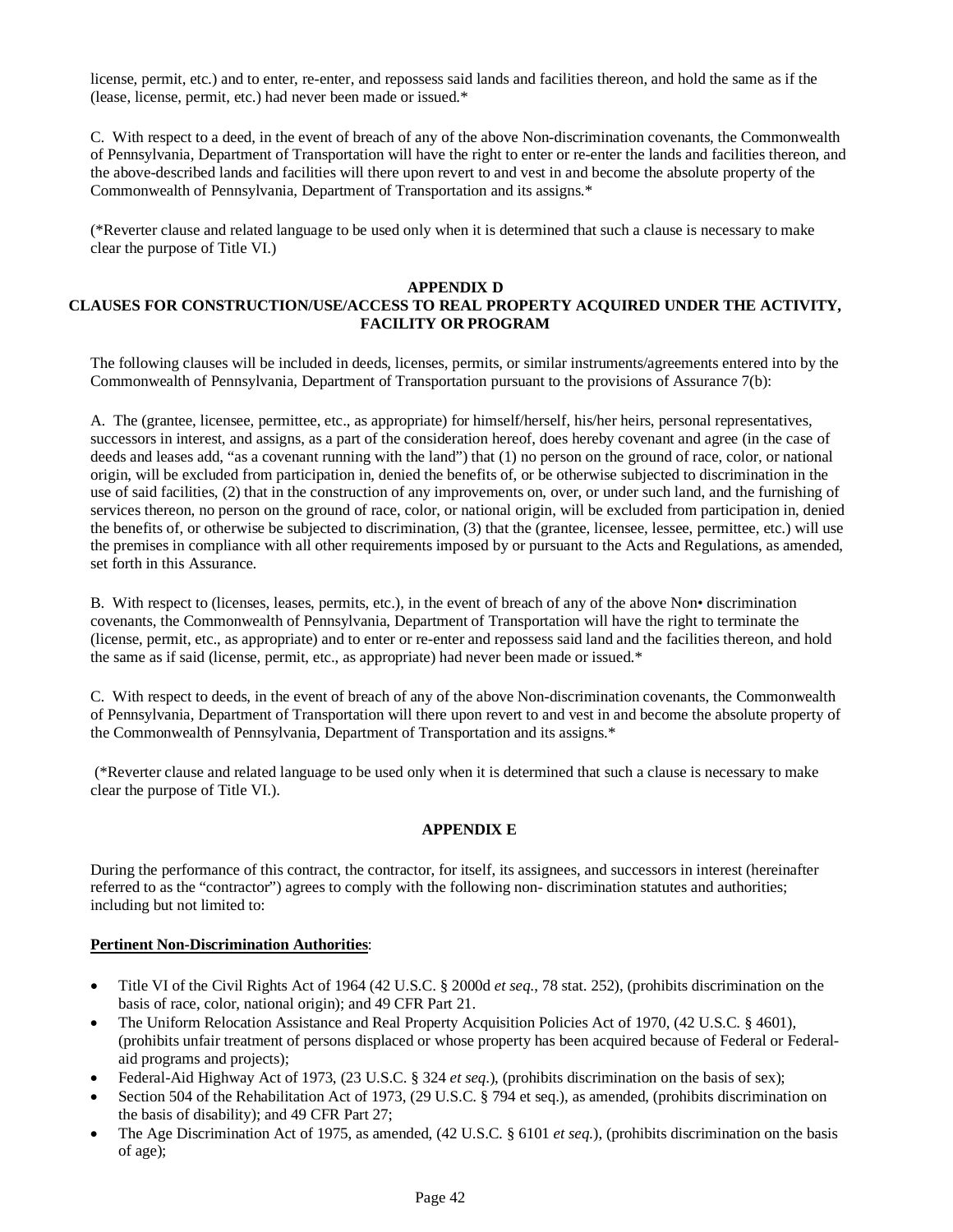license, permit, etc.) and to enter, re-enter, and repossess said lands and facilities thereon, and hold the same as if the (lease, license, permit, etc.) had never been made or issued.*

C. With respect to a deed, in the event of breach of any of the above Non-discrimination covenants, the Commonwealth of Pennsylvania, Department of Transportation will have the right to enter or re-enter the lands and facilities thereon, and the above-described lands and facilities will there upon revert to and vest in and become the absolute property of the Commonwealth of Pennsylvania, Department of Transportation and its assigns.*

(*Reverter clause and related language to be used only when it is determined that such a clause is necessary to make clear the purpose of Title VI.)

## APPENDIX D
## CLAUSES FOR CONSTRUCTION/USE/ACCESS TO REAL PROPERTY ACQUIRED UNDER THE ACTIVITY, FACILITY OR PROGRAM

The following clauses will be included in deeds, licenses, permits, or similar instruments/agreements entered into by the Commonwealth of Pennsylvania, Department of Transportation pursuant to the provisions of Assurance 7(b):

A. The (grantee, licensee, permittee, etc., as appropriate) for himself/herself, his/her heirs, personal representatives, successors in interest, and assigns, as a part of the consideration hereof, does hereby covenant and agree (in the case of deeds and leases add, "as a covenant running with the land") that (1) no person on the ground of race, color, or national origin, will be excluded from participation in, denied the benefits of, or be otherwise subjected to discrimination in the use of said facilities, (2) that in the construction of any improvements on, over, or under such land, and the furnishing of services thereon, no person on the ground of race, color, or national origin, will be excluded from participation in, denied the benefits of, or otherwise be subjected to discrimination, (3) that the (grantee, licensee, lessee, permittee, etc.) will use the premises in compliance with all other requirements imposed by or pursuant to the Acts and Regulations, as amended, set forth in this Assurance.

B. With respect to (licenses, leases, permits, etc.), in the event of breach of any of the above Non• discrimination covenants, the Commonwealth of Pennsylvania, Department of Transportation will have the right to terminate the (license, permit, etc., as appropriate) and to enter or re-enter and repossess said land and the facilities thereon, and hold the same as if said (license, permit, etc., as appropriate) had never been made or issued.*

C. With respect to deeds, in the event of breach of any of the above Non-discrimination covenants, the Commonwealth of Pennsylvania, Department of Transportation will there upon revert to and vest in and become the absolute property of the Commonwealth of Pennsylvania, Department of Transportation and its assigns.*

(*Reverter clause and related language to be used only when it is determined that such a clause is necessary to make clear the purpose of Title VI.).

## APPENDIX E

During the performance of this contract, the contractor, for itself, its assignees, and successors in interest (hereinafter referred to as the "contractor") agrees to comply with the following non- discrimination statutes and authorities; including but not limited to:

**Pertinent Non-Discrimination Authorities**:

- Title VI of the Civil Rights Act of 1964 (42 U.S.C. § 2000d *et seq.*, 78 stat. 252), (prohibits discrimination on the basis of race, color, national origin); and 49 CFR Part 21.
- The Uniform Relocation Assistance and Real Property Acquisition Policies Act of 1970, (42 U.S.C. § 4601), (prohibits unfair treatment of persons displaced or whose property has been acquired because of Federal or Federal-aid programs and projects);
- Federal-Aid Highway Act of 1973, (23 U.S.C. § 324 *et seq.*), (prohibits discrimination on the basis of sex);
- Section 504 of the Rehabilitation Act of 1973, (29 U.S.C. § 794 et seq.), as amended, (prohibits discrimination on the basis of disability); and 49 CFR Part 27;
- The Age Discrimination Act of 1975, as amended, (42 U.S.C. § 6101 *et seq.*), (prohibits discrimination on the basis of age);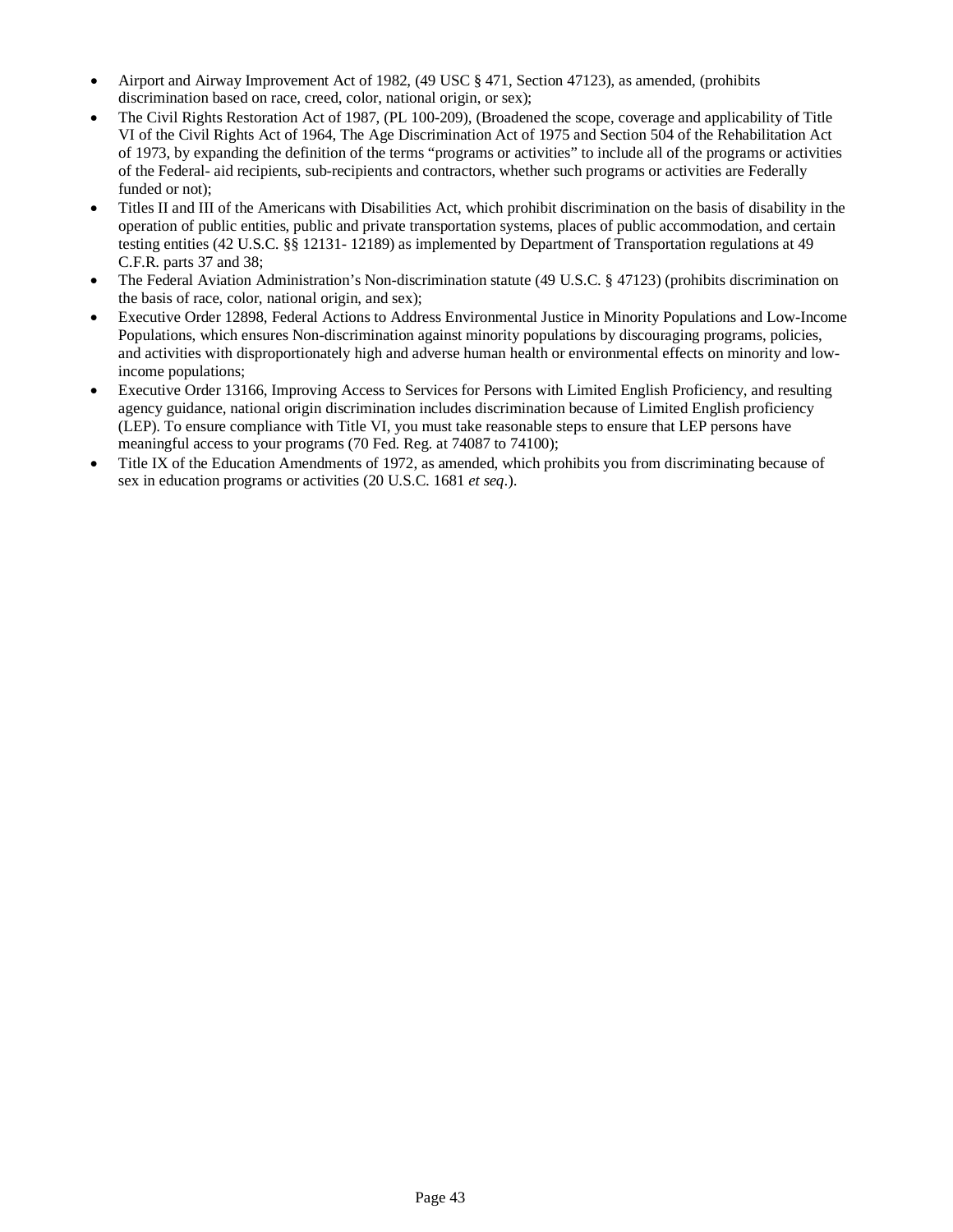- Airport and Airway Improvement Act of 1982, (49 USC § 471, Section 47123), as amended, (prohibits discrimination based on race, creed, color, national origin, or sex);
- The Civil Rights Restoration Act of 1987, (PL 100-209), (Broadened the scope, coverage and applicability of Title VI of the Civil Rights Act of 1964, The Age Discrimination Act of 1975 and Section 504 of the Rehabilitation Act of 1973, by expanding the definition of the terms "programs or activities" to include all of the programs or activities of the Federal- aid recipients, sub-recipients and contractors, whether such programs or activities are Federally funded or not);
- Titles II and III of the Americans with Disabilities Act, which prohibit discrimination on the basis of disability in the operation of public entities, public and private transportation systems, places of public accommodation, and certain testing entities (42 U.S.C. §§ 12131- 12189) as implemented by Department of Transportation regulations at 49 C.F.R. parts 37 and 38;
- The Federal Aviation Administration's Non-discrimination statute (49 U.S.C. § 47123) (prohibits discrimination on the basis of race, color, national origin, and sex);
- Executive Order 12898, Federal Actions to Address Environmental Justice in Minority Populations and Low-Income Populations, which ensures Non-discrimination against minority populations by discouraging programs, policies, and activities with disproportionately high and adverse human health or environmental effects on minority and low-income populations;
- Executive Order 13166, Improving Access to Services for Persons with Limited English Proficiency, and resulting agency guidance, national origin discrimination includes discrimination because of Limited English proficiency (LEP). To ensure compliance with Title VI, you must take reasonable steps to ensure that LEP persons have meaningful access to your programs (70 Fed. Reg. at 74087 to 74100);
- Title IX of the Education Amendments of 1972, as amended, which prohibits you from discriminating because of sex in education programs or activities (20 U.S.C. 1681 *et seq*.).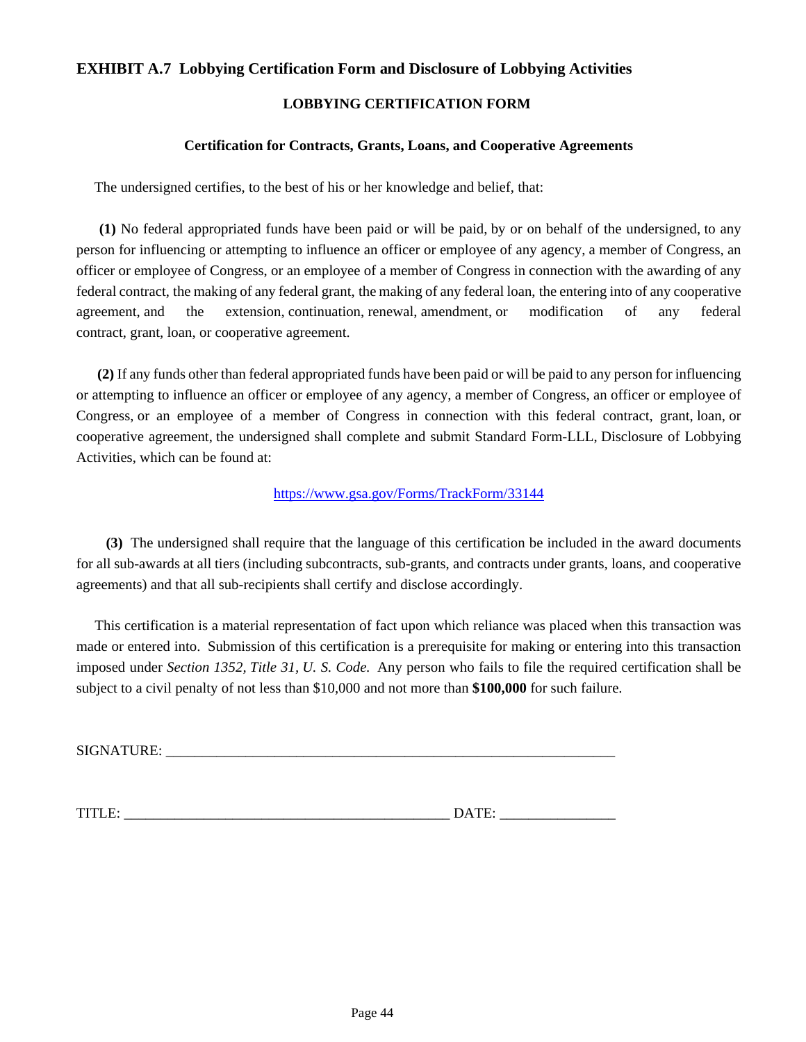## EXHIBIT A.7 Lobbying Certification Form and Disclosure of Lobbying Activities

### LOBBYING CERTIFICATION FORM

#### Certification for Contracts, Grants, Loans, and Cooperative Agreements

The undersigned certifies, to the best of his or her knowledge and belief, that:

**(1)** No federal appropriated funds have been paid or will be paid, by or on behalf of the undersigned, to any person for influencing or attempting to influence an officer or employee of any agency, a member of Congress, an officer or employee of Congress, or an employee of a member of Congress in connection with the awarding of any federal contract, the making of any federal grant, the making of any federal loan, the entering into of any cooperative agreement, and the extension, continuation, renewal, amendment, or modification of any federal contract, grant, loan, or cooperative agreement.

**(2)** If any funds other than federal appropriated funds have been paid or will be paid to any person for influencing or attempting to influence an officer or employee of any agency, a member of Congress, an officer or employee of Congress, or an employee of a member of Congress in connection with this federal contract, grant, loan, or cooperative agreement, the undersigned shall complete and submit Standard Form-LLL, Disclosure of Lobbying Activities, which can be found at:

https://www.gsa.gov/Forms/TrackForm/33144

**(3)** The undersigned shall require that the language of this certification be included in the award documents for all sub-awards at all tiers (including subcontracts, sub-grants, and contracts under grants, loans, and cooperative agreements) and that all sub-recipients shall certify and disclose accordingly.

This certification is a material representation of fact upon which reliance was placed when this transaction was made or entered into. Submission of this certification is a prerequisite for making or entering into this transaction imposed under *Section 1352, Title 31, U. S. Code.* Any person who fails to file the required certification shall be subject to a civil penalty of not less than $10,000 and not more than **$100,000** for such failure.

SIGNATURE: ________________________________________________________________

TITLE: ______________________________________________ DATE: ________________